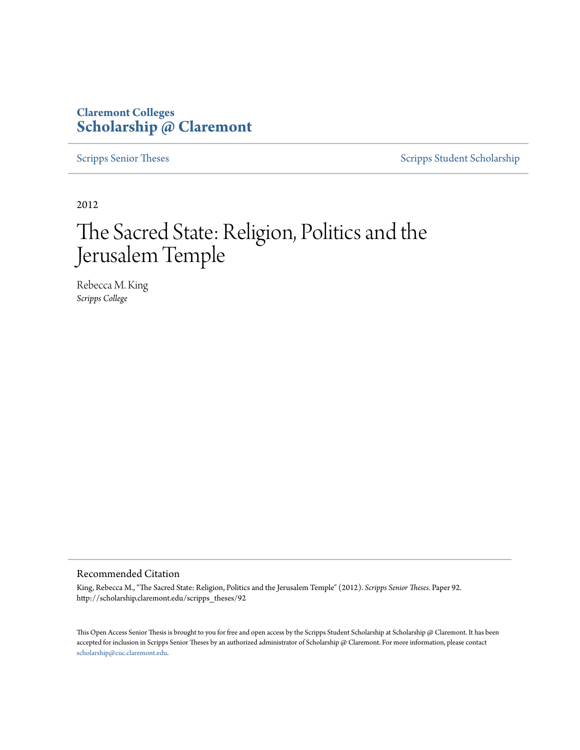**Claremont Colleges**
**Scholarship @ Claremont**

Scripps Senior Theses | Scripps Student Scholarship

2012

# The Sacred State: Religion, Politics and the Jerusalem Temple

Rebecca M. King
*Scripps College*

## Recommended Citation

King, Rebecca M., "The Sacred State: Religion, Politics and the Jerusalem Temple" (2012). *Scripps Senior Theses.* Paper 92.
http://scholarship.claremont.edu/scripps_theses/92

This Open Access Senior Thesis is brought to you for free and open access by the Scripps Student Scholarship at Scholarship @ Claremont. It has been accepted for inclusion in Scripps Senior Theses by an authorized administrator of Scholarship @ Claremont. For more information, please contact scholarship@cuc.claremont.edu.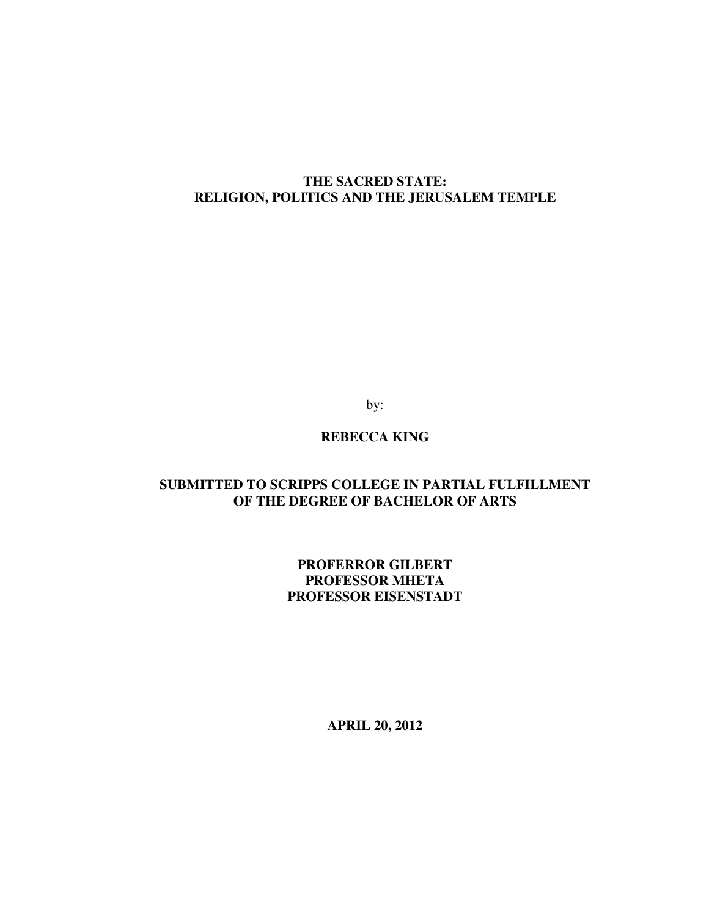# THE SACRED STATE:
# RELIGION, POLITICS AND THE JERUSALEM TEMPLE

by:

**REBECCA KING**

**SUBMITTED TO SCRIPPS COLLEGE IN PARTIAL FULFILLMENT OF THE DEGREE OF BACHELOR OF ARTS**

**PROFERROR GILBERT**
**PROFESSOR MHETA**
**PROFESSOR EISENSTADT**

**APRIL 20, 2012**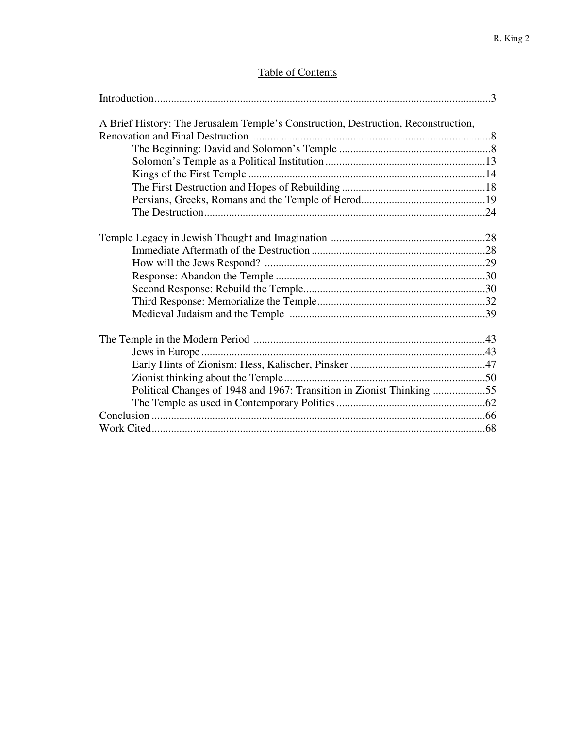## Table of Contents

Introduction....................................................................................................................3

A Brief History: The Jerusalem Temple's Construction, Destruction, Reconstruction, Renovation and Final Destruction .....................................................................................8

- The Beginning: David and Solomon's Temple .......................................................8
- Solomon's Temple as a Political Institution ..........................................................13
- Kings of the First Temple ......................................................................................14
- The First Destruction and Hopes of Rebuilding ....................................................18
- Persians, Greeks, Romans and the Temple of Herod.............................................19
- The Destruction......................................................................................................24

Temple Legacy in Jewish Thought and Imagination ........................................................28

- Immediate Aftermath of the Destruction ...............................................................28
- How will the Jews Respond? ................................................................................29
- Response: Abandon the Temple ............................................................................30
- Second Response: Rebuild the Temple..................................................................30
- Third Response: Memorialize the Temple.............................................................32
- Medieval Judaism and the Temple .......................................................................39

The Temple in the Modern Period ....................................................................................43

- Jews in Europe .......................................................................................................43
- Early Hints of Zionism: Hess, Kalischer, Pinsker .................................................47
- Zionist thinking about the Temple.........................................................................50
- Political Changes of 1948 and 1967: Transition in Zionist Thinking ...................55
- The Temple as used in Contemporary Politics ......................................................62

Conclusion ........................................................................................................................66

Work Cited........................................................................................................................68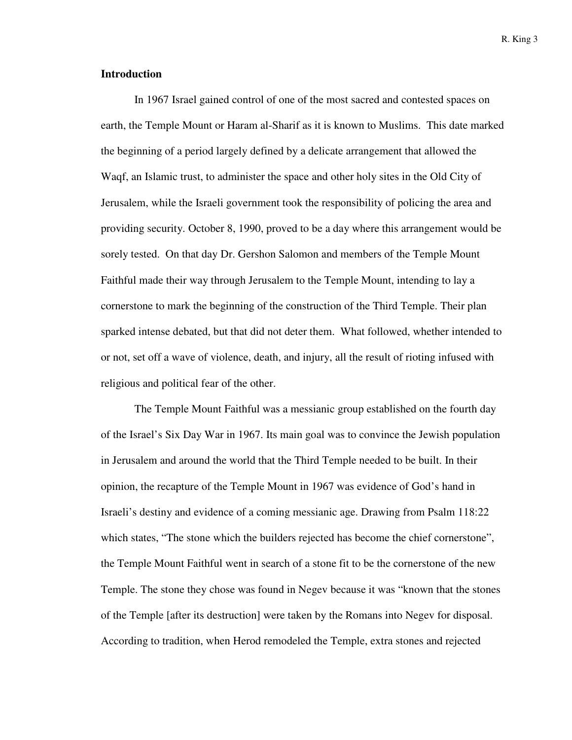## Introduction

In 1967 Israel gained control of one of the most sacred and contested spaces on earth, the Temple Mount or Haram al-Sharif as it is known to Muslims. This date marked the beginning of a period largely defined by a delicate arrangement that allowed the Waqf, an Islamic trust, to administer the space and other holy sites in the Old City of Jerusalem, while the Israeli government took the responsibility of policing the area and providing security. October 8, 1990, proved to be a day where this arrangement would be sorely tested. On that day Dr. Gershon Salomon and members of the Temple Mount Faithful made their way through Jerusalem to the Temple Mount, intending to lay a cornerstone to mark the beginning of the construction of the Third Temple. Their plan sparked intense debated, but that did not deter them. What followed, whether intended to or not, set off a wave of violence, death, and injury, all the result of rioting infused with religious and political fear of the other.

The Temple Mount Faithful was a messianic group established on the fourth day of the Israel's Six Day War in 1967. Its main goal was to convince the Jewish population in Jerusalem and around the world that the Third Temple needed to be built. In their opinion, the recapture of the Temple Mount in 1967 was evidence of God's hand in Israeli's destiny and evidence of a coming messianic age. Drawing from Psalm 118:22 which states, "The stone which the builders rejected has become the chief cornerstone", the Temple Mount Faithful went in search of a stone fit to be the cornerstone of the new Temple. The stone they chose was found in Negev because it was "known that the stones of the Temple [after its destruction] were taken by the Romans into Negev for disposal. According to tradition, when Herod remodeled the Temple, extra stones and rejected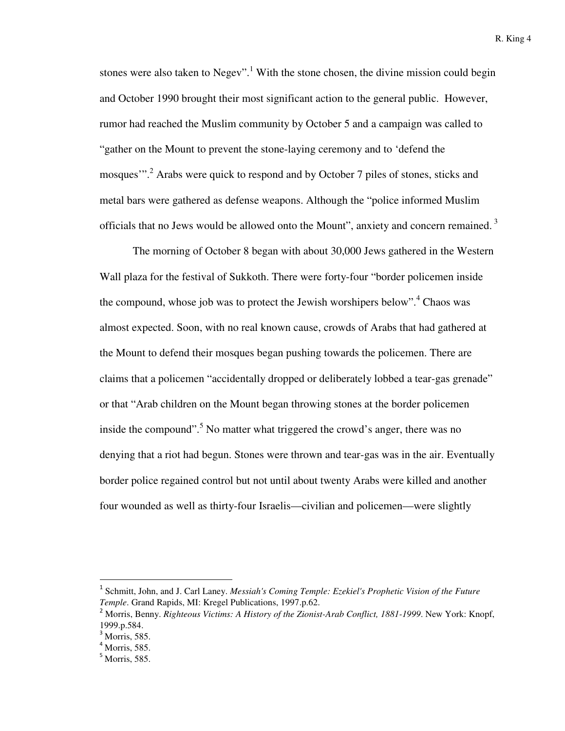stones were also taken to Negev".[1] With the stone chosen, the divine mission could begin and October 1990 brought their most significant action to the general public. However, rumor had reached the Muslim community by October 5 and a campaign was called to "gather on the Mount to prevent the stone-laying ceremony and to 'defend the mosques'".[2] Arabs were quick to respond and by October 7 piles of stones, sticks and metal bars were gathered as defense weapons. Although the "police informed Muslim officials that no Jews would be allowed onto the Mount", anxiety and concern remained.[3]

The morning of October 8 began with about 30,000 Jews gathered in the Western Wall plaza for the festival of Sukkoth. There were forty-four "border policemen inside the compound, whose job was to protect the Jewish worshipers below".[4] Chaos was almost expected. Soon, with no real known cause, crowds of Arabs that had gathered at the Mount to defend their mosques began pushing towards the policemen. There are claims that a policemen "accidentally dropped or deliberately lobbed a tear-gas grenade" or that "Arab children on the Mount began throwing stones at the border policemen inside the compound".[5] No matter what triggered the crowd's anger, there was no denying that a riot had begun. Stones were thrown and tear-gas was in the air. Eventually border police regained control but not until about twenty Arabs were killed and another four wounded as well as thirty-four Israelis—civilian and policemen—were slightly

---

[1] Schmitt, John, and J. Carl Laney. *Messiah's Coming Temple: Ezekiel's Prophetic Vision of the Future Temple*. Grand Rapids, MI: Kregel Publications, 1997.p.62.

[2] Morris, Benny. *Righteous Victims: A History of the Zionist-Arab Conflict, 1881-1999*. New York: Knopf, 1999.p.584.

[3] Morris, 585.

[4] Morris, 585.

[5] Morris, 585.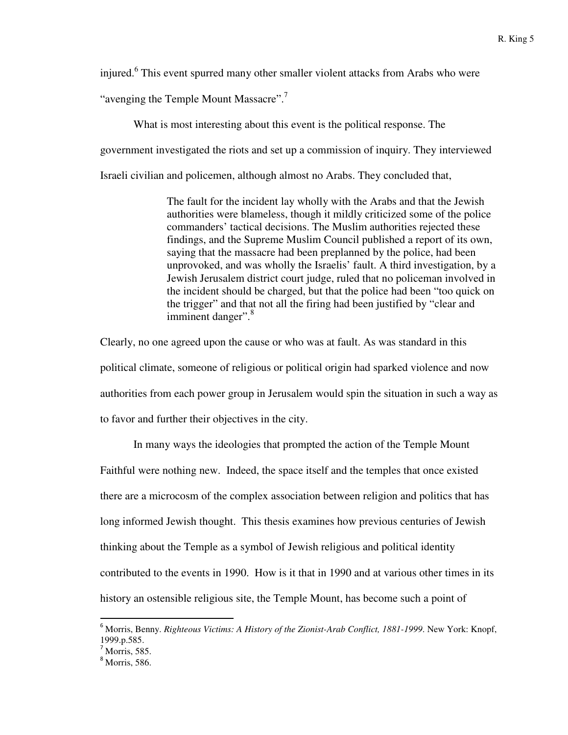injured.[6] This event spurred many other smaller violent attacks from Arabs who were "avenging the Temple Mount Massacre".[7]

What is most interesting about this event is the political response. The government investigated the riots and set up a commission of inquiry. They interviewed Israeli civilian and policemen, although almost no Arabs. They concluded that,

> The fault for the incident lay wholly with the Arabs and that the Jewish authorities were blameless, though it mildly criticized some of the police commanders' tactical decisions. The Muslim authorities rejected these findings, and the Supreme Muslim Council published a report of its own, saying that the massacre had been preplanned by the police, had been unprovoked, and was wholly the Israelis' fault. A third investigation, by a Jewish Jerusalem district court judge, ruled that no policeman involved in the incident should be charged, but that the police had been "too quick on the trigger" and that not all the firing had been justified by "clear and imminent danger".[8]

Clearly, no one agreed upon the cause or who was at fault. As was standard in this political climate, someone of religious or political origin had sparked violence and now authorities from each power group in Jerusalem would spin the situation in such a way as to favor and further their objectives in the city.

In many ways the ideologies that prompted the action of the Temple Mount Faithful were nothing new. Indeed, the space itself and the temples that once existed there are a microcosm of the complex association between religion and politics that has long informed Jewish thought. This thesis examines how previous centuries of Jewish thinking about the Temple as a symbol of Jewish religious and political identity contributed to the events in 1990. How is it that in 1990 and at various other times in its history an ostensible religious site, the Temple Mount, has become such a point of

---

[6] Morris, Benny. *Righteous Victims: A History of the Zionist-Arab Conflict, 1881-1999*. New York: Knopf, 1999.p.585.

[7] Morris, 585.

[8] Morris, 586.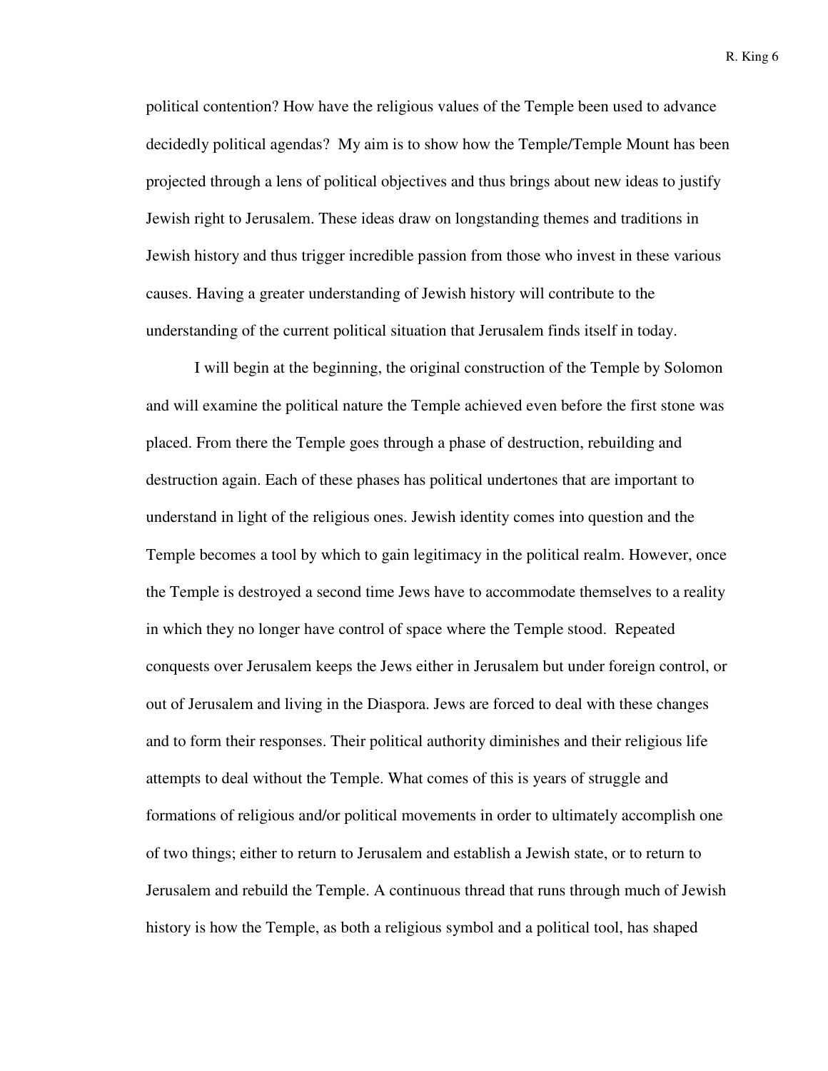political contention? How have the religious values of the Temple been used to advance decidedly political agendas? My aim is to show how the Temple/Temple Mount has been projected through a lens of political objectives and thus brings about new ideas to justify Jewish right to Jerusalem. These ideas draw on longstanding themes and traditions in Jewish history and thus trigger incredible passion from those who invest in these various causes. Having a greater understanding of Jewish history will contribute to the understanding of the current political situation that Jerusalem finds itself in today.

I will begin at the beginning, the original construction of the Temple by Solomon and will examine the political nature the Temple achieved even before the first stone was placed. From there the Temple goes through a phase of destruction, rebuilding and destruction again. Each of these phases has political undertones that are important to understand in light of the religious ones. Jewish identity comes into question and the Temple becomes a tool by which to gain legitimacy in the political realm. However, once the Temple is destroyed a second time Jews have to accommodate themselves to a reality in which they no longer have control of space where the Temple stood. Repeated conquests over Jerusalem keeps the Jews either in Jerusalem but under foreign control, or out of Jerusalem and living in the Diaspora. Jews are forced to deal with these changes and to form their responses. Their political authority diminishes and their religious life attempts to deal without the Temple. What comes of this is years of struggle and formations of religious and/or political movements in order to ultimately accomplish one of two things; either to return to Jerusalem and establish a Jewish state, or to return to Jerusalem and rebuild the Temple. A continuous thread that runs through much of Jewish history is how the Temple, as both a religious symbol and a political tool, has shaped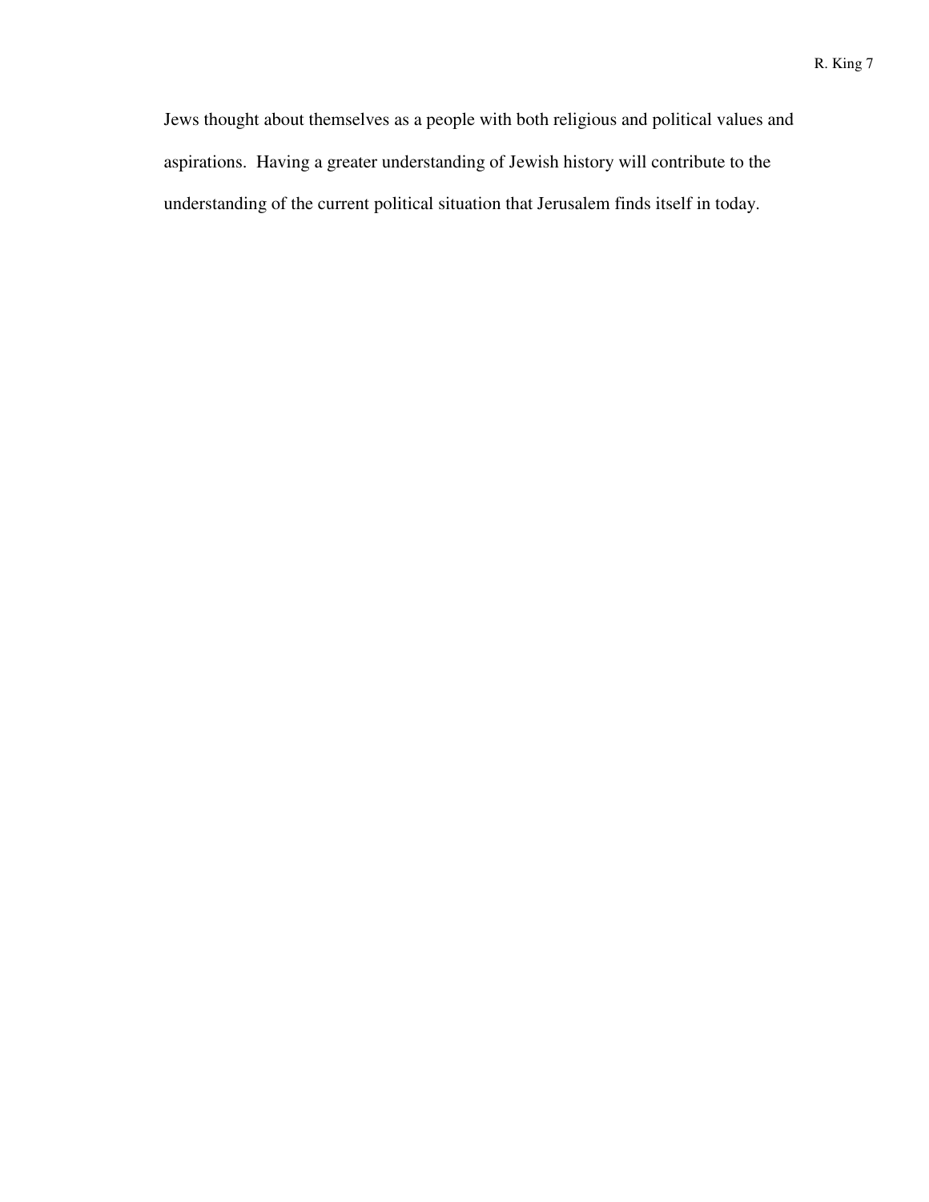Jews thought about themselves as a people with both religious and political values and aspirations. Having a greater understanding of Jewish history will contribute to the understanding of the current political situation that Jerusalem finds itself in today.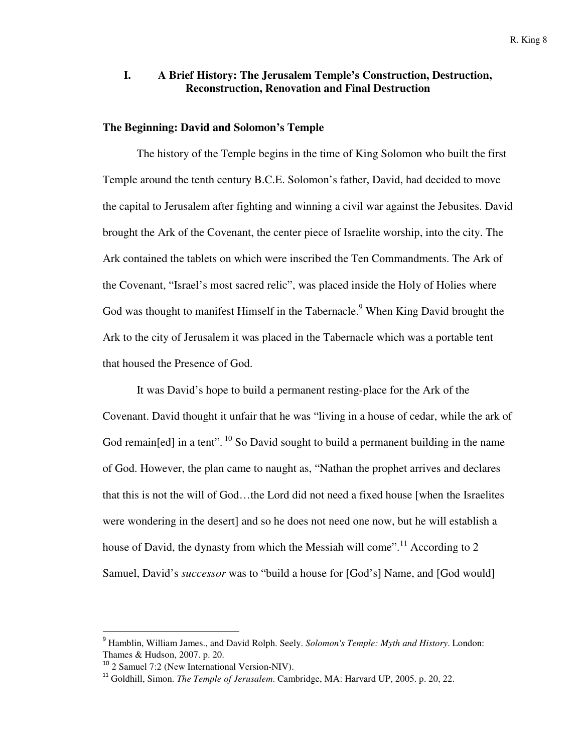## I. A Brief History: The Jerusalem Temple's Construction, Destruction, Reconstruction, Renovation and Final Destruction

### The Beginning: David and Solomon's Temple

The history of the Temple begins in the time of King Solomon who built the first Temple around the tenth century B.C.E. Solomon's father, David, had decided to move the capital to Jerusalem after fighting and winning a civil war against the Jebusites. David brought the Ark of the Covenant, the center piece of Israelite worship, into the city. The Ark contained the tablets on which were inscribed the Ten Commandments. The Ark of the Covenant, "Israel's most sacred relic", was placed inside the Holy of Holies where God was thought to manifest Himself in the Tabernacle.[9] When King David brought the Ark to the city of Jerusalem it was placed in the Tabernacle which was a portable tent that housed the Presence of God.

It was David's hope to build a permanent resting-place for the Ark of the Covenant. David thought it unfair that he was "living in a house of cedar, while the ark of God remain[ed] in a tent". [10] So David sought to build a permanent building in the name of God. However, the plan came to naught as, "Nathan the prophet arrives and declares that this is not the will of God…the Lord did not need a fixed house [when the Israelites were wondering in the desert] and so he does not need one now, but he will establish a house of David, the dynasty from which the Messiah will come".[11] According to 2 Samuel, David's *successor* was to "build a house for [God's] Name, and [God would]

---

[9] Hamblin, William James., and David Rolph. Seely. *Solomon's Temple: Myth and History*. London: Thames & Hudson, 2007. p. 20.

[10] 2 Samuel 7:2 (New International Version-NIV).

[11] Goldhill, Simon. *The Temple of Jerusalem*. Cambridge, MA: Harvard UP, 2005. p. 20, 22.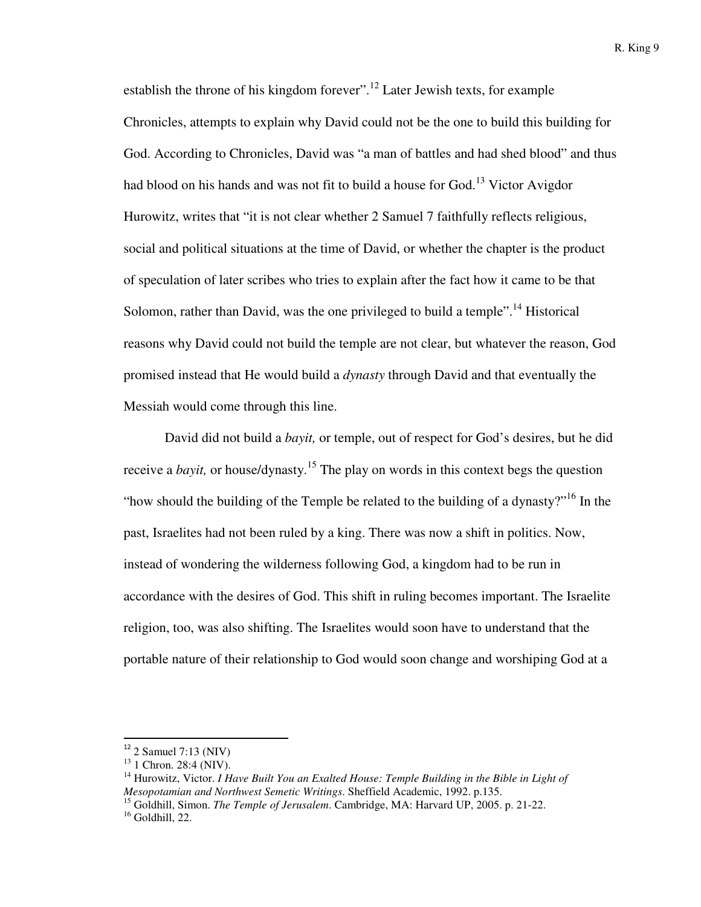establish the throne of his kingdom forever".[12] Later Jewish texts, for example Chronicles, attempts to explain why David could not be the one to build this building for God. According to Chronicles, David was "a man of battles and had shed blood" and thus had blood on his hands and was not fit to build a house for God.[13] Victor Avigdor Hurowitz, writes that "it is not clear whether 2 Samuel 7 faithfully reflects religious, social and political situations at the time of David, or whether the chapter is the product of speculation of later scribes who tries to explain after the fact how it came to be that Solomon, rather than David, was the one privileged to build a temple".[14] Historical reasons why David could not build the temple are not clear, but whatever the reason, God promised instead that He would build a *dynasty* through David and that eventually the Messiah would come through this line.

David did not build a *bayit,* or temple, out of respect for God's desires, but he did receive a *bayit,* or house/dynasty.[15] The play on words in this context begs the question "how should the building of the Temple be related to the building of a dynasty?"[16] In the past, Israelites had not been ruled by a king. There was now a shift in politics. Now, instead of wondering the wilderness following God, a kingdom had to be run in accordance with the desires of God. This shift in ruling becomes important. The Israelite religion, too, was also shifting. The Israelites would soon have to understand that the portable nature of their relationship to God would soon change and worshiping God at a

---

[12] 2 Samuel 7:13 (NIV)

[13] 1 Chron. 28:4 (NIV).

[14] Hurowitz, Victor. *I Have Built You an Exalted House: Temple Building in the Bible in Light of Mesopotamian and Northwest Semetic Writings*. Sheffield Academic, 1992. p.135.

[15] Goldhill, Simon. *The Temple of Jerusalem*. Cambridge, MA: Harvard UP, 2005. p. 21-22.

[16] Goldhill, 22.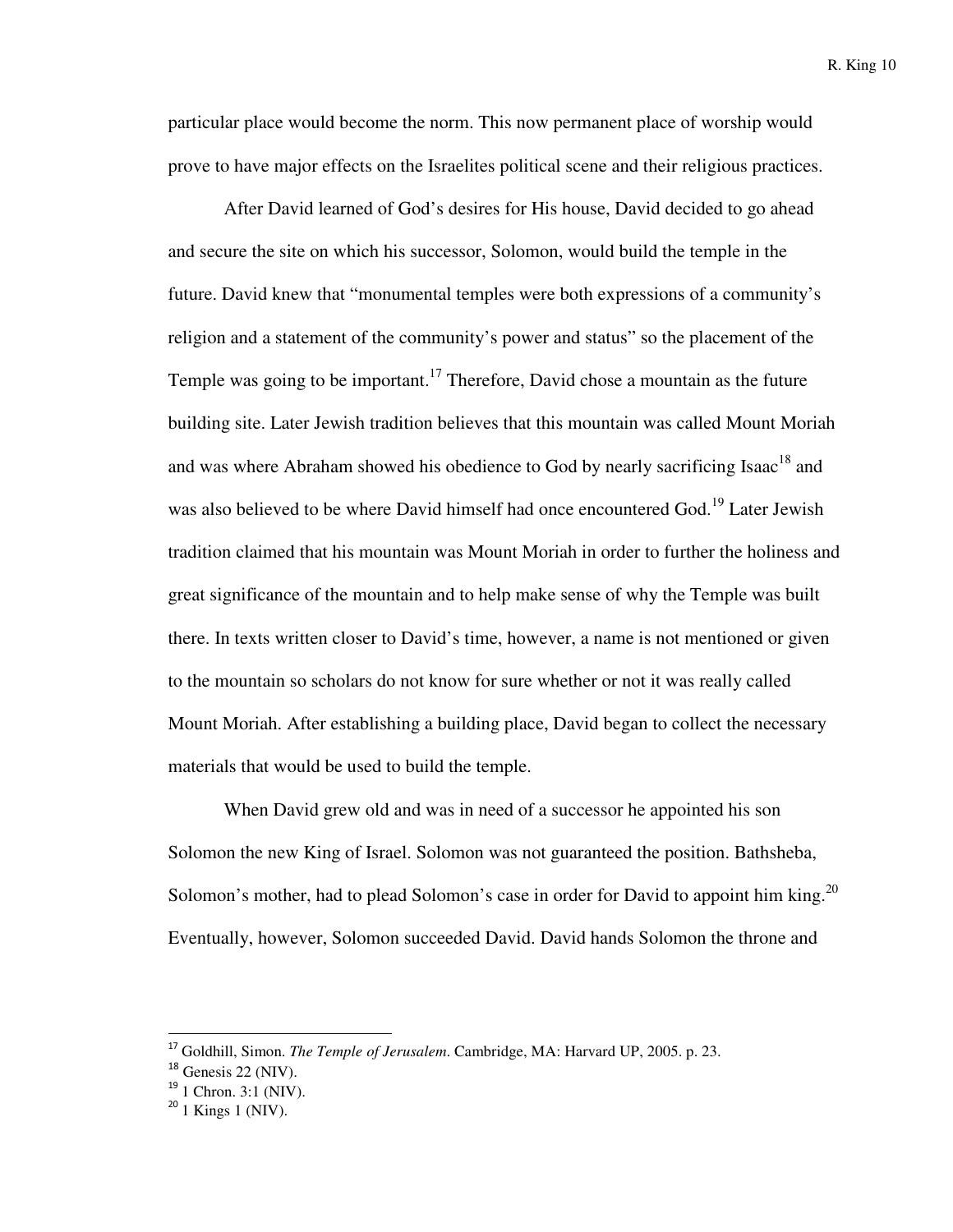particular place would become the norm. This now permanent place of worship would prove to have major effects on the Israelites political scene and their religious practices.

After David learned of God's desires for His house, David decided to go ahead and secure the site on which his successor, Solomon, would build the temple in the future. David knew that "monumental temples were both expressions of a community's religion and a statement of the community's power and status" so the placement of the Temple was going to be important.[17] Therefore, David chose a mountain as the future building site. Later Jewish tradition believes that this mountain was called Mount Moriah and was where Abraham showed his obedience to God by nearly sacrificing Isaac[18] and was also believed to be where David himself had once encountered God.[19] Later Jewish tradition claimed that his mountain was Mount Moriah in order to further the holiness and great significance of the mountain and to help make sense of why the Temple was built there. In texts written closer to David's time, however, a name is not mentioned or given to the mountain so scholars do not know for sure whether or not it was really called Mount Moriah. After establishing a building place, David began to collect the necessary materials that would be used to build the temple.

When David grew old and was in need of a successor he appointed his son Solomon the new King of Israel. Solomon was not guaranteed the position. Bathsheba, Solomon's mother, had to plead Solomon's case in order for David to appoint him king.[20] Eventually, however, Solomon succeeded David. David hands Solomon the throne and

---

[17] Goldhill, Simon. *The Temple of Jerusalem*. Cambridge, MA: Harvard UP, 2005. p. 23.

[18] Genesis 22 (NIV).

[19] 1 Chron. 3:1 (NIV).

[20] 1 Kings 1 (NIV).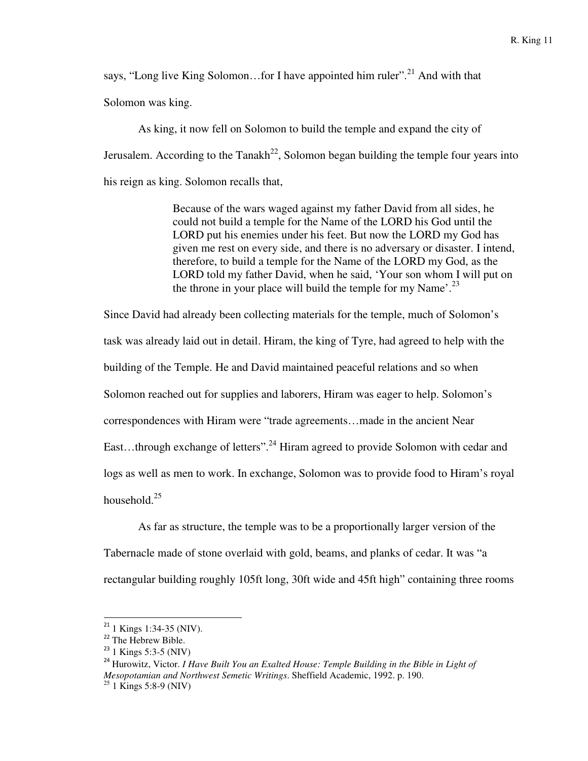says, "Long live King Solomon…for I have appointed him ruler".[21] And with that Solomon was king.

As king, it now fell on Solomon to build the temple and expand the city of Jerusalem. According to the Tanakh[22], Solomon began building the temple four years into his reign as king. Solomon recalls that,

> Because of the wars waged against my father David from all sides, he could not build a temple for the Name of the LORD his God until the LORD put his enemies under his feet. But now the LORD my God has given me rest on every side, and there is no adversary or disaster. I intend, therefore, to build a temple for the Name of the LORD my God, as the LORD told my father David, when he said, 'Your son whom I will put on the throne in your place will build the temple for my Name'.[23]

Since David had already been collecting materials for the temple, much of Solomon's task was already laid out in detail. Hiram, the king of Tyre, had agreed to help with the building of the Temple. He and David maintained peaceful relations and so when Solomon reached out for supplies and laborers, Hiram was eager to help. Solomon's correspondences with Hiram were "trade agreements…made in the ancient Near East…through exchange of letters".[24] Hiram agreed to provide Solomon with cedar and logs as well as men to work. In exchange, Solomon was to provide food to Hiram's royal household.[25]

As far as structure, the temple was to be a proportionally larger version of the Tabernacle made of stone overlaid with gold, beams, and planks of cedar. It was "a rectangular building roughly 105ft long, 30ft wide and 45ft high" containing three rooms

---

[21] 1 Kings 1:34-35 (NIV).
[22] The Hebrew Bible.
[23] 1 Kings 5:3-5 (NIV)
[24] Hurowitz, Victor. *I Have Built You an Exalted House: Temple Building in the Bible in Light of Mesopotamian and Northwest Semetic Writings*. Sheffield Academic, 1992. p. 190.
[25] 1 Kings 5:8-9 (NIV)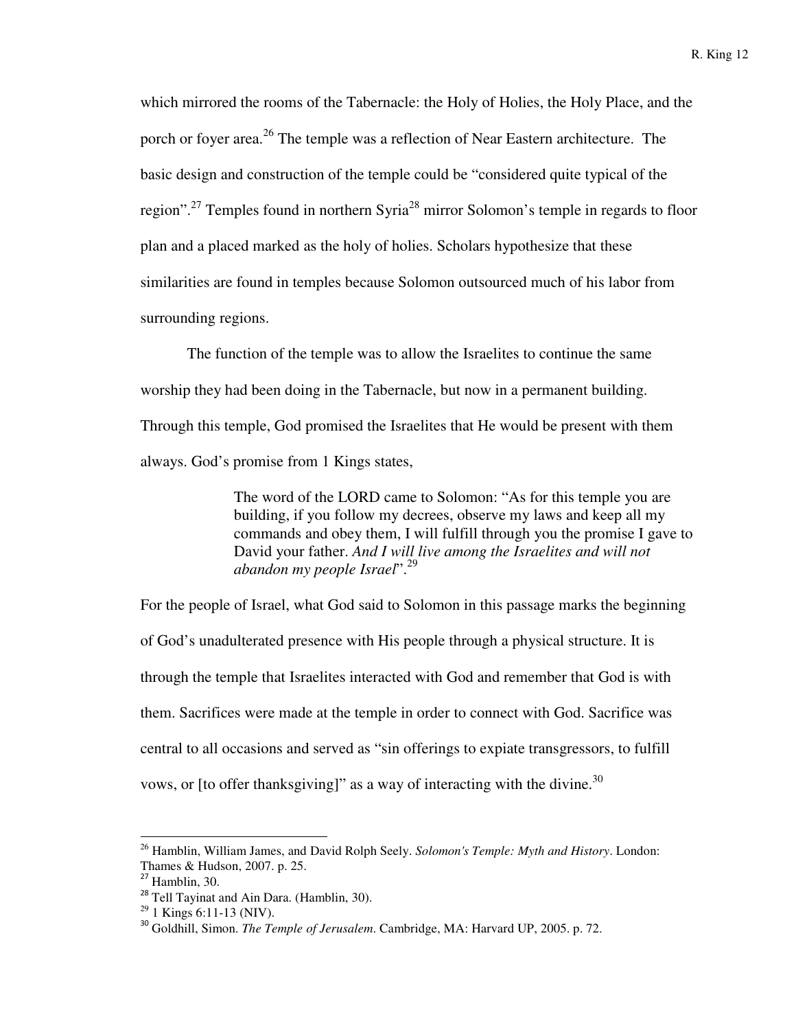which mirrored the rooms of the Tabernacle: the Holy of Holies, the Holy Place, and the porch or foyer area.[26] The temple was a reflection of Near Eastern architecture. The basic design and construction of the temple could be "considered quite typical of the region".[27] Temples found in northern Syria[28] mirror Solomon's temple in regards to floor plan and a placed marked as the holy of holies. Scholars hypothesize that these similarities are found in temples because Solomon outsourced much of his labor from surrounding regions.

The function of the temple was to allow the Israelites to continue the same worship they had been doing in the Tabernacle, but now in a permanent building. Through this temple, God promised the Israelites that He would be present with them always. God's promise from 1 Kings states,

> The word of the LORD came to Solomon: "As for this temple you are building, if you follow my decrees, observe my laws and keep all my commands and obey them, I will fulfill through you the promise I gave to David your father. *And I will live among the Israelites and will not abandon my people Israel*".[29]

For the people of Israel, what God said to Solomon in this passage marks the beginning of God's unadulterated presence with His people through a physical structure. It is through the temple that Israelites interacted with God and remember that God is with them. Sacrifices were made at the temple in order to connect with God. Sacrifice was central to all occasions and served as "sin offerings to expiate transgressors, to fulfill vows, or [to offer thanksgiving]" as a way of interacting with the divine.[30]

---

[26] Hamblin, William James, and David Rolph Seely. *Solomon's Temple: Myth and History*. London: Thames & Hudson, 2007. p. 25.

[27] Hamblin, 30.

[28] Tell Tayinat and Ain Dara. (Hamblin, 30).

[29] 1 Kings 6:11-13 (NIV).

[30] Goldhill, Simon. *The Temple of Jerusalem*. Cambridge, MA: Harvard UP, 2005. p. 72.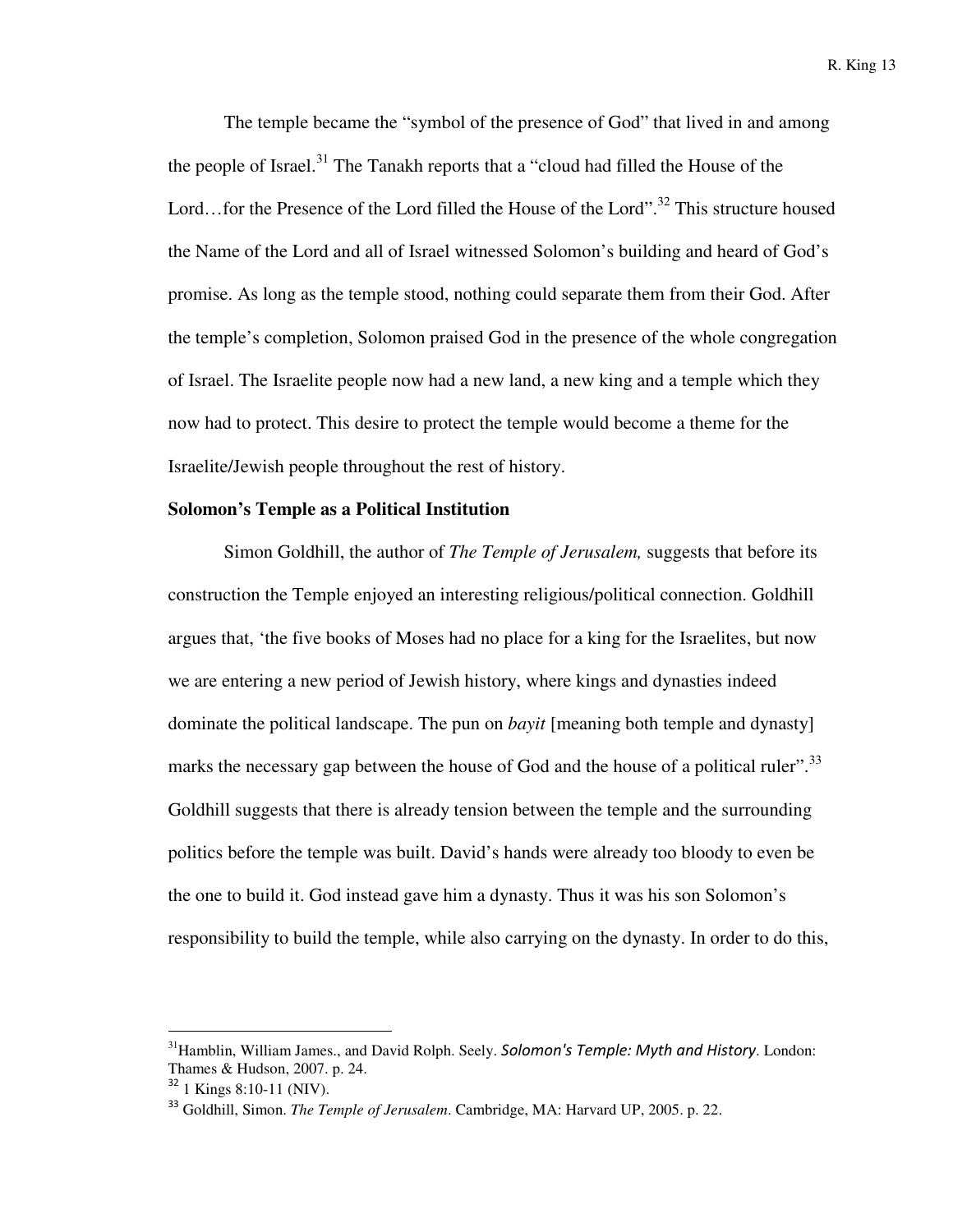The temple became the "symbol of the presence of God" that lived in and among the people of Israel.[31] The Tanakh reports that a "cloud had filled the House of the Lord…for the Presence of the Lord filled the House of the Lord".[32] This structure housed the Name of the Lord and all of Israel witnessed Solomon's building and heard of God's promise. As long as the temple stood, nothing could separate them from their God. After the temple's completion, Solomon praised God in the presence of the whole congregation of Israel. The Israelite people now had a new land, a new king and a temple which they now had to protect. This desire to protect the temple would become a theme for the Israelite/Jewish people throughout the rest of history.

**Solomon's Temple as a Political Institution**

Simon Goldhill, the author of *The Temple of Jerusalem,* suggests that before its construction the Temple enjoyed an interesting religious/political connection. Goldhill argues that, 'the five books of Moses had no place for a king for the Israelites, but now we are entering a new period of Jewish history, where kings and dynasties indeed dominate the political landscape. The pun on *bayit* [meaning both temple and dynasty] marks the necessary gap between the house of God and the house of a political ruler".[33] Goldhill suggests that there is already tension between the temple and the surrounding politics before the temple was built. David's hands were already too bloody to even be the one to build it. God instead gave him a dynasty. Thus it was his son Solomon's responsibility to build the temple, while also carrying on the dynasty. In order to do this,

---

[31] Hamblin, William James., and David Rolph. Seely. *Solomon's Temple: Myth and History*. London: Thames & Hudson, 2007. p. 24.

[32] 1 Kings 8:10-11 (NIV).

[33] Goldhill, Simon. *The Temple of Jerusalem*. Cambridge, MA: Harvard UP, 2005. p. 22.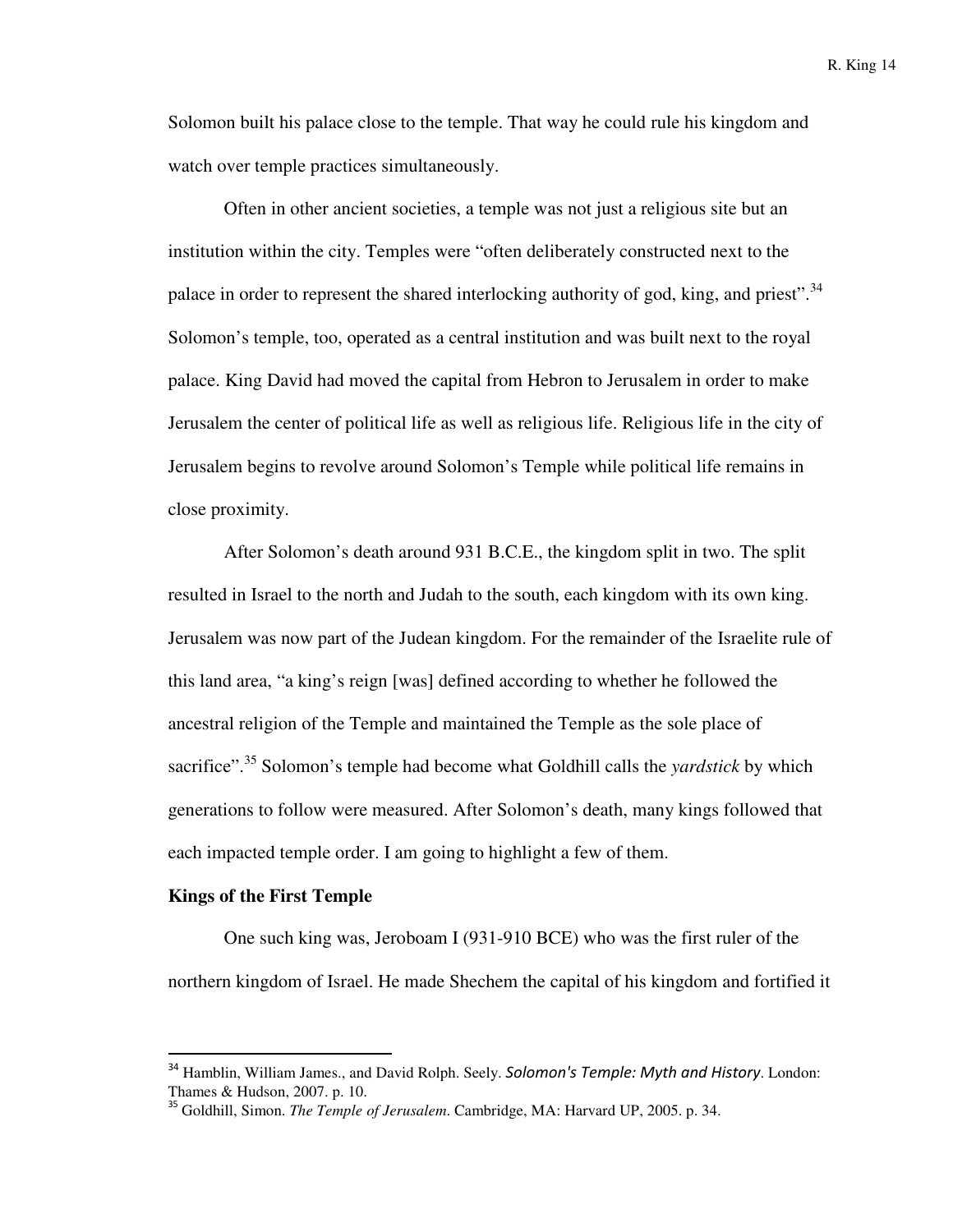Solomon built his palace close to the temple. That way he could rule his kingdom and watch over temple practices simultaneously.

Often in other ancient societies, a temple was not just a religious site but an institution within the city. Temples were "often deliberately constructed next to the palace in order to represent the shared interlocking authority of god, king, and priest".[34] Solomon's temple, too, operated as a central institution and was built next to the royal palace. King David had moved the capital from Hebron to Jerusalem in order to make Jerusalem the center of political life as well as religious life. Religious life in the city of Jerusalem begins to revolve around Solomon's Temple while political life remains in close proximity.

After Solomon's death around 931 B.C.E., the kingdom split in two. The split resulted in Israel to the north and Judah to the south, each kingdom with its own king. Jerusalem was now part of the Judean kingdom. For the remainder of the Israelite rule of this land area, "a king's reign [was] defined according to whether he followed the ancestral religion of the Temple and maintained the Temple as the sole place of sacrifice".[35] Solomon's temple had become what Goldhill calls the *yardstick* by which generations to follow were measured. After Solomon's death, many kings followed that each impacted temple order. I am going to highlight a few of them.

**Kings of the First Temple**

One such king was, Jeroboam I (931-910 BCE) who was the first ruler of the northern kingdom of Israel. He made Shechem the capital of his kingdom and fortified it

---

[34] Hamblin, William James., and David Rolph. Seely. *Solomon's Temple: Myth and History*. London: Thames & Hudson, 2007. p. 10.

[35] Goldhill, Simon. *The Temple of Jerusalem*. Cambridge, MA: Harvard UP, 2005. p. 34.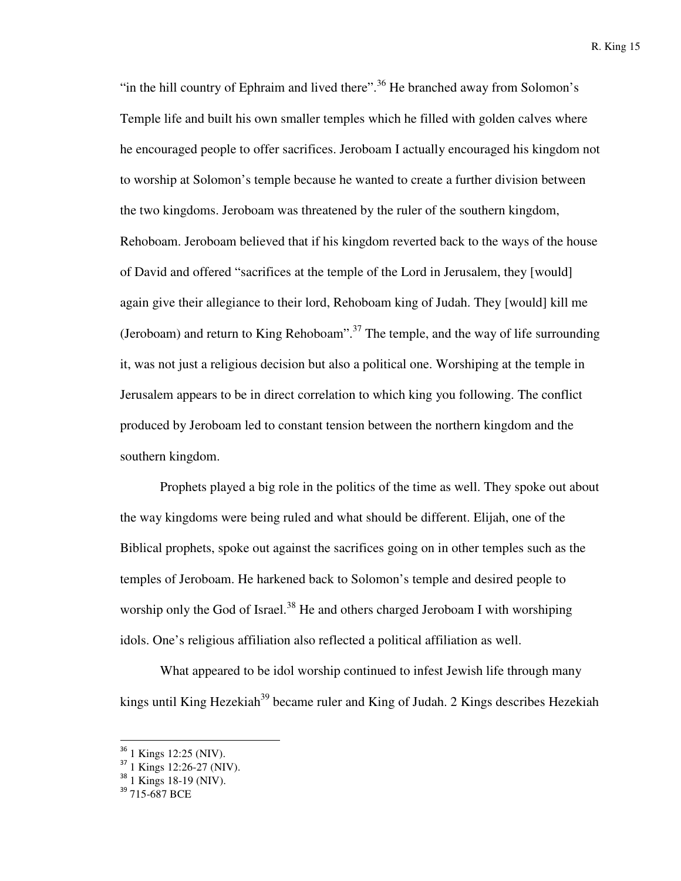"in the hill country of Ephraim and lived there".[36] He branched away from Solomon's Temple life and built his own smaller temples which he filled with golden calves where he encouraged people to offer sacrifices. Jeroboam I actually encouraged his kingdom not to worship at Solomon's temple because he wanted to create a further division between the two kingdoms. Jeroboam was threatened by the ruler of the southern kingdom, Rehoboam. Jeroboam believed that if his kingdom reverted back to the ways of the house of David and offered "sacrifices at the temple of the Lord in Jerusalem, they [would] again give their allegiance to their lord, Rehoboam king of Judah. They [would] kill me (Jeroboam) and return to King Rehoboam".[37] The temple, and the way of life surrounding it, was not just a religious decision but also a political one. Worshiping at the temple in Jerusalem appears to be in direct correlation to which king you following. The conflict produced by Jeroboam led to constant tension between the northern kingdom and the southern kingdom.

Prophets played a big role in the politics of the time as well. They spoke out about the way kingdoms were being ruled and what should be different. Elijah, one of the Biblical prophets, spoke out against the sacrifices going on in other temples such as the temples of Jeroboam. He harkened back to Solomon's temple and desired people to worship only the God of Israel.[38] He and others charged Jeroboam I with worshiping idols. One's religious affiliation also reflected a political affiliation as well.

What appeared to be idol worship continued to infest Jewish life through many kings until King Hezekiah[39] became ruler and King of Judah. 2 Kings describes Hezekiah

---

[36] 1 Kings 12:25 (NIV).
[37] 1 Kings 12:26-27 (NIV).
[38] 1 Kings 18-19 (NIV).
[39] 715-687 BCE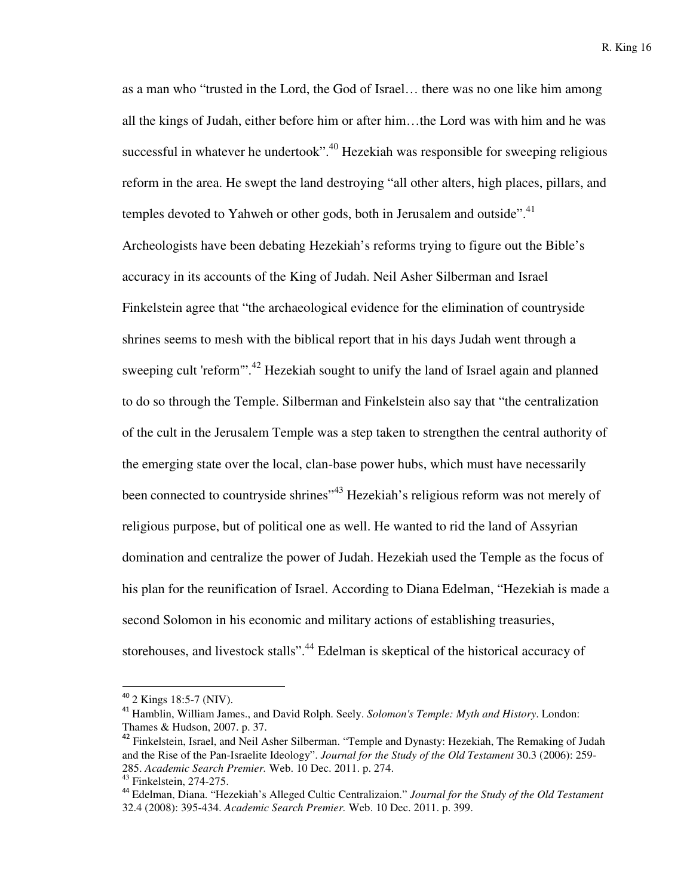as a man who "trusted in the Lord, the God of Israel… there was no one like him among all the kings of Judah, either before him or after him…the Lord was with him and he was successful in whatever he undertook".[40] Hezekiah was responsible for sweeping religious reform in the area. He swept the land destroying "all other alters, high places, pillars, and temples devoted to Yahweh or other gods, both in Jerusalem and outside".[41] Archeologists have been debating Hezekiah's reforms trying to figure out the Bible's accuracy in its accounts of the King of Judah. Neil Asher Silberman and Israel Finkelstein agree that "the archaeological evidence for the elimination of countryside shrines seems to mesh with the biblical report that in his days Judah went through a sweeping cult 'reform'".[42] Hezekiah sought to unify the land of Israel again and planned to do so through the Temple. Silberman and Finkelstein also say that "the centralization of the cult in the Jerusalem Temple was a step taken to strengthen the central authority of the emerging state over the local, clan-base power hubs, which must have necessarily been connected to countryside shrines"[43] Hezekiah's religious reform was not merely of religious purpose, but of political one as well. He wanted to rid the land of Assyrian domination and centralize the power of Judah. Hezekiah used the Temple as the focus of his plan for the reunification of Israel. According to Diana Edelman, "Hezekiah is made a second Solomon in his economic and military actions of establishing treasuries, storehouses, and livestock stalls".[44] Edelman is skeptical of the historical accuracy of

---

[40] 2 Kings 18:5-7 (NIV).

[41] Hamblin, William James., and David Rolph. Seely. *Solomon's Temple: Myth and History*. London: Thames & Hudson, 2007. p. 37.

[42] Finkelstein, Israel, and Neil Asher Silberman. "Temple and Dynasty: Hezekiah, The Remaking of Judah and the Rise of the Pan-Israelite Ideology". *Journal for the Study of the Old Testament* 30.3 (2006): 259-285. *Academic Search Premier.* Web. 10 Dec. 2011. p. 274.

[43] Finkelstein, 274-275.

[44] Edelman, Diana. "Hezekiah's Alleged Cultic Centralizaion." *Journal for the Study of the Old Testament* 32.4 (2008): 395-434. *Academic Search Premier.* Web. 10 Dec. 2011. p. 399.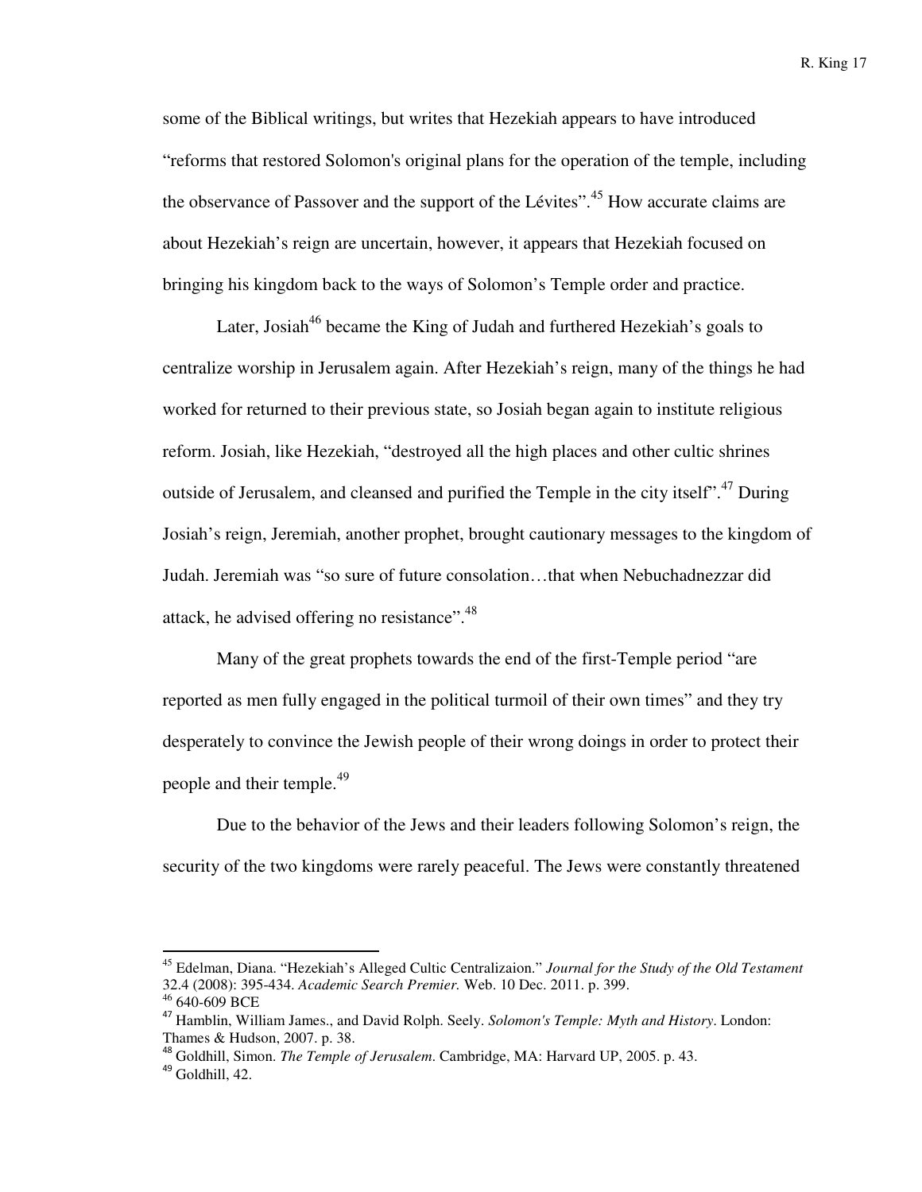some of the Biblical writings, but writes that Hezekiah appears to have introduced "reforms that restored Solomon's original plans for the operation of the temple, including the observance of Passover and the support of the Lévites".[45] How accurate claims are about Hezekiah's reign are uncertain, however, it appears that Hezekiah focused on bringing his kingdom back to the ways of Solomon's Temple order and practice.

Later, Josiah[46] became the King of Judah and furthered Hezekiah's goals to centralize worship in Jerusalem again. After Hezekiah's reign, many of the things he had worked for returned to their previous state, so Josiah began again to institute religious reform. Josiah, like Hezekiah, "destroyed all the high places and other cultic shrines outside of Jerusalem, and cleansed and purified the Temple in the city itself".[47] During Josiah's reign, Jeremiah, another prophet, brought cautionary messages to the kingdom of Judah. Jeremiah was "so sure of future consolation…that when Nebuchadnezzar did attack, he advised offering no resistance".[48]

Many of the great prophets towards the end of the first-Temple period "are reported as men fully engaged in the political turmoil of their own times" and they try desperately to convince the Jewish people of their wrong doings in order to protect their people and their temple.[49]

Due to the behavior of the Jews and their leaders following Solomon's reign, the security of the two kingdoms were rarely peaceful. The Jews were constantly threatened

---

[45] Edelman, Diana. "Hezekiah's Alleged Cultic Centralizaion." *Journal for the Study of the Old Testament* 32.4 (2008): 395-434. *Academic Search Premier.* Web. 10 Dec. 2011. p. 399.

[46] 640-609 BCE

[47] Hamblin, William James., and David Rolph. Seely. *Solomon's Temple: Myth and History*. London: Thames & Hudson, 2007. p. 38.

[48] Goldhill, Simon. *The Temple of Jerusalem*. Cambridge, MA: Harvard UP, 2005. p. 43.

[49] Goldhill, 42.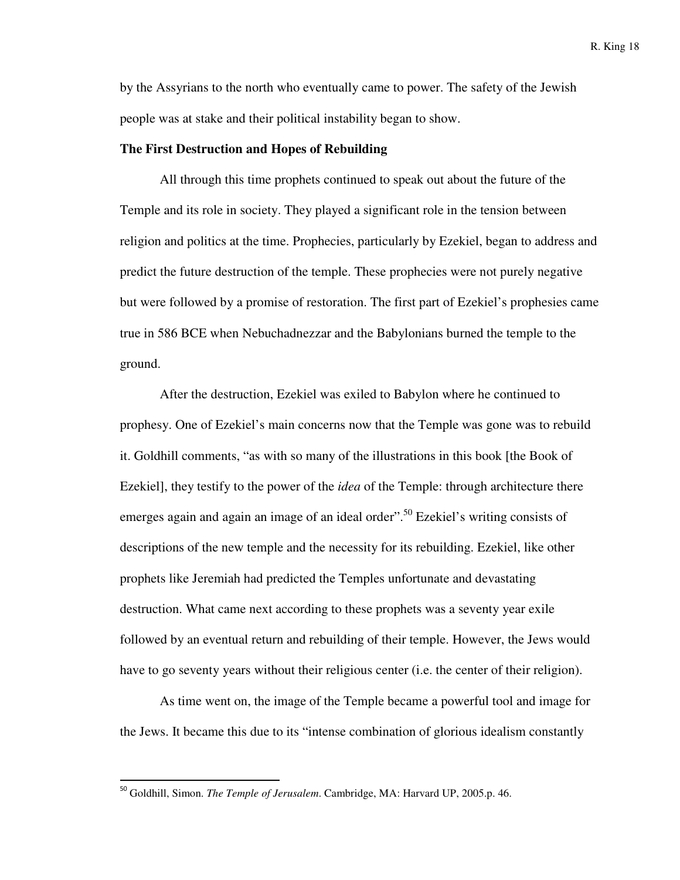by the Assyrians to the north who eventually came to power. The safety of the Jewish people was at stake and their political instability began to show.

**The First Destruction and Hopes of Rebuilding**

All through this time prophets continued to speak out about the future of the Temple and its role in society. They played a significant role in the tension between religion and politics at the time. Prophecies, particularly by Ezekiel, began to address and predict the future destruction of the temple. These prophecies were not purely negative but were followed by a promise of restoration. The first part of Ezekiel's prophesies came true in 586 BCE when Nebuchadnezzar and the Babylonians burned the temple to the ground.

After the destruction, Ezekiel was exiled to Babylon where he continued to prophesy. One of Ezekiel's main concerns now that the Temple was gone was to rebuild it. Goldhill comments, "as with so many of the illustrations in this book [the Book of Ezekiel], they testify to the power of the *idea* of the Temple: through architecture there emerges again and again an image of an ideal order".[50] Ezekiel's writing consists of descriptions of the new temple and the necessity for its rebuilding. Ezekiel, like other prophets like Jeremiah had predicted the Temples unfortunate and devastating destruction. What came next according to these prophets was a seventy year exile followed by an eventual return and rebuilding of their temple. However, the Jews would have to go seventy years without their religious center (i.e. the center of their religion).

As time went on, the image of the Temple became a powerful tool and image for the Jews. It became this due to its "intense combination of glorious idealism constantly

---

[50] Goldhill, Simon. *The Temple of Jerusalem*. Cambridge, MA: Harvard UP, 2005.p. 46.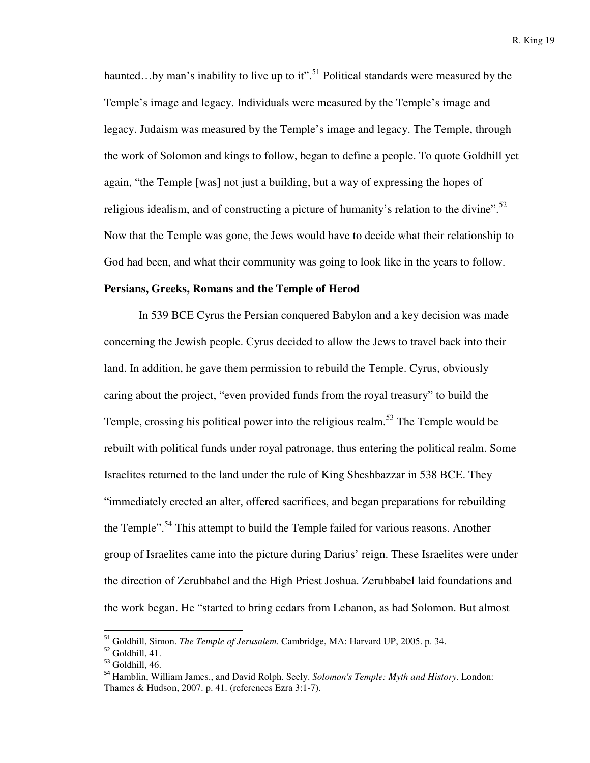haunted…by man's inability to live up to it".[51] Political standards were measured by the Temple's image and legacy. Individuals were measured by the Temple's image and legacy. Judaism was measured by the Temple's image and legacy. The Temple, through the work of Solomon and kings to follow, began to define a people. To quote Goldhill yet again, "the Temple [was] not just a building, but a way of expressing the hopes of religious idealism, and of constructing a picture of humanity's relation to the divine".[52] Now that the Temple was gone, the Jews would have to decide what their relationship to God had been, and what their community was going to look like in the years to follow.

**Persians, Greeks, Romans and the Temple of Herod**

In 539 BCE Cyrus the Persian conquered Babylon and a key decision was made concerning the Jewish people. Cyrus decided to allow the Jews to travel back into their land. In addition, he gave them permission to rebuild the Temple. Cyrus, obviously caring about the project, "even provided funds from the royal treasury" to build the Temple, crossing his political power into the religious realm.[53] The Temple would be rebuilt with political funds under royal patronage, thus entering the political realm. Some Israelites returned to the land under the rule of King Sheshbazzar in 538 BCE. They "immediately erected an alter, offered sacrifices, and began preparations for rebuilding the Temple".[54] This attempt to build the Temple failed for various reasons. Another group of Israelites came into the picture during Darius' reign. These Israelites were under the direction of Zerubbabel and the High Priest Joshua. Zerubbabel laid foundations and the work began. He "started to bring cedars from Lebanon, as had Solomon. But almost

---

[51] Goldhill, Simon. *The Temple of Jerusalem*. Cambridge, MA: Harvard UP, 2005. p. 34.

[52] Goldhill, 41.

[53] Goldhill, 46.

[54] Hamblin, William James., and David Rolph. Seely. *Solomon's Temple: Myth and History*. London: Thames & Hudson, 2007. p. 41. (references Ezra 3:1-7).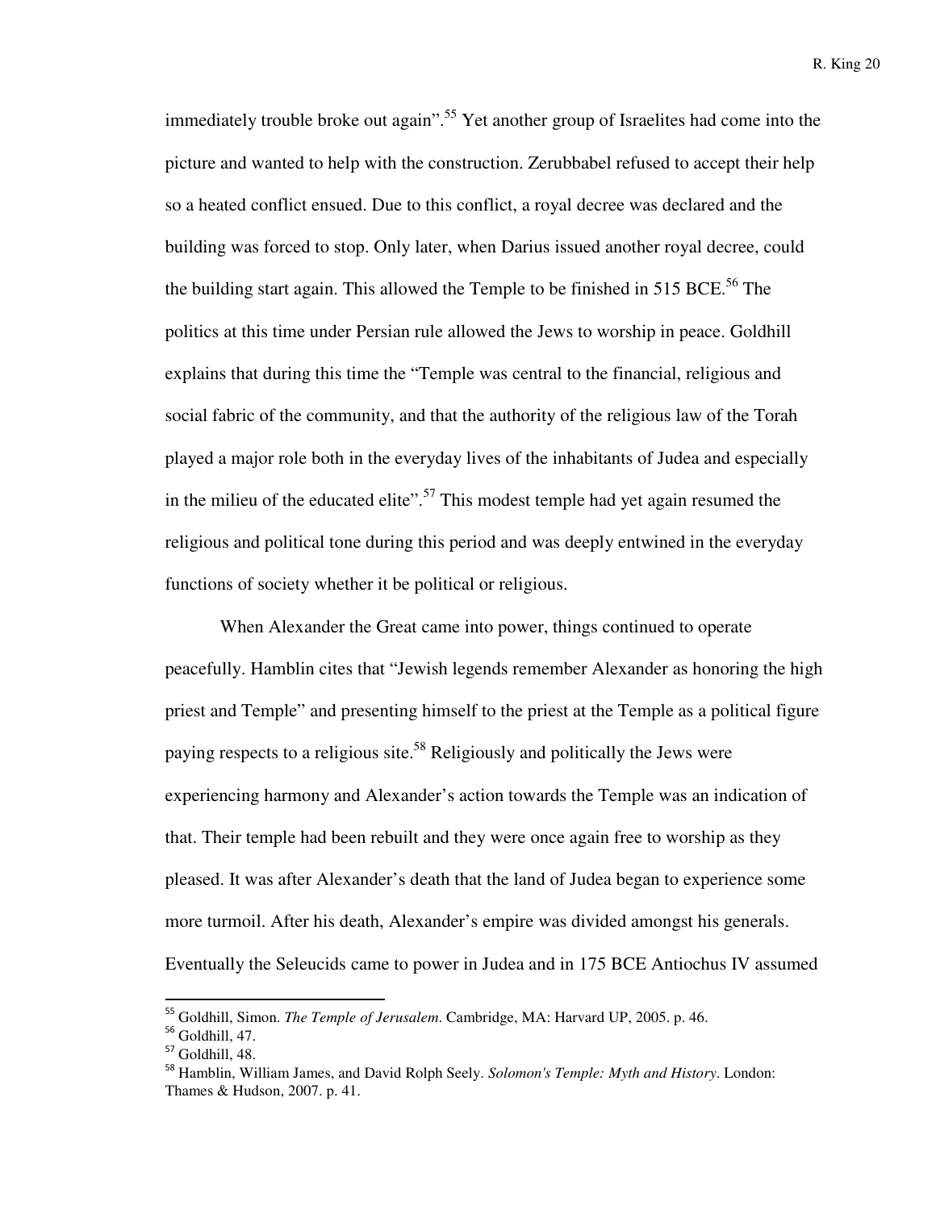immediately trouble broke out again".[55] Yet another group of Israelites had come into the picture and wanted to help with the construction. Zerubbabel refused to accept their help so a heated conflict ensued. Due to this conflict, a royal decree was declared and the building was forced to stop. Only later, when Darius issued another royal decree, could the building start again. This allowed the Temple to be finished in 515 BCE.[56] The politics at this time under Persian rule allowed the Jews to worship in peace. Goldhill explains that during this time the "Temple was central to the financial, religious and social fabric of the community, and that the authority of the religious law of the Torah played a major role both in the everyday lives of the inhabitants of Judea and especially in the milieu of the educated elite".[57] This modest temple had yet again resumed the religious and political tone during this period and was deeply entwined in the everyday functions of society whether it be political or religious.

When Alexander the Great came into power, things continued to operate peacefully. Hamblin cites that "Jewish legends remember Alexander as honoring the high priest and Temple" and presenting himself to the priest at the Temple as a political figure paying respects to a religious site.[58] Religiously and politically the Jews were experiencing harmony and Alexander's action towards the Temple was an indication of that. Their temple had been rebuilt and they were once again free to worship as they pleased. It was after Alexander's death that the land of Judea began to experience some more turmoil. After his death, Alexander's empire was divided amongst his generals. Eventually the Seleucids came to power in Judea and in 175 BCE Antiochus IV assumed

---

[55] Goldhill, Simon. *The Temple of Jerusalem*. Cambridge, MA: Harvard UP, 2005. p. 46.

[56] Goldhill, 47.

[57] Goldhill, 48.

[58] Hamblin, William James, and David Rolph Seely. *Solomon's Temple: Myth and History*. London: Thames & Hudson, 2007. p. 41.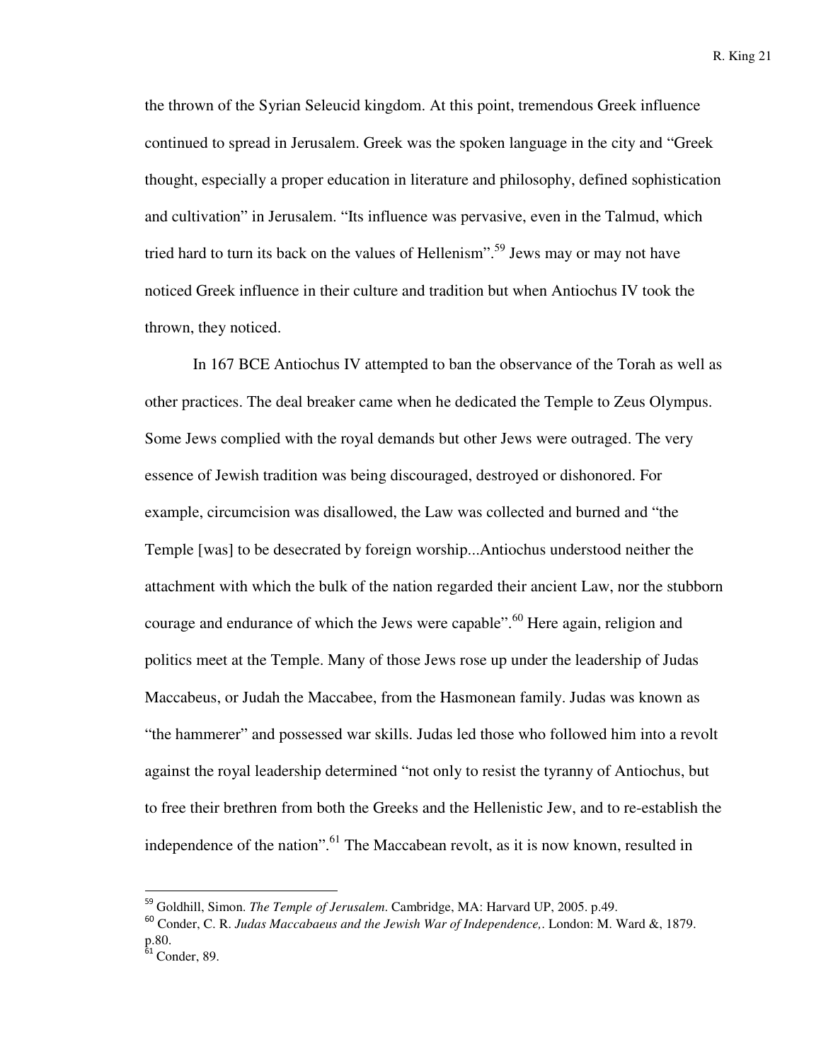the thrown of the Syrian Seleucid kingdom. At this point, tremendous Greek influence continued to spread in Jerusalem. Greek was the spoken language in the city and "Greek thought, especially a proper education in literature and philosophy, defined sophistication and cultivation" in Jerusalem. "Its influence was pervasive, even in the Talmud, which tried hard to turn its back on the values of Hellenism".[59] Jews may or may not have noticed Greek influence in their culture and tradition but when Antiochus IV took the thrown, they noticed.

In 167 BCE Antiochus IV attempted to ban the observance of the Torah as well as other practices. The deal breaker came when he dedicated the Temple to Zeus Olympus. Some Jews complied with the royal demands but other Jews were outraged. The very essence of Jewish tradition was being discouraged, destroyed or dishonored. For example, circumcision was disallowed, the Law was collected and burned and "the Temple [was] to be desecrated by foreign worship...Antiochus understood neither the attachment with which the bulk of the nation regarded their ancient Law, nor the stubborn courage and endurance of which the Jews were capable".[60] Here again, religion and politics meet at the Temple. Many of those Jews rose up under the leadership of Judas Maccabeus, or Judah the Maccabee, from the Hasmonean family. Judas was known as "the hammerer" and possessed war skills. Judas led those who followed him into a revolt against the royal leadership determined "not only to resist the tyranny of Antiochus, but to free their brethren from both the Greeks and the Hellenistic Jew, and to re-establish the independence of the nation".[61] The Maccabean revolt, as it is now known, resulted in

---

[59] Goldhill, Simon. *The Temple of Jerusalem*. Cambridge, MA: Harvard UP, 2005. p.49.

[60] Conder, C. R. *Judas Maccabaeus and the Jewish War of Independence,*. London: M. Ward &, 1879. p.80.

[61] Conder, 89.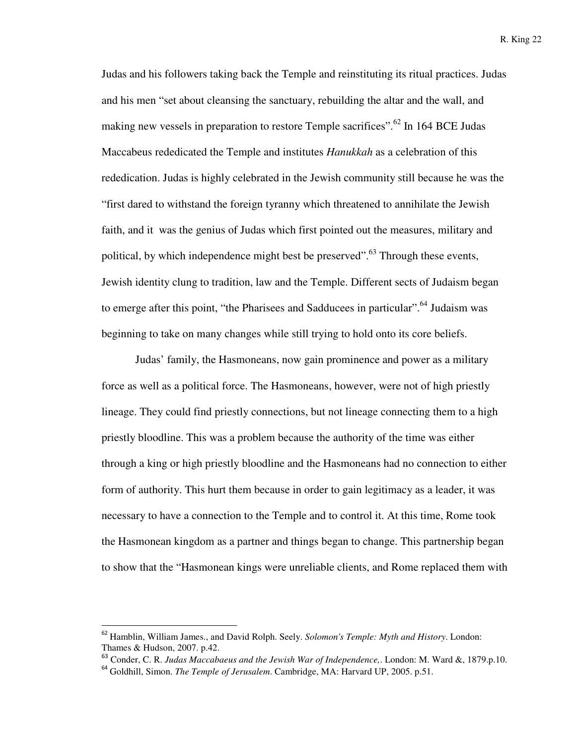Judas and his followers taking back the Temple and reinstituting its ritual practices. Judas and his men "set about cleansing the sanctuary, rebuilding the altar and the wall, and making new vessels in preparation to restore Temple sacrifices".[62] In 164 BCE Judas Maccabeus rededicated the Temple and institutes *Hanukkah* as a celebration of this rededication. Judas is highly celebrated in the Jewish community still because he was the "first dared to withstand the foreign tyranny which threatened to annihilate the Jewish faith, and it was the genius of Judas which first pointed out the measures, military and political, by which independence might best be preserved".[63] Through these events, Jewish identity clung to tradition, law and the Temple. Different sects of Judaism began to emerge after this point, "the Pharisees and Sadducees in particular".[64] Judaism was beginning to take on many changes while still trying to hold onto its core beliefs.

Judas' family, the Hasmoneans, now gain prominence and power as a military force as well as a political force. The Hasmoneans, however, were not of high priestly lineage. They could find priestly connections, but not lineage connecting them to a high priestly bloodline. This was a problem because the authority of the time was either through a king or high priestly bloodline and the Hasmoneans had no connection to either form of authority. This hurt them because in order to gain legitimacy as a leader, it was necessary to have a connection to the Temple and to control it. At this time, Rome took the Hasmonean kingdom as a partner and things began to change. This partnership began to show that the "Hasmonean kings were unreliable clients, and Rome replaced them with

---

[62] Hamblin, William James., and David Rolph. Seely. *Solomon's Temple: Myth and History*. London: Thames & Hudson, 2007. p.42.

[63] Conder, C. R. *Judas Maccabaeus and the Jewish War of Independence,*. London: M. Ward &, 1879.p.10.

[64] Goldhill, Simon. *The Temple of Jerusalem*. Cambridge, MA: Harvard UP, 2005. p.51.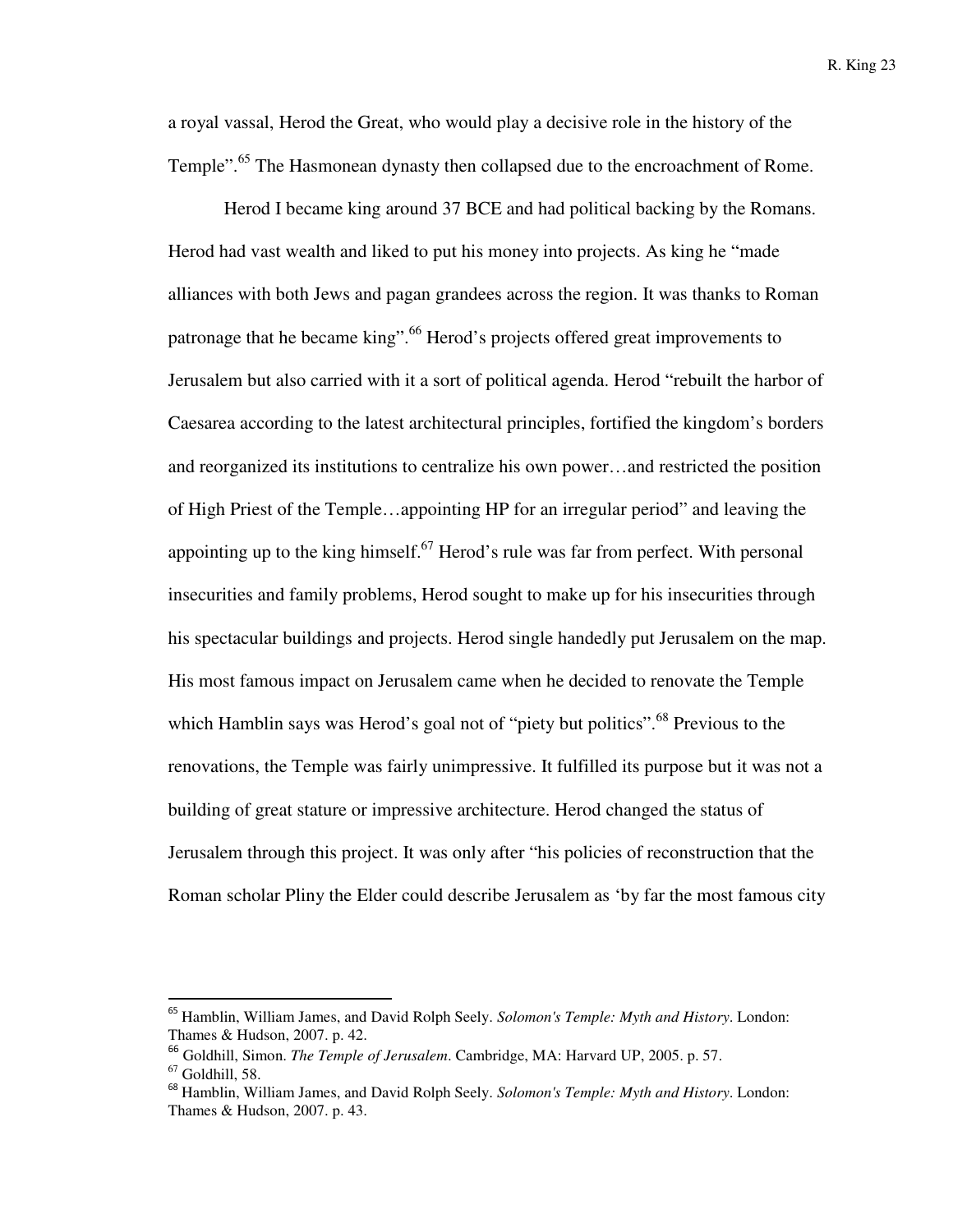a royal vassal, Herod the Great, who would play a decisive role in the history of the Temple".[65] The Hasmonean dynasty then collapsed due to the encroachment of Rome.

Herod I became king around 37 BCE and had political backing by the Romans. Herod had vast wealth and liked to put his money into projects. As king he "made alliances with both Jews and pagan grandees across the region. It was thanks to Roman patronage that he became king".[66] Herod's projects offered great improvements to Jerusalem but also carried with it a sort of political agenda. Herod "rebuilt the harbor of Caesarea according to the latest architectural principles, fortified the kingdom's borders and reorganized its institutions to centralize his own power…and restricted the position of High Priest of the Temple…appointing HP for an irregular period" and leaving the appointing up to the king himself.[67] Herod's rule was far from perfect. With personal insecurities and family problems, Herod sought to make up for his insecurities through his spectacular buildings and projects. Herod single handedly put Jerusalem on the map. His most famous impact on Jerusalem came when he decided to renovate the Temple which Hamblin says was Herod's goal not of "piety but politics".[68] Previous to the renovations, the Temple was fairly unimpressive. It fulfilled its purpose but it was not a building of great stature or impressive architecture. Herod changed the status of Jerusalem through this project. It was only after "his policies of reconstruction that the Roman scholar Pliny the Elder could describe Jerusalem as 'by far the most famous city

---

[65] Hamblin, William James, and David Rolph Seely. *Solomon's Temple: Myth and History*. London: Thames & Hudson, 2007. p. 42.

[66] Goldhill, Simon. *The Temple of Jerusalem*. Cambridge, MA: Harvard UP, 2005. p. 57.

[67] Goldhill, 58.

[68] Hamblin, William James, and David Rolph Seely. *Solomon's Temple: Myth and History*. London: Thames & Hudson, 2007. p. 43.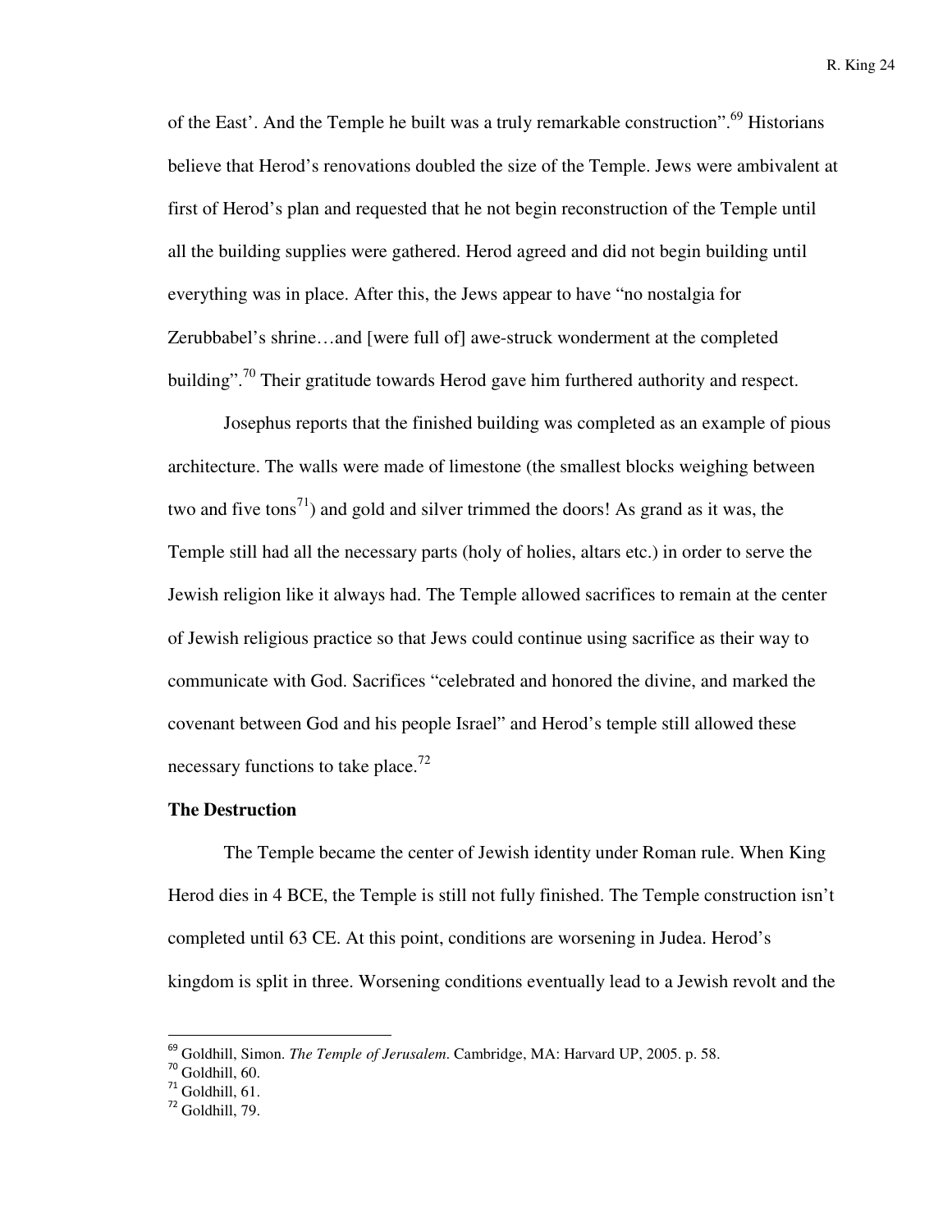of the East'. And the Temple he built was a truly remarkable construction".[69] Historians believe that Herod's renovations doubled the size of the Temple. Jews were ambivalent at first of Herod's plan and requested that he not begin reconstruction of the Temple until all the building supplies were gathered. Herod agreed and did not begin building until everything was in place. After this, the Jews appear to have "no nostalgia for Zerubbabel's shrine…and [were full of] awe-struck wonderment at the completed building".[70] Their gratitude towards Herod gave him furthered authority and respect.

Josephus reports that the finished building was completed as an example of pious architecture. The walls were made of limestone (the smallest blocks weighing between two and five tons[71]) and gold and silver trimmed the doors! As grand as it was, the Temple still had all the necessary parts (holy of holies, altars etc.) in order to serve the Jewish religion like it always had. The Temple allowed sacrifices to remain at the center of Jewish religious practice so that Jews could continue using sacrifice as their way to communicate with God. Sacrifices "celebrated and honored the divine, and marked the covenant between God and his people Israel" and Herod's temple still allowed these necessary functions to take place.[72]

**The Destruction**

The Temple became the center of Jewish identity under Roman rule. When King Herod dies in 4 BCE, the Temple is still not fully finished. The Temple construction isn't completed until 63 CE. At this point, conditions are worsening in Judea. Herod's kingdom is split in three. Worsening conditions eventually lead to a Jewish revolt and the

---

[69] Goldhill, Simon. *The Temple of Jerusalem*. Cambridge, MA: Harvard UP, 2005. p. 58.
[70] Goldhill, 60.
[71] Goldhill, 61.
[72] Goldhill, 79.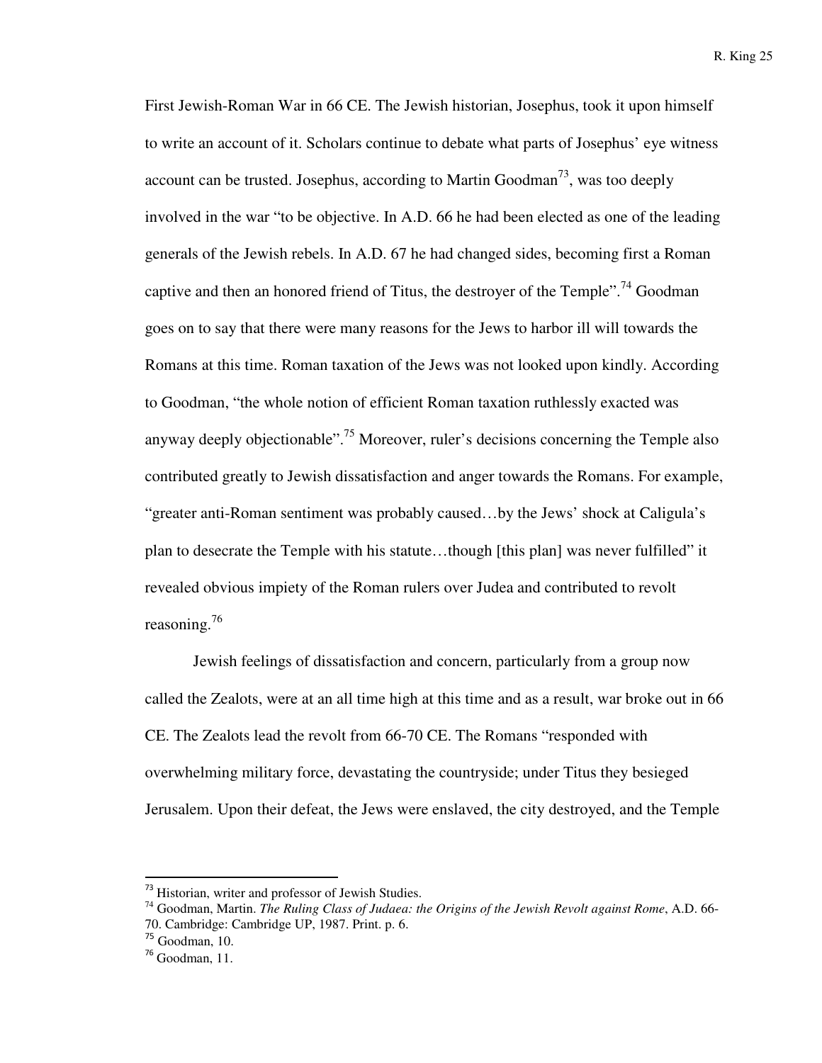First Jewish-Roman War in 66 CE. The Jewish historian, Josephus, took it upon himself to write an account of it. Scholars continue to debate what parts of Josephus' eye witness account can be trusted. Josephus, according to Martin Goodman[73], was too deeply involved in the war "to be objective. In A.D. 66 he had been elected as one of the leading generals of the Jewish rebels. In A.D. 67 he had changed sides, becoming first a Roman captive and then an honored friend of Titus, the destroyer of the Temple".[74] Goodman goes on to say that there were many reasons for the Jews to harbor ill will towards the Romans at this time. Roman taxation of the Jews was not looked upon kindly. According to Goodman, "the whole notion of efficient Roman taxation ruthlessly exacted was anyway deeply objectionable".[75] Moreover, ruler's decisions concerning the Temple also contributed greatly to Jewish dissatisfaction and anger towards the Romans. For example, "greater anti-Roman sentiment was probably caused…by the Jews' shock at Caligula's plan to desecrate the Temple with his statute…though [this plan] was never fulfilled" it revealed obvious impiety of the Roman rulers over Judea and contributed to revolt reasoning.[76]

Jewish feelings of dissatisfaction and concern, particularly from a group now called the Zealots, were at an all time high at this time and as a result, war broke out in 66 CE. The Zealots lead the revolt from 66-70 CE. The Romans "responded with overwhelming military force, devastating the countryside; under Titus they besieged Jerusalem. Upon their defeat, the Jews were enslaved, the city destroyed, and the Temple

---

[73] Historian, writer and professor of Jewish Studies.

[74] Goodman, Martin. *The Ruling Class of Judaea: the Origins of the Jewish Revolt against Rome*, A.D. 66-70. Cambridge: Cambridge UP, 1987. Print. p. 6.

[75] Goodman, 10.

[76] Goodman, 11.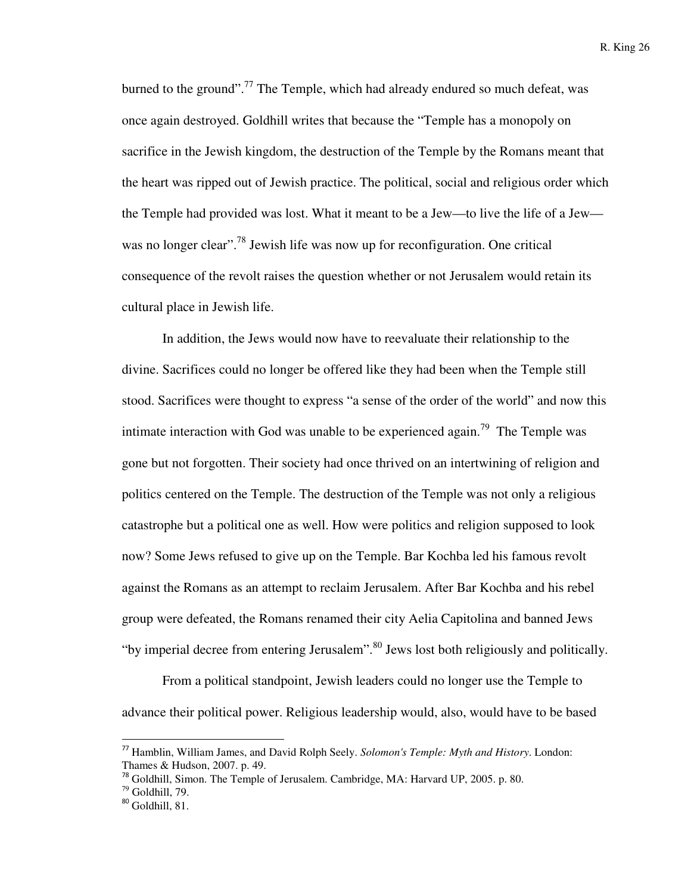burned to the ground".[77] The Temple, which had already endured so much defeat, was once again destroyed. Goldhill writes that because the "Temple has a monopoly on sacrifice in the Jewish kingdom, the destruction of the Temple by the Romans meant that the heart was ripped out of Jewish practice. The political, social and religious order which the Temple had provided was lost. What it meant to be a Jew—to live the life of a Jew—was no longer clear".[78] Jewish life was now up for reconfiguration. One critical consequence of the revolt raises the question whether or not Jerusalem would retain its cultural place in Jewish life.

In addition, the Jews would now have to reevaluate their relationship to the divine. Sacrifices could no longer be offered like they had been when the Temple still stood. Sacrifices were thought to express "a sense of the order of the world" and now this intimate interaction with God was unable to be experienced again.[79] The Temple was gone but not forgotten. Their society had once thrived on an intertwining of religion and politics centered on the Temple. The destruction of the Temple was not only a religious catastrophe but a political one as well. How were politics and religion supposed to look now? Some Jews refused to give up on the Temple. Bar Kochba led his famous revolt against the Romans as an attempt to reclaim Jerusalem. After Bar Kochba and his rebel group were defeated, the Romans renamed their city Aelia Capitolina and banned Jews "by imperial decree from entering Jerusalem".[80] Jews lost both religiously and politically.

From a political standpoint, Jewish leaders could no longer use the Temple to advance their political power. Religious leadership would, also, would have to be based

---

[77] Hamblin, William James, and David Rolph Seely. *Solomon's Temple: Myth and History*. London: Thames & Hudson, 2007. p. 49.

[78] Goldhill, Simon. The Temple of Jerusalem. Cambridge, MA: Harvard UP, 2005. p. 80.

[79] Goldhill, 79.

[80] Goldhill, 81.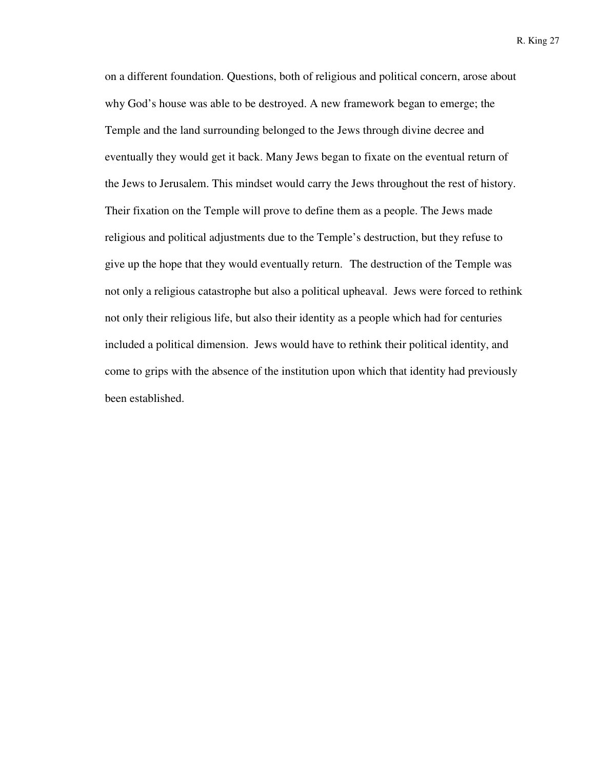on a different foundation. Questions, both of religious and political concern, arose about why God's house was able to be destroyed. A new framework began to emerge; the Temple and the land surrounding belonged to the Jews through divine decree and eventually they would get it back. Many Jews began to fixate on the eventual return of the Jews to Jerusalem. This mindset would carry the Jews throughout the rest of history. Their fixation on the Temple will prove to define them as a people. The Jews made religious and political adjustments due to the Temple's destruction, but they refuse to give up the hope that they would eventually return. The destruction of the Temple was not only a religious catastrophe but also a political upheaval. Jews were forced to rethink not only their religious life, but also their identity as a people which had for centuries included a political dimension. Jews would have to rethink their political identity, and come to grips with the absence of the institution upon which that identity had previously been established.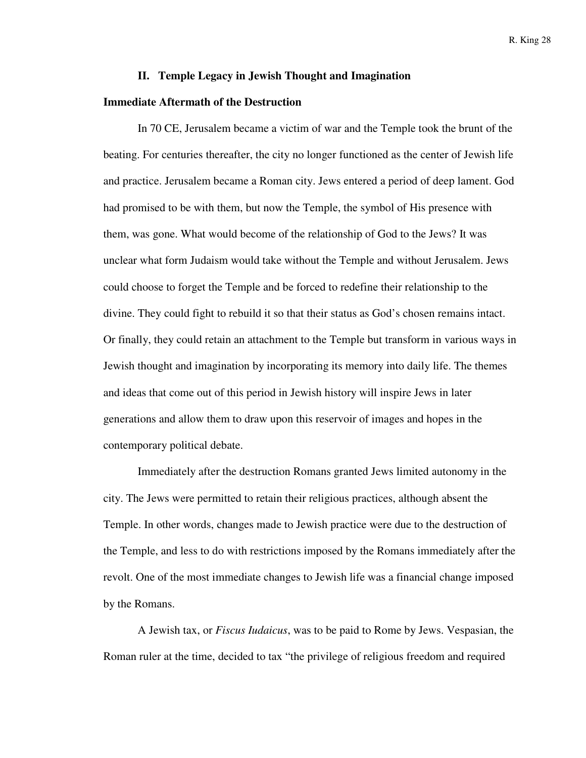## II. Temple Legacy in Jewish Thought and Imagination

### Immediate Aftermath of the Destruction

In 70 CE, Jerusalem became a victim of war and the Temple took the brunt of the beating. For centuries thereafter, the city no longer functioned as the center of Jewish life and practice. Jerusalem became a Roman city. Jews entered a period of deep lament. God had promised to be with them, but now the Temple, the symbol of His presence with them, was gone. What would become of the relationship of God to the Jews? It was unclear what form Judaism would take without the Temple and without Jerusalem. Jews could choose to forget the Temple and be forced to redefine their relationship to the divine. They could fight to rebuild it so that their status as God's chosen remains intact. Or finally, they could retain an attachment to the Temple but transform in various ways in Jewish thought and imagination by incorporating its memory into daily life. The themes and ideas that come out of this period in Jewish history will inspire Jews in later generations and allow them to draw upon this reservoir of images and hopes in the contemporary political debate.

Immediately after the destruction Romans granted Jews limited autonomy in the city. The Jews were permitted to retain their religious practices, although absent the Temple. In other words, changes made to Jewish practice were due to the destruction of the Temple, and less to do with restrictions imposed by the Romans immediately after the revolt. One of the most immediate changes to Jewish life was a financial change imposed by the Romans.

A Jewish tax, or *Fiscus Iudaicus*, was to be paid to Rome by Jews. Vespasian, the Roman ruler at the time, decided to tax "the privilege of religious freedom and required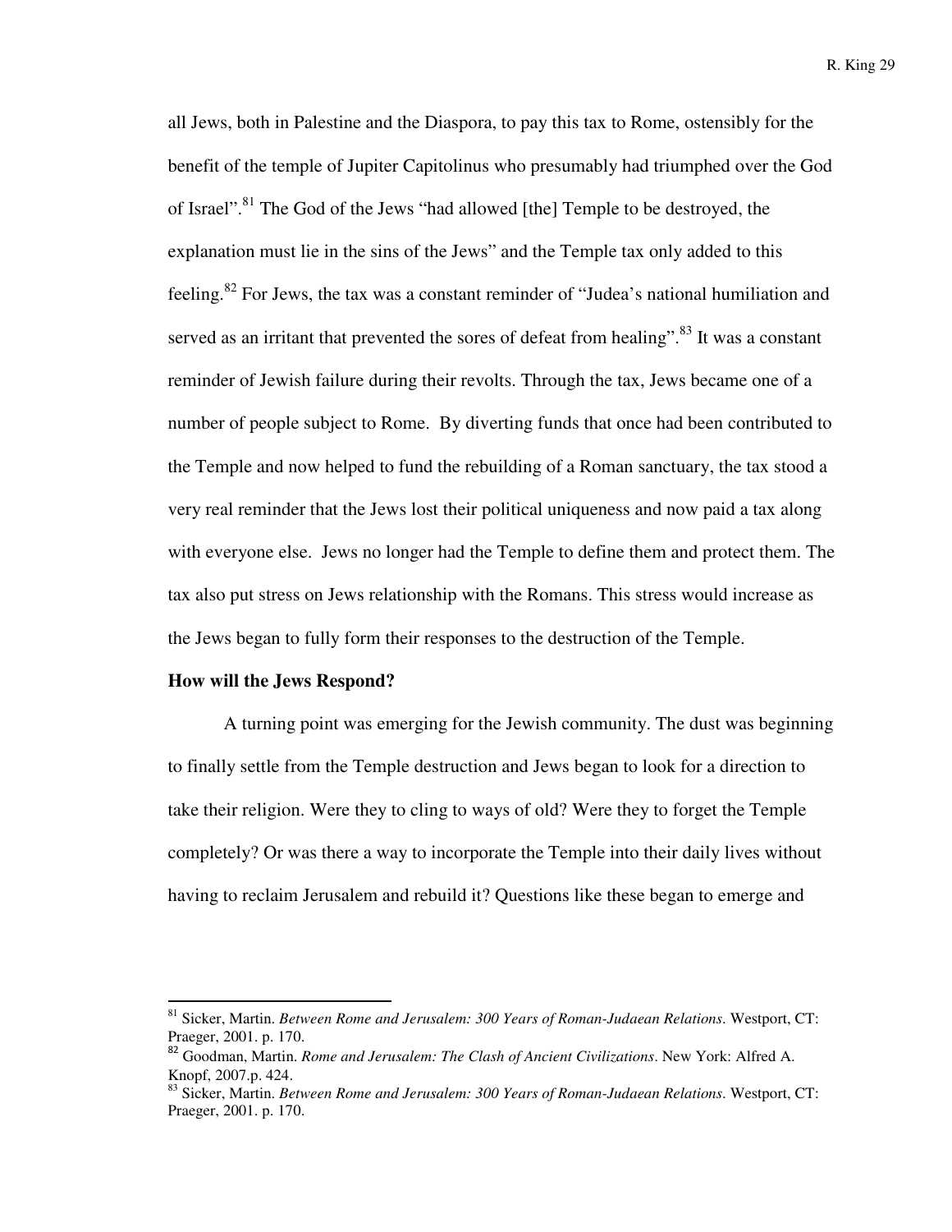all Jews, both in Palestine and the Diaspora, to pay this tax to Rome, ostensibly for the benefit of the temple of Jupiter Capitolinus who presumably had triumphed over the God of Israel".[81] The God of the Jews "had allowed [the] Temple to be destroyed, the explanation must lie in the sins of the Jews" and the Temple tax only added to this feeling.[82] For Jews, the tax was a constant reminder of "Judea's national humiliation and served as an irritant that prevented the sores of defeat from healing".[83] It was a constant reminder of Jewish failure during their revolts. Through the tax, Jews became one of a number of people subject to Rome. By diverting funds that once had been contributed to the Temple and now helped to fund the rebuilding of a Roman sanctuary, the tax stood a very real reminder that the Jews lost their political uniqueness and now paid a tax along with everyone else. Jews no longer had the Temple to define them and protect them. The tax also put stress on Jews relationship with the Romans. This stress would increase as the Jews began to fully form their responses to the destruction of the Temple.

**How will the Jews Respond?**

A turning point was emerging for the Jewish community. The dust was beginning to finally settle from the Temple destruction and Jews began to look for a direction to take their religion. Were they to cling to ways of old? Were they to forget the Temple completely? Or was there a way to incorporate the Temple into their daily lives without having to reclaim Jerusalem and rebuild it? Questions like these began to emerge and

---

[81] Sicker, Martin. *Between Rome and Jerusalem: 300 Years of Roman-Judaean Relations*. Westport, CT: Praeger, 2001. p. 170.

[82] Goodman, Martin. *Rome and Jerusalem: The Clash of Ancient Civilizations*. New York: Alfred A. Knopf, 2007.p. 424.

[83] Sicker, Martin. *Between Rome and Jerusalem: 300 Years of Roman-Judaean Relations*. Westport, CT: Praeger, 2001. p. 170.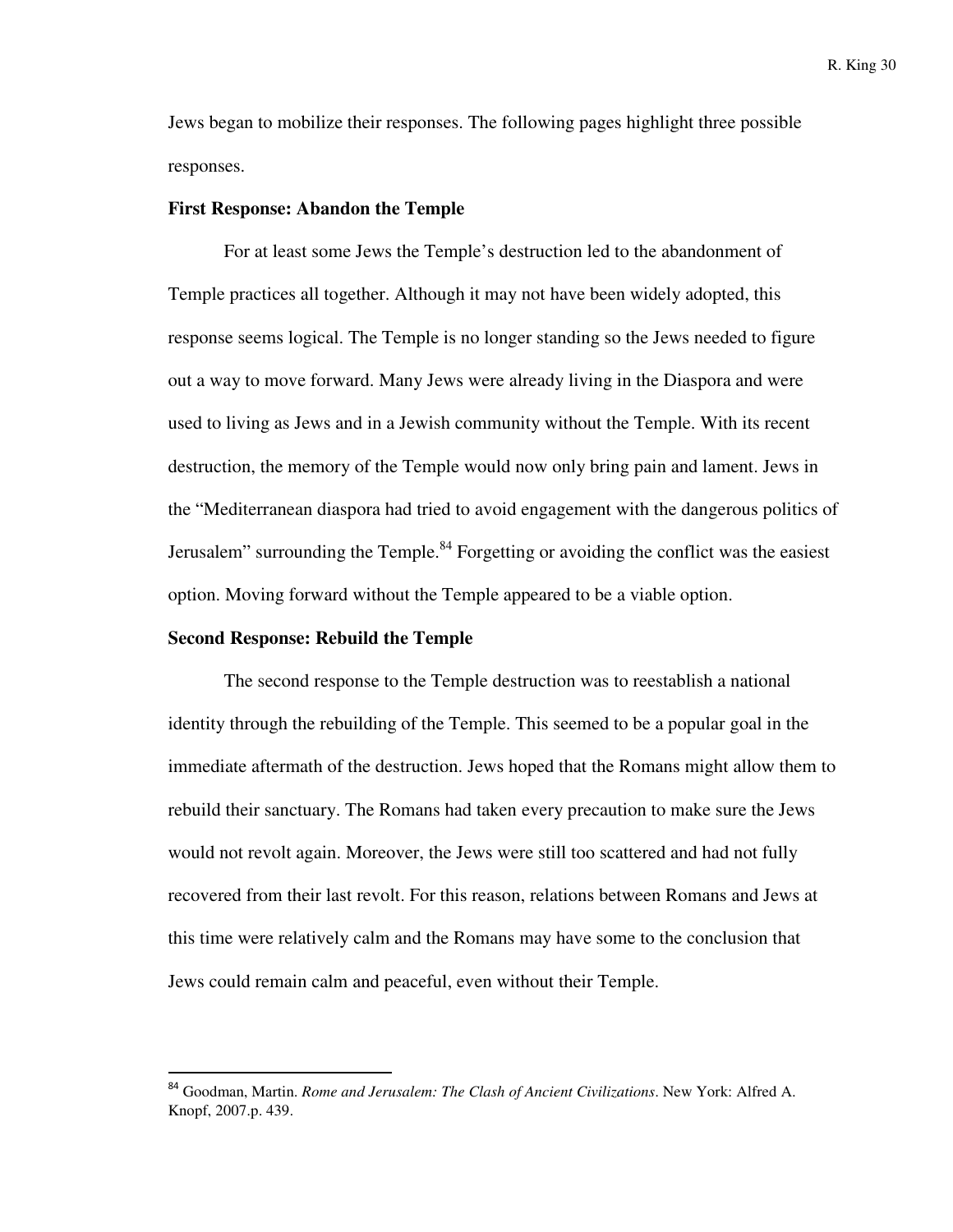Jews began to mobilize their responses. The following pages highlight three possible responses.

**First Response: Abandon the Temple**

For at least some Jews the Temple's destruction led to the abandonment of Temple practices all together. Although it may not have been widely adopted, this response seems logical. The Temple is no longer standing so the Jews needed to figure out a way to move forward. Many Jews were already living in the Diaspora and were used to living as Jews and in a Jewish community without the Temple. With its recent destruction, the memory of the Temple would now only bring pain and lament. Jews in the "Mediterranean diaspora had tried to avoid engagement with the dangerous politics of Jerusalem" surrounding the Temple.[84] Forgetting or avoiding the conflict was the easiest option. Moving forward without the Temple appeared to be a viable option.

**Second Response: Rebuild the Temple**

The second response to the Temple destruction was to reestablish a national identity through the rebuilding of the Temple. This seemed to be a popular goal in the immediate aftermath of the destruction. Jews hoped that the Romans might allow them to rebuild their sanctuary. The Romans had taken every precaution to make sure the Jews would not revolt again. Moreover, the Jews were still too scattered and had not fully recovered from their last revolt. For this reason, relations between Romans and Jews at this time were relatively calm and the Romans may have some to the conclusion that Jews could remain calm and peaceful, even without their Temple.

---

[84] Goodman, Martin. *Rome and Jerusalem: The Clash of Ancient Civilizations*. New York: Alfred A. Knopf, 2007.p. 439.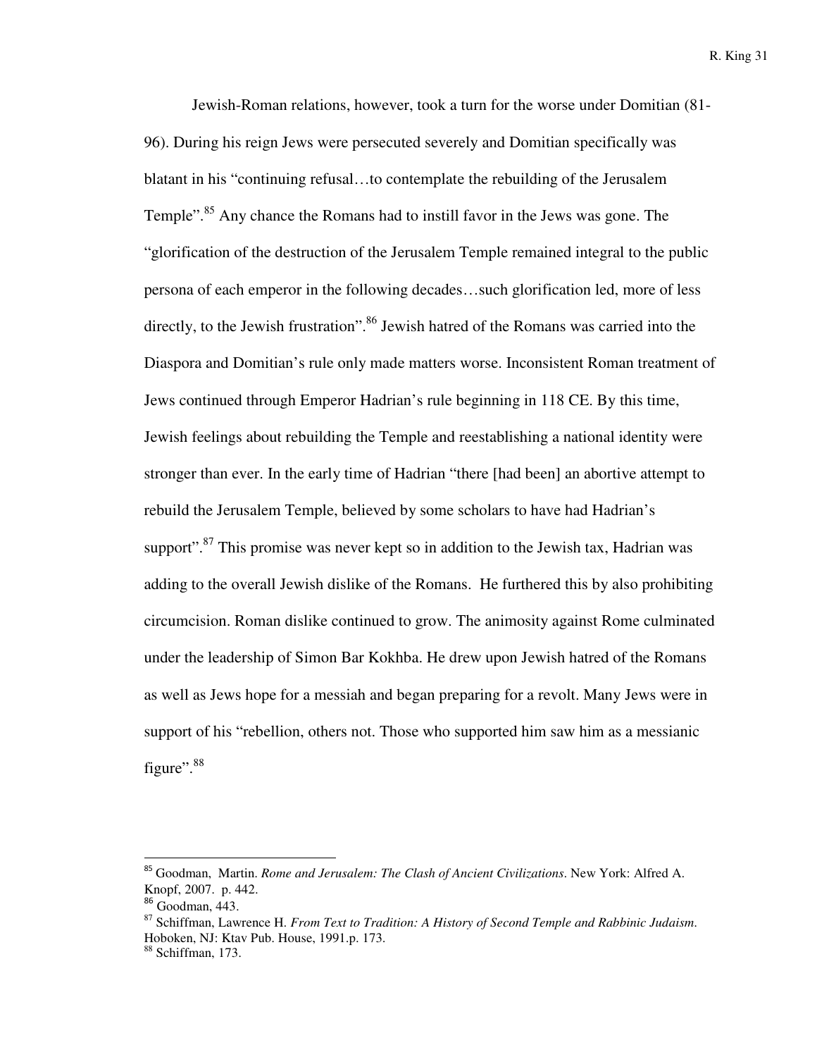Jewish-Roman relations, however, took a turn for the worse under Domitian (81-96). During his reign Jews were persecuted severely and Domitian specifically was blatant in his "continuing refusal…to contemplate the rebuilding of the Jerusalem Temple".[85] Any chance the Romans had to instill favor in the Jews was gone. The "glorification of the destruction of the Jerusalem Temple remained integral to the public persona of each emperor in the following decades…such glorification led, more of less directly, to the Jewish frustration".[86] Jewish hatred of the Romans was carried into the Diaspora and Domitian's rule only made matters worse. Inconsistent Roman treatment of Jews continued through Emperor Hadrian's rule beginning in 118 CE. By this time, Jewish feelings about rebuilding the Temple and reestablishing a national identity were stronger than ever. In the early time of Hadrian "there [had been] an abortive attempt to rebuild the Jerusalem Temple, believed by some scholars to have had Hadrian's support".[87] This promise was never kept so in addition to the Jewish tax, Hadrian was adding to the overall Jewish dislike of the Romans. He furthered this by also prohibiting circumcision. Roman dislike continued to grow. The animosity against Rome culminated under the leadership of Simon Bar Kokhba. He drew upon Jewish hatred of the Romans as well as Jews hope for a messiah and began preparing for a revolt. Many Jews were in support of his "rebellion, others not. Those who supported him saw him as a messianic figure".[88]

---

[85] Goodman, Martin. *Rome and Jerusalem: The Clash of Ancient Civilizations*. New York: Alfred A. Knopf, 2007. p. 442.

[86] Goodman, 443.

[87] Schiffman, Lawrence H. *From Text to Tradition: A History of Second Temple and Rabbinic Judaism.* Hoboken, NJ: Ktav Pub. House, 1991.p. 173.

[88] Schiffman, 173.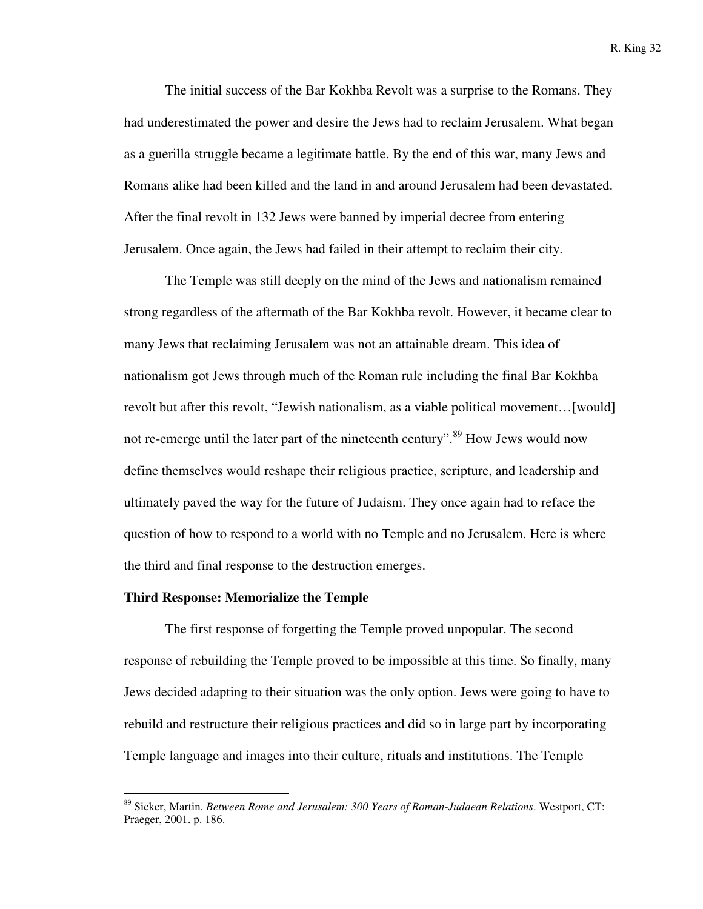The initial success of the Bar Kokhba Revolt was a surprise to the Romans. They had underestimated the power and desire the Jews had to reclaim Jerusalem. What began as a guerilla struggle became a legitimate battle. By the end of this war, many Jews and Romans alike had been killed and the land in and around Jerusalem had been devastated. After the final revolt in 132 Jews were banned by imperial decree from entering Jerusalem. Once again, the Jews had failed in their attempt to reclaim their city.

The Temple was still deeply on the mind of the Jews and nationalism remained strong regardless of the aftermath of the Bar Kokhba revolt. However, it became clear to many Jews that reclaiming Jerusalem was not an attainable dream. This idea of nationalism got Jews through much of the Roman rule including the final Bar Kokhba revolt but after this revolt, "Jewish nationalism, as a viable political movement…[would] not re-emerge until the later part of the nineteenth century".[89] How Jews would now define themselves would reshape their religious practice, scripture, and leadership and ultimately paved the way for the future of Judaism. They once again had to reface the question of how to respond to a world with no Temple and no Jerusalem. Here is where the third and final response to the destruction emerges.

### Third Response: Memorialize the Temple

The first response of forgetting the Temple proved unpopular. The second response of rebuilding the Temple proved to be impossible at this time. So finally, many Jews decided adapting to their situation was the only option. Jews were going to have to rebuild and restructure their religious practices and did so in large part by incorporating Temple language and images into their culture, rituals and institutions. The Temple

---

[89] Sicker, Martin. *Between Rome and Jerusalem: 300 Years of Roman-Judaean Relations*. Westport, CT: Praeger, 2001. p. 186.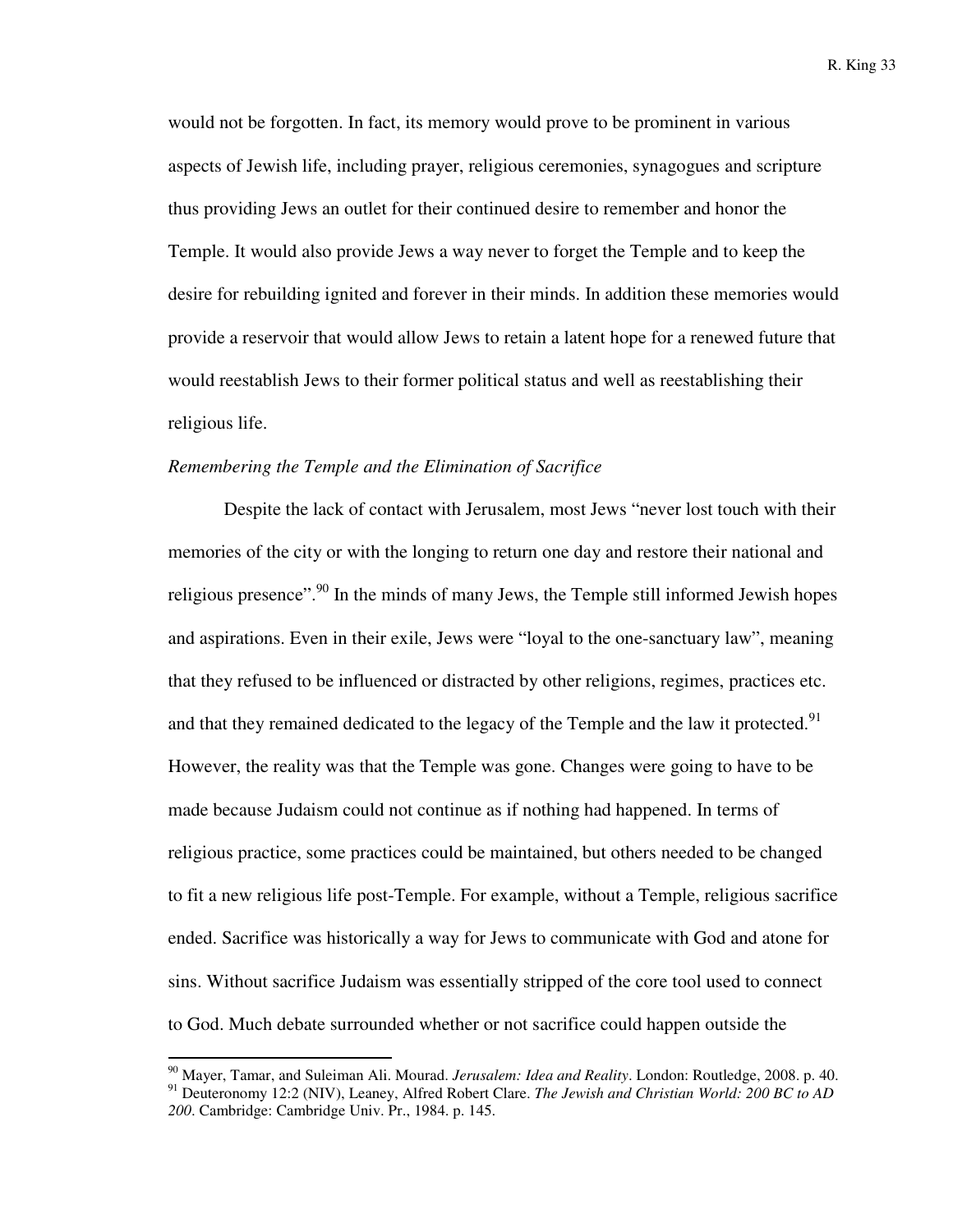would not be forgotten. In fact, its memory would prove to be prominent in various aspects of Jewish life, including prayer, religious ceremonies, synagogues and scripture thus providing Jews an outlet for their continued desire to remember and honor the Temple. It would also provide Jews a way never to forget the Temple and to keep the desire for rebuilding ignited and forever in their minds. In addition these memories would provide a reservoir that would allow Jews to retain a latent hope for a renewed future that would reestablish Jews to their former political status and well as reestablishing their religious life.

*Remembering the Temple and the Elimination of Sacrifice*

Despite the lack of contact with Jerusalem, most Jews "never lost touch with their memories of the city or with the longing to return one day and restore their national and religious presence".[90] In the minds of many Jews, the Temple still informed Jewish hopes and aspirations. Even in their exile, Jews were "loyal to the one-sanctuary law", meaning that they refused to be influenced or distracted by other religions, regimes, practices etc. and that they remained dedicated to the legacy of the Temple and the law it protected.[91] However, the reality was that the Temple was gone. Changes were going to have to be made because Judaism could not continue as if nothing had happened. In terms of religious practice, some practices could be maintained, but others needed to be changed to fit a new religious life post-Temple. For example, without a Temple, religious sacrifice ended. Sacrifice was historically a way for Jews to communicate with God and atone for sins. Without sacrifice Judaism was essentially stripped of the core tool used to connect to God. Much debate surrounded whether or not sacrifice could happen outside the

---

[90] Mayer, Tamar, and Suleiman Ali. Mourad. *Jerusalem: Idea and Reality*. London: Routledge, 2008. p. 40.

[91] Deuteronomy 12:2 (NIV), Leaney, Alfred Robert Clare. *The Jewish and Christian World: 200 BC to AD 200*. Cambridge: Cambridge Univ. Pr., 1984. p. 145.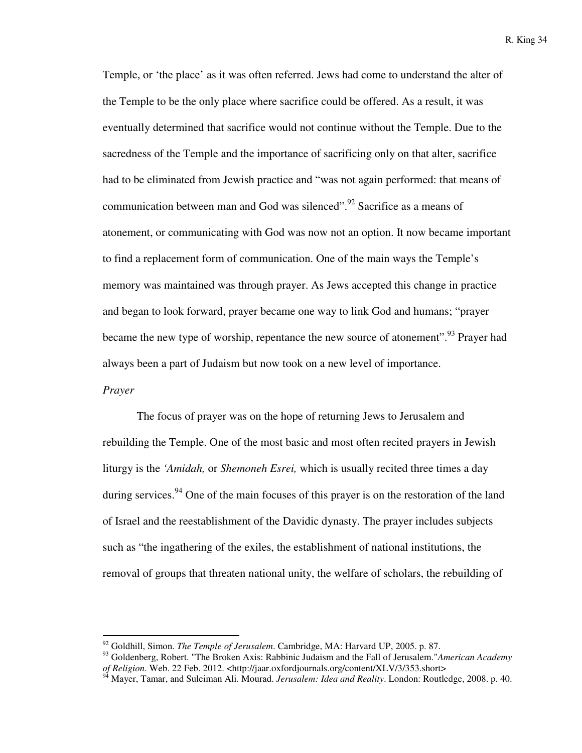Temple, or 'the place' as it was often referred. Jews had come to understand the alter of the Temple to be the only place where sacrifice could be offered. As a result, it was eventually determined that sacrifice would not continue without the Temple. Due to the sacredness of the Temple and the importance of sacrificing only on that alter, sacrifice had to be eliminated from Jewish practice and "was not again performed: that means of communication between man and God was silenced".[92] Sacrifice as a means of atonement, or communicating with God was now not an option. It now became important to find a replacement form of communication. One of the main ways the Temple's memory was maintained was through prayer. As Jews accepted this change in practice and began to look forward, prayer became one way to link God and humans; "prayer became the new type of worship, repentance the new source of atonement".[93] Prayer had always been a part of Judaism but now took on a new level of importance.

*Prayer*

The focus of prayer was on the hope of returning Jews to Jerusalem and rebuilding the Temple. One of the most basic and most often recited prayers in Jewish liturgy is the *'Amidah,* or *Shemoneh Esrei,* which is usually recited three times a day during services.[94] One of the main focuses of this prayer is on the restoration of the land of Israel and the reestablishment of the Davidic dynasty. The prayer includes subjects such as "the ingathering of the exiles, the establishment of national institutions, the removal of groups that threaten national unity, the welfare of scholars, the rebuilding of

---

[92] Goldhill, Simon. *The Temple of Jerusalem*. Cambridge, MA: Harvard UP, 2005. p. 87.

[93] Goldenberg, Robert. "The Broken Axis: Rabbinic Judaism and the Fall of Jerusalem."*American Academy of Religion*. Web. 22 Feb. 2012. <http://jaar.oxfordjournals.org/content/XLV/3/353.short>

[94] Mayer, Tamar, and Suleiman Ali. Mourad. *Jerusalem: Idea and Reality*. London: Routledge, 2008. p. 40.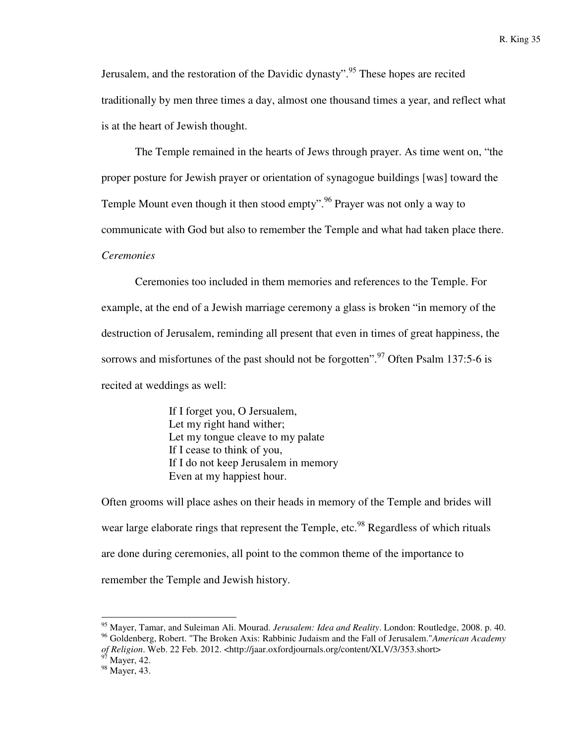Jerusalem, and the restoration of the Davidic dynasty".[95] These hopes are recited traditionally by men three times a day, almost one thousand times a year, and reflect what is at the heart of Jewish thought.

The Temple remained in the hearts of Jews through prayer. As time went on, "the proper posture for Jewish prayer or orientation of synagogue buildings [was] toward the Temple Mount even though it then stood empty".[96] Prayer was not only a way to communicate with God but also to remember the Temple and what had taken place there.

*Ceremonies*

Ceremonies too included in them memories and references to the Temple. For example, at the end of a Jewish marriage ceremony a glass is broken "in memory of the destruction of Jerusalem, reminding all present that even in times of great happiness, the sorrows and misfortunes of the past should not be forgotten".[97] Often Psalm 137:5-6 is recited at weddings as well:

> If I forget you, O Jersualem,
> Let my right hand wither;
> Let my tongue cleave to my palate
> If I cease to think of you,
> If I do not keep Jerusalem in memory
> Even at my happiest hour.

Often grooms will place ashes on their heads in memory of the Temple and brides will wear large elaborate rings that represent the Temple, etc.[98] Regardless of which rituals are done during ceremonies, all point to the common theme of the importance to remember the Temple and Jewish history.

---

[95] Mayer, Tamar, and Suleiman Ali. Mourad. *Jerusalem: Idea and Reality*. London: Routledge, 2008. p. 40.

[96] Goldenberg, Robert. "The Broken Axis: Rabbinic Judaism and the Fall of Jerusalem."*American Academy of Religion*. Web. 22 Feb. 2012. <http://jaar.oxfordjournals.org/content/XLV/3/353.short>

[97] Mayer, 42.

[98] Mayer, 43.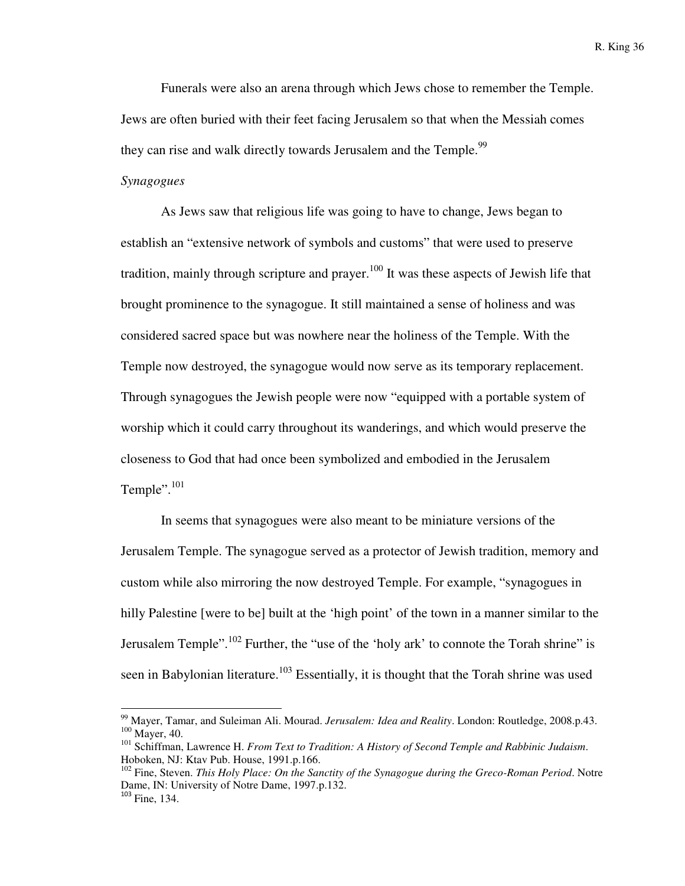Funerals were also an arena through which Jews chose to remember the Temple. Jews are often buried with their feet facing Jerusalem so that when the Messiah comes they can rise and walk directly towards Jerusalem and the Temple.[99]

*Synagogues*

As Jews saw that religious life was going to have to change, Jews began to establish an "extensive network of symbols and customs" that were used to preserve tradition, mainly through scripture and prayer.[100] It was these aspects of Jewish life that brought prominence to the synagogue. It still maintained a sense of holiness and was considered sacred space but was nowhere near the holiness of the Temple. With the Temple now destroyed, the synagogue would now serve as its temporary replacement. Through synagogues the Jewish people were now "equipped with a portable system of worship which it could carry throughout its wanderings, and which would preserve the closeness to God that had once been symbolized and embodied in the Jerusalem Temple".[101]

In seems that synagogues were also meant to be miniature versions of the Jerusalem Temple. The synagogue served as a protector of Jewish tradition, memory and custom while also mirroring the now destroyed Temple. For example, "synagogues in hilly Palestine [were to be] built at the 'high point' of the town in a manner similar to the Jerusalem Temple".[102] Further, the "use of the 'holy ark' to connote the Torah shrine" is seen in Babylonian literature.[103] Essentially, it is thought that the Torah shrine was used

---

[99] Mayer, Tamar, and Suleiman Ali. Mourad. *Jerusalem: Idea and Reality*. London: Routledge, 2008.p.43.

[100] Mayer, 40.

[101] Schiffman, Lawrence H. *From Text to Tradition: A History of Second Temple and Rabbinic Judaism*. Hoboken, NJ: Ktav Pub. House, 1991.p.166.

[102] Fine, Steven. *This Holy Place: On the Sanctity of the Synagogue during the Greco-Roman Period*. Notre Dame, IN: University of Notre Dame, 1997.p.132.

[103] Fine, 134.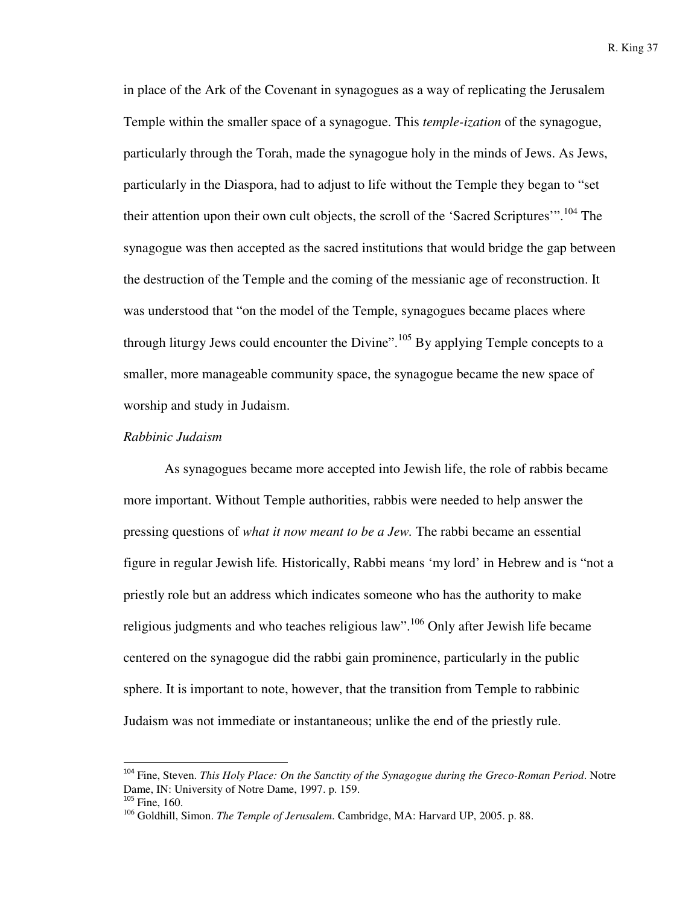in place of the Ark of the Covenant in synagogues as a way of replicating the Jerusalem Temple within the smaller space of a synagogue. This *temple-ization* of the synagogue, particularly through the Torah, made the synagogue holy in the minds of Jews. As Jews, particularly in the Diaspora, had to adjust to life without the Temple they began to "set their attention upon their own cult objects, the scroll of the 'Sacred Scriptures'".[104] The synagogue was then accepted as the sacred institutions that would bridge the gap between the destruction of the Temple and the coming of the messianic age of reconstruction. It was understood that "on the model of the Temple, synagogues became places where through liturgy Jews could encounter the Divine".[105] By applying Temple concepts to a smaller, more manageable community space, the synagogue became the new space of worship and study in Judaism.

*Rabbinic Judaism*

As synagogues became more accepted into Jewish life, the role of rabbis became more important. Without Temple authorities, rabbis were needed to help answer the pressing questions of *what it now meant to be a Jew.* The rabbi became an essential figure in regular Jewish life. Historically, Rabbi means 'my lord' in Hebrew and is "not a priestly role but an address which indicates someone who has the authority to make religious judgments and who teaches religious law".[106] Only after Jewish life became centered on the synagogue did the rabbi gain prominence, particularly in the public sphere. It is important to note, however, that the transition from Temple to rabbinic Judaism was not immediate or instantaneous; unlike the end of the priestly rule.

---

[104] Fine, Steven. *This Holy Place: On the Sanctity of the Synagogue during the Greco-Roman Period*. Notre Dame, IN: University of Notre Dame, 1997. p. 159.

[105] Fine, 160.

[106] Goldhill, Simon. *The Temple of Jerusalem*. Cambridge, MA: Harvard UP, 2005. p. 88.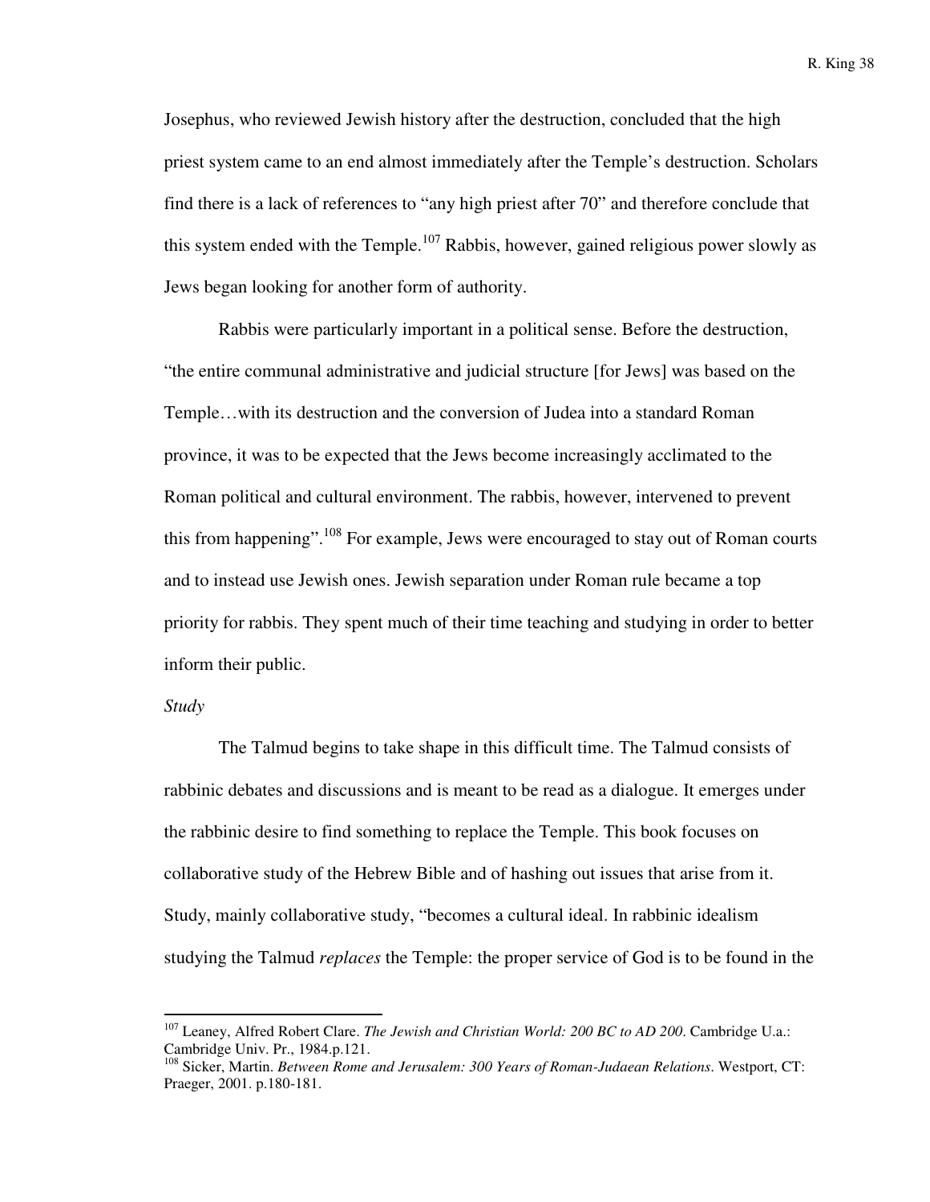Josephus, who reviewed Jewish history after the destruction, concluded that the high priest system came to an end almost immediately after the Temple's destruction. Scholars find there is a lack of references to "any high priest after 70" and therefore conclude that this system ended with the Temple.[107] Rabbis, however, gained religious power slowly as Jews began looking for another form of authority.

Rabbis were particularly important in a political sense. Before the destruction, "the entire communal administrative and judicial structure [for Jews] was based on the Temple…with its destruction and the conversion of Judea into a standard Roman province, it was to be expected that the Jews become increasingly acclimated to the Roman political and cultural environment. The rabbis, however, intervened to prevent this from happening".[108] For example, Jews were encouraged to stay out of Roman courts and to instead use Jewish ones. Jewish separation under Roman rule became a top priority for rabbis. They spent much of their time teaching and studying in order to better inform their public.

*Study*

The Talmud begins to take shape in this difficult time. The Talmud consists of rabbinic debates and discussions and is meant to be read as a dialogue. It emerges under the rabbinic desire to find something to replace the Temple. This book focuses on collaborative study of the Hebrew Bible and of hashing out issues that arise from it. Study, mainly collaborative study, "becomes a cultural ideal. In rabbinic idealism studying the Talmud *replaces* the Temple: the proper service of God is to be found in the

---

[107] Leaney, Alfred Robert Clare. *The Jewish and Christian World: 200 BC to AD 200*. Cambridge U.a.: Cambridge Univ. Pr., 1984.p.121.

[108] Sicker, Martin. *Between Rome and Jerusalem: 300 Years of Roman-Judaean Relations*. Westport, CT: Praeger, 2001. p.180-181.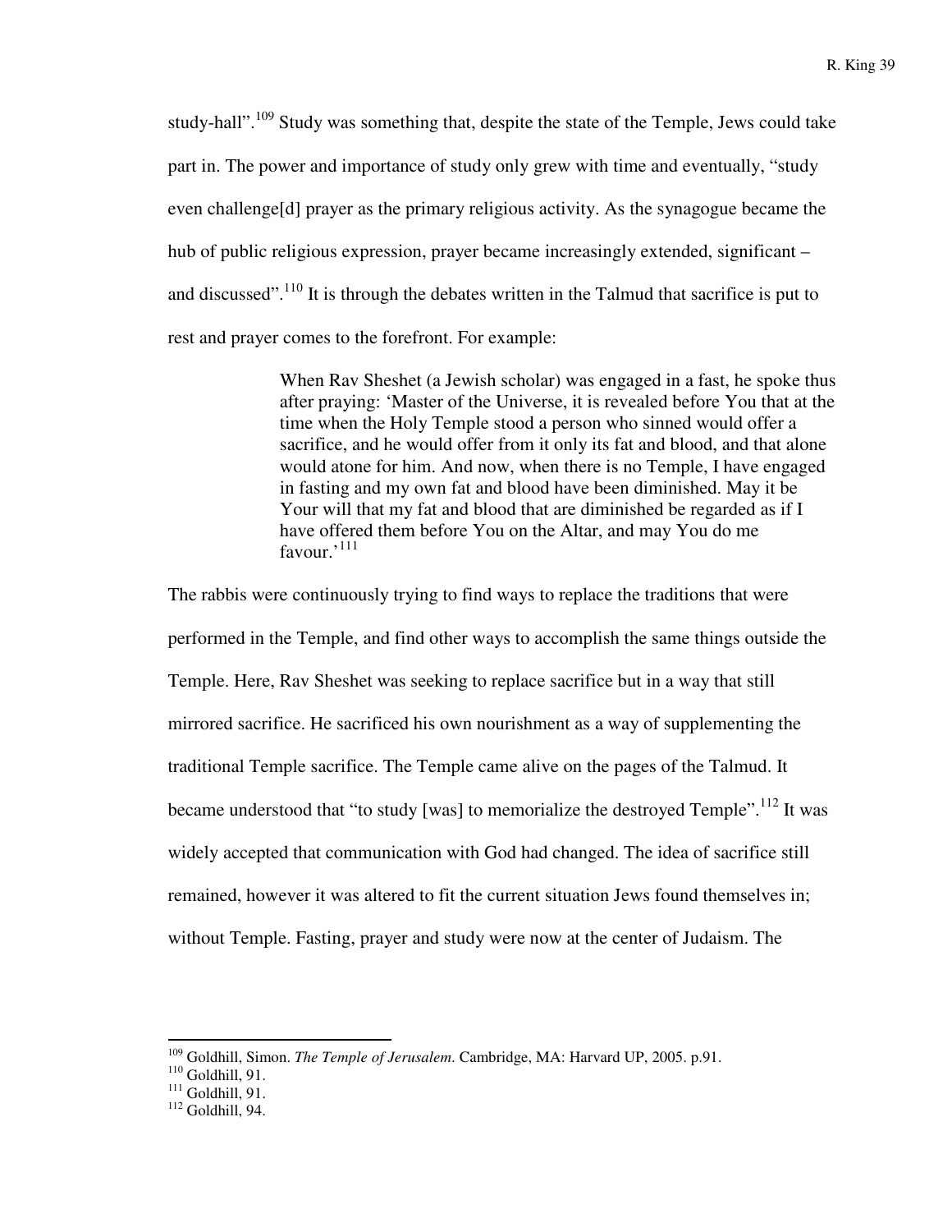study-hall".[109] Study was something that, despite the state of the Temple, Jews could take part in. The power and importance of study only grew with time and eventually, "study even challenge[d] prayer as the primary religious activity. As the synagogue became the hub of public religious expression, prayer became increasingly extended, significant – and discussed".[110] It is through the debates written in the Talmud that sacrifice is put to rest and prayer comes to the forefront. For example:

> When Rav Sheshet (a Jewish scholar) was engaged in a fast, he spoke thus after praying: 'Master of the Universe, it is revealed before You that at the time when the Holy Temple stood a person who sinned would offer a sacrifice, and he would offer from it only its fat and blood, and that alone would atone for him. And now, when there is no Temple, I have engaged in fasting and my own fat and blood have been diminished. May it be Your will that my fat and blood that are diminished be regarded as if I have offered them before You on the Altar, and may You do me favour.'[111]

The rabbis were continuously trying to find ways to replace the traditions that were performed in the Temple, and find other ways to accomplish the same things outside the Temple. Here, Rav Sheshet was seeking to replace sacrifice but in a way that still mirrored sacrifice. He sacrificed his own nourishment as a way of supplementing the traditional Temple sacrifice. The Temple came alive on the pages of the Talmud. It became understood that "to study [was] to memorialize the destroyed Temple".[112] It was widely accepted that communication with God had changed. The idea of sacrifice still remained, however it was altered to fit the current situation Jews found themselves in; without Temple. Fasting, prayer and study were now at the center of Judaism. The

---

[109] Goldhill, Simon. *The Temple of Jerusalem*. Cambridge, MA: Harvard UP, 2005. p.91.
[110] Goldhill, 91.
[111] Goldhill, 91.
[112] Goldhill, 94.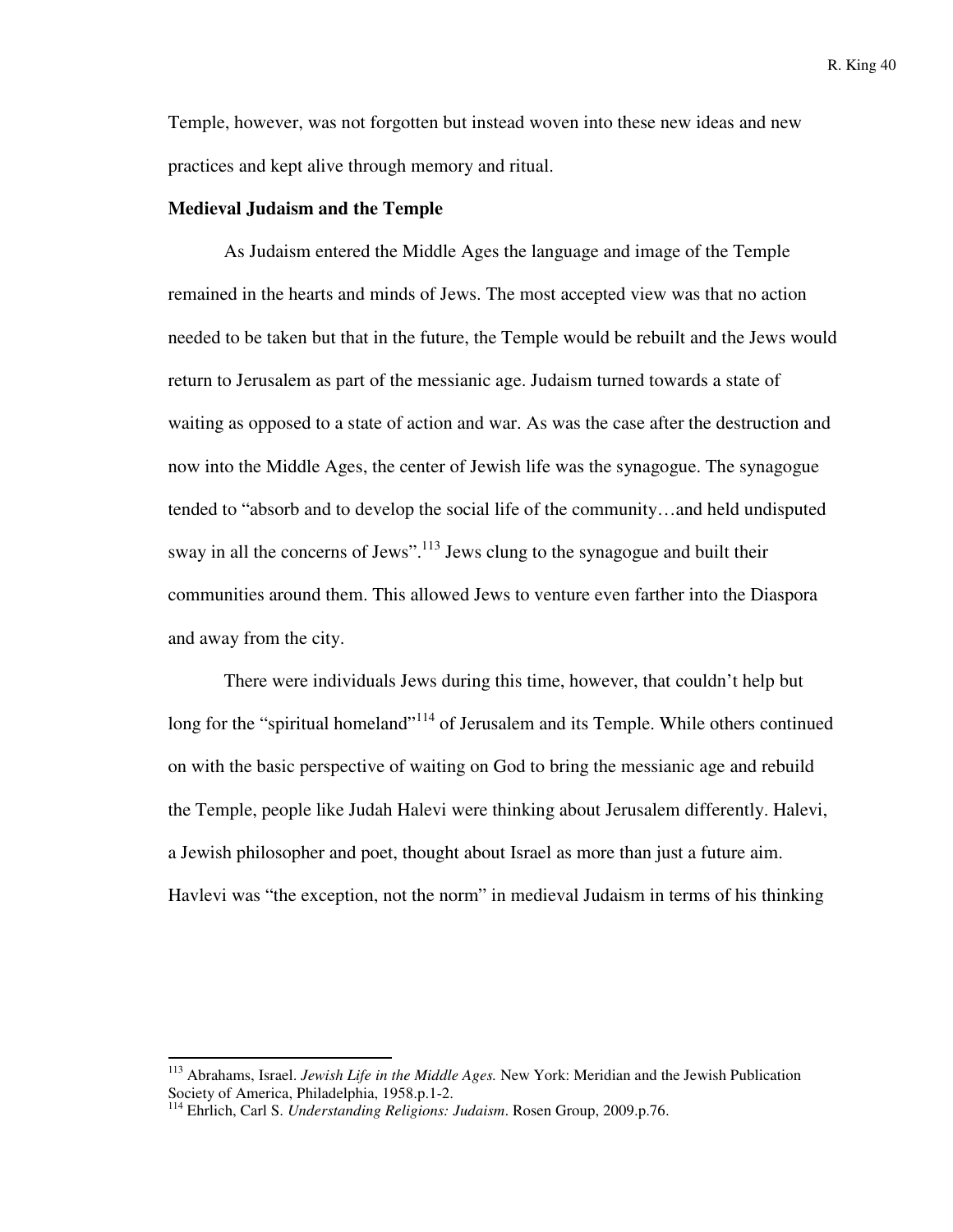Temple, however, was not forgotten but instead woven into these new ideas and new practices and kept alive through memory and ritual.

**Medieval Judaism and the Temple**

As Judaism entered the Middle Ages the language and image of the Temple remained in the hearts and minds of Jews. The most accepted view was that no action needed to be taken but that in the future, the Temple would be rebuilt and the Jews would return to Jerusalem as part of the messianic age. Judaism turned towards a state of waiting as opposed to a state of action and war. As was the case after the destruction and now into the Middle Ages, the center of Jewish life was the synagogue. The synagogue tended to "absorb and to develop the social life of the community…and held undisputed sway in all the concerns of Jews".[113] Jews clung to the synagogue and built their communities around them. This allowed Jews to venture even farther into the Diaspora and away from the city.

There were individuals Jews during this time, however, that couldn't help but long for the "spiritual homeland"[114] of Jerusalem and its Temple. While others continued on with the basic perspective of waiting on God to bring the messianic age and rebuild the Temple, people like Judah Halevi were thinking about Jerusalem differently. Halevi, a Jewish philosopher and poet, thought about Israel as more than just a future aim. Havlevi was "the exception, not the norm" in medieval Judaism in terms of his thinking

---

[113] Abrahams, Israel. *Jewish Life in the Middle Ages.* New York: Meridian and the Jewish Publication Society of America, Philadelphia, 1958.p.1-2.

[114] Ehrlich, Carl S. *Understanding Religions: Judaism*. Rosen Group, 2009.p.76.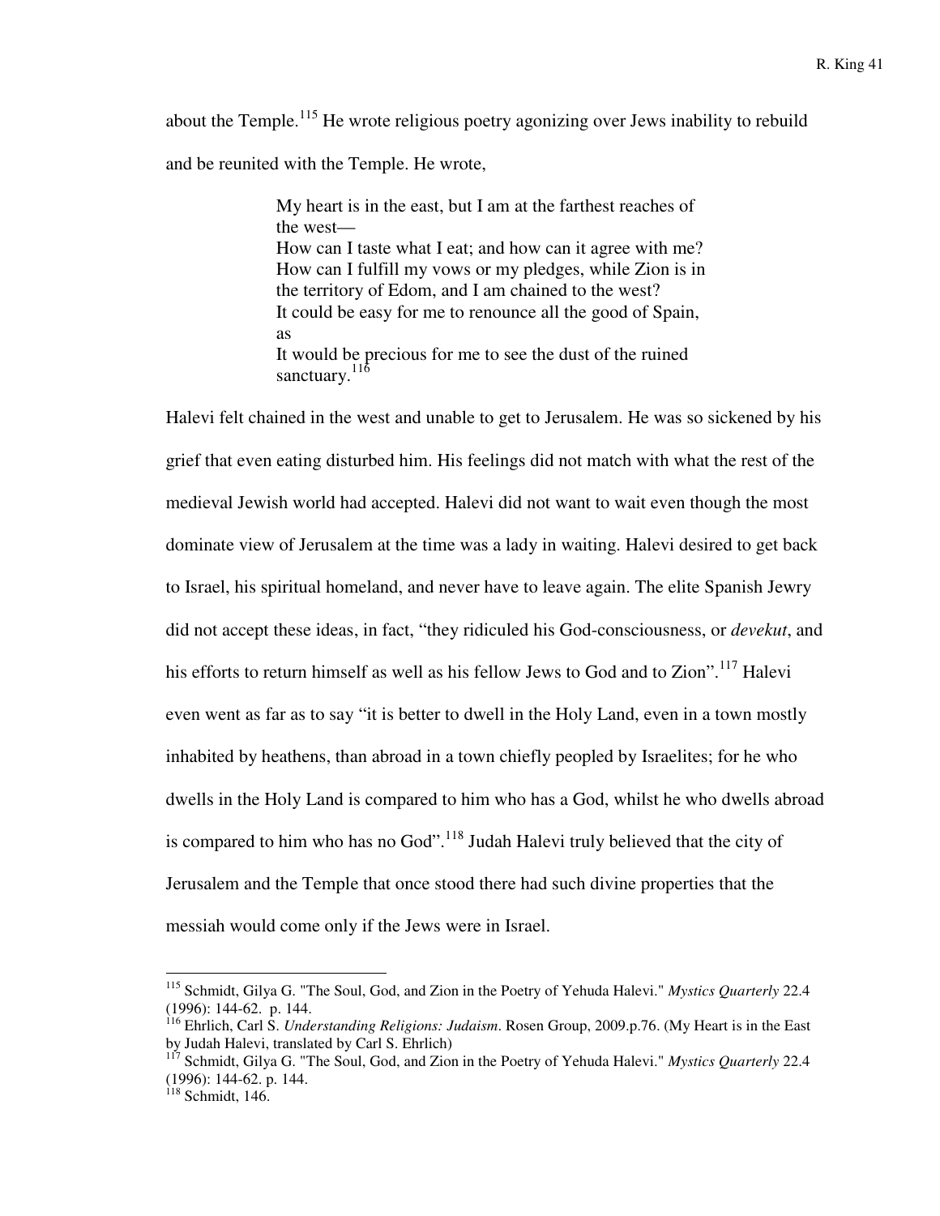about the Temple.[115] He wrote religious poetry agonizing over Jews inability to rebuild and be reunited with the Temple. He wrote,

> My heart is in the east, but I am at the farthest reaches of the west—
> How can I taste what I eat; and how can it agree with me?
> How can I fulfill my vows or my pledges, while Zion is in the territory of Edom, and I am chained to the west?
> It could be easy for me to renounce all the good of Spain, as
> It would be precious for me to see the dust of the ruined sanctuary.[116]

Halevi felt chained in the west and unable to get to Jerusalem. He was so sickened by his grief that even eating disturbed him. His feelings did not match with what the rest of the medieval Jewish world had accepted. Halevi did not want to wait even though the most dominate view of Jerusalem at the time was a lady in waiting. Halevi desired to get back to Israel, his spiritual homeland, and never have to leave again. The elite Spanish Jewry did not accept these ideas, in fact, "they ridiculed his God-consciousness, or *devekut*, and his efforts to return himself as well as his fellow Jews to God and to Zion".[117] Halevi even went as far as to say "it is better to dwell in the Holy Land, even in a town mostly inhabited by heathens, than abroad in a town chiefly peopled by Israelites; for he who dwells in the Holy Land is compared to him who has a God, whilst he who dwells abroad is compared to him who has no God".[118] Judah Halevi truly believed that the city of Jerusalem and the Temple that once stood there had such divine properties that the messiah would come only if the Jews were in Israel.

---

[115] Schmidt, Gilya G. "The Soul, God, and Zion in the Poetry of Yehuda Halevi." *Mystics Quarterly* 22.4 (1996): 144-62. p. 144.

[116] Ehrlich, Carl S. *Understanding Religions: Judaism*. Rosen Group, 2009.p.76. (My Heart is in the East by Judah Halevi, translated by Carl S. Ehrlich)

[117] Schmidt, Gilya G. "The Soul, God, and Zion in the Poetry of Yehuda Halevi." *Mystics Quarterly* 22.4 (1996): 144-62. p. 144.

[118] Schmidt, 146.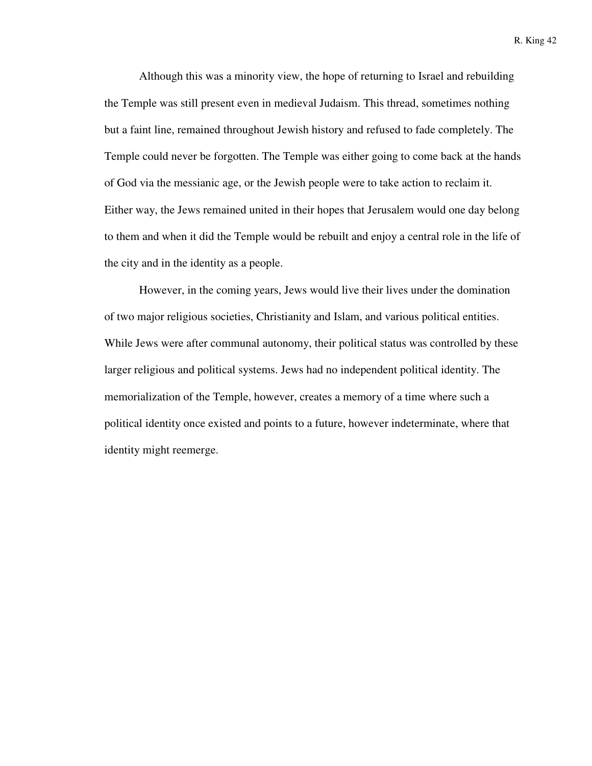Although this was a minority view, the hope of returning to Israel and rebuilding the Temple was still present even in medieval Judaism. This thread, sometimes nothing but a faint line, remained throughout Jewish history and refused to fade completely. The Temple could never be forgotten. The Temple was either going to come back at the hands of God via the messianic age, or the Jewish people were to take action to reclaim it. Either way, the Jews remained united in their hopes that Jerusalem would one day belong to them and when it did the Temple would be rebuilt and enjoy a central role in the life of the city and in the identity as a people.

However, in the coming years, Jews would live their lives under the domination of two major religious societies, Christianity and Islam, and various political entities. While Jews were after communal autonomy, their political status was controlled by these larger religious and political systems. Jews had no independent political identity. The memorialization of the Temple, however, creates a memory of a time where such a political identity once existed and points to a future, however indeterminate, where that identity might reemerge.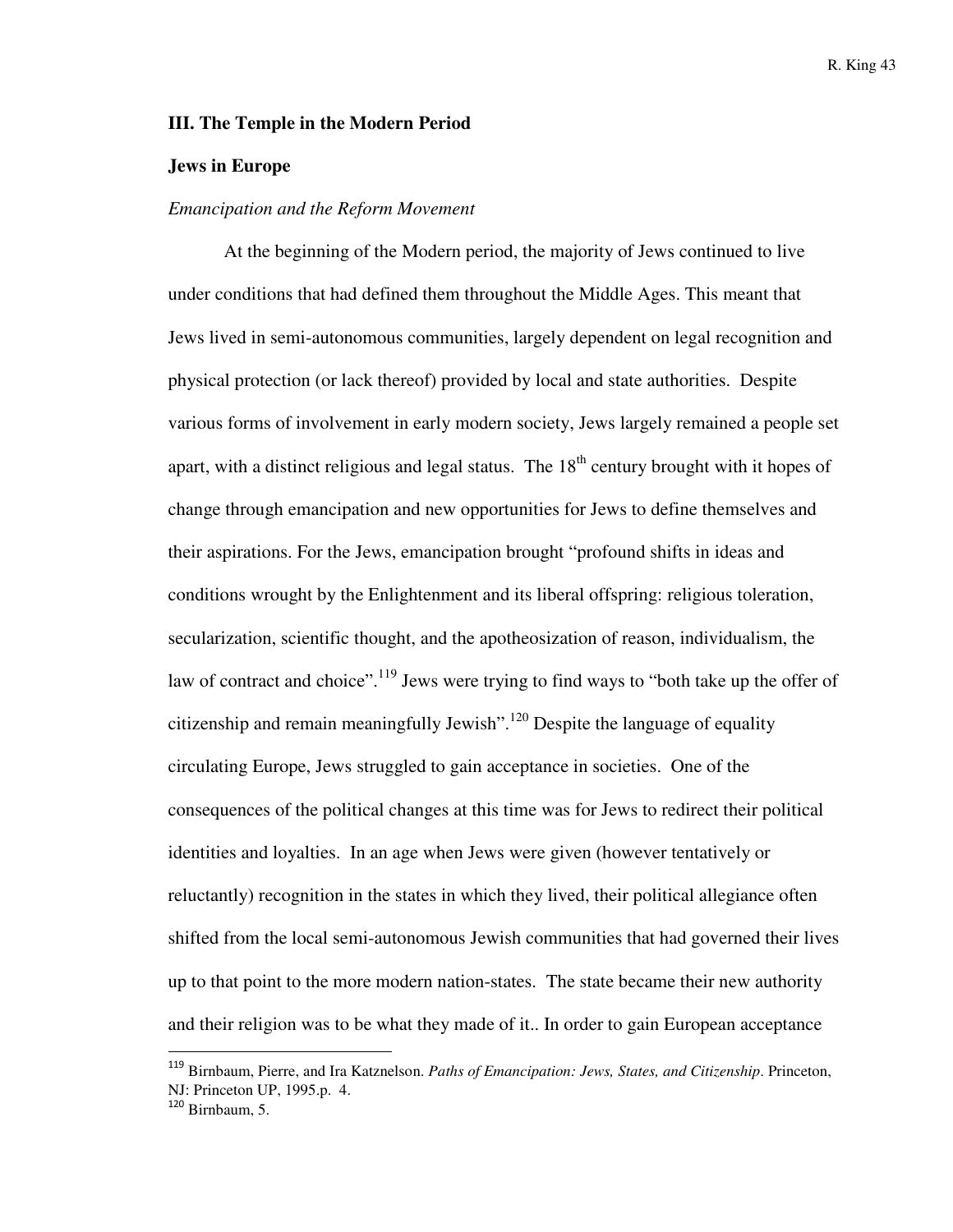## III. The Temple in the Modern Period

### Jews in Europe

*Emancipation and the Reform Movement*

At the beginning of the Modern period, the majority of Jews continued to live under conditions that had defined them throughout the Middle Ages. This meant that Jews lived in semi-autonomous communities, largely dependent on legal recognition and physical protection (or lack thereof) provided by local and state authorities. Despite various forms of involvement in early modern society, Jews largely remained a people set apart, with a distinct religious and legal status. The 18th century brought with it hopes of change through emancipation and new opportunities for Jews to define themselves and their aspirations. For the Jews, emancipation brought "profound shifts in ideas and conditions wrought by the Enlightenment and its liberal offspring: religious toleration, secularization, scientific thought, and the apotheosization of reason, individualism, the law of contract and choice".[119] Jews were trying to find ways to "both take up the offer of citizenship and remain meaningfully Jewish".[120] Despite the language of equality circulating Europe, Jews struggled to gain acceptance in societies. One of the consequences of the political changes at this time was for Jews to redirect their political identities and loyalties. In an age when Jews were given (however tentatively or reluctantly) recognition in the states in which they lived, their political allegiance often shifted from the local semi-autonomous Jewish communities that had governed their lives up to that point to the more modern nation-states. The state became their new authority and their religion was to be what they made of it.. In order to gain European acceptance

---

[119] Birnbaum, Pierre, and Ira Katznelson. *Paths of Emancipation: Jews, States, and Citizenship*. Princeton, NJ: Princeton UP, 1995.p. 4.

[120] Birnbaum, 5.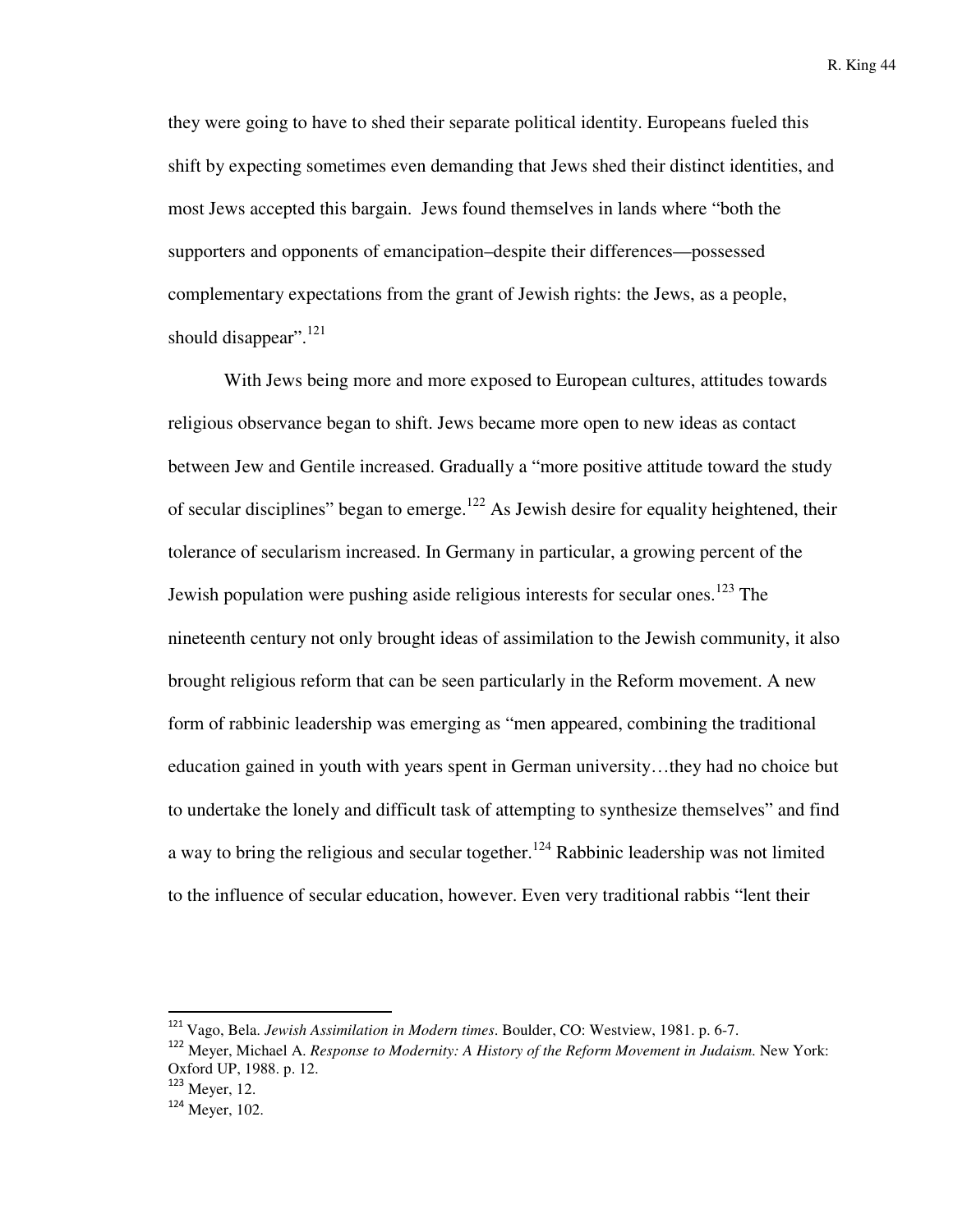they were going to have to shed their separate political identity. Europeans fueled this shift by expecting sometimes even demanding that Jews shed their distinct identities, and most Jews accepted this bargain.  Jews found themselves in lands where "both the supporters and opponents of emancipation–despite their differences—possessed complementary expectations from the grant of Jewish rights: the Jews, as a people, should disappear".[121]

With Jews being more and more exposed to European cultures, attitudes towards religious observance began to shift. Jews became more open to new ideas as contact between Jew and Gentile increased. Gradually a "more positive attitude toward the study of secular disciplines" began to emerge.[122] As Jewish desire for equality heightened, their tolerance of secularism increased. In Germany in particular, a growing percent of the Jewish population were pushing aside religious interests for secular ones.[123] The nineteenth century not only brought ideas of assimilation to the Jewish community, it also brought religious reform that can be seen particularly in the Reform movement. A new form of rabbinic leadership was emerging as "men appeared, combining the traditional education gained in youth with years spent in German university…they had no choice but to undertake the lonely and difficult task of attempting to synthesize themselves" and find a way to bring the religious and secular together.[124] Rabbinic leadership was not limited to the influence of secular education, however. Even very traditional rabbis "lent their

---

[121] Vago, Bela. *Jewish Assimilation in Modern times*. Boulder, CO: Westview, 1981. p. 6-7.

[122] Meyer, Michael A. *Response to Modernity: A History of the Reform Movement in Judaism.* New York: Oxford UP, 1988. p. 12.

[123] Meyer, 12.

[124] Meyer, 102.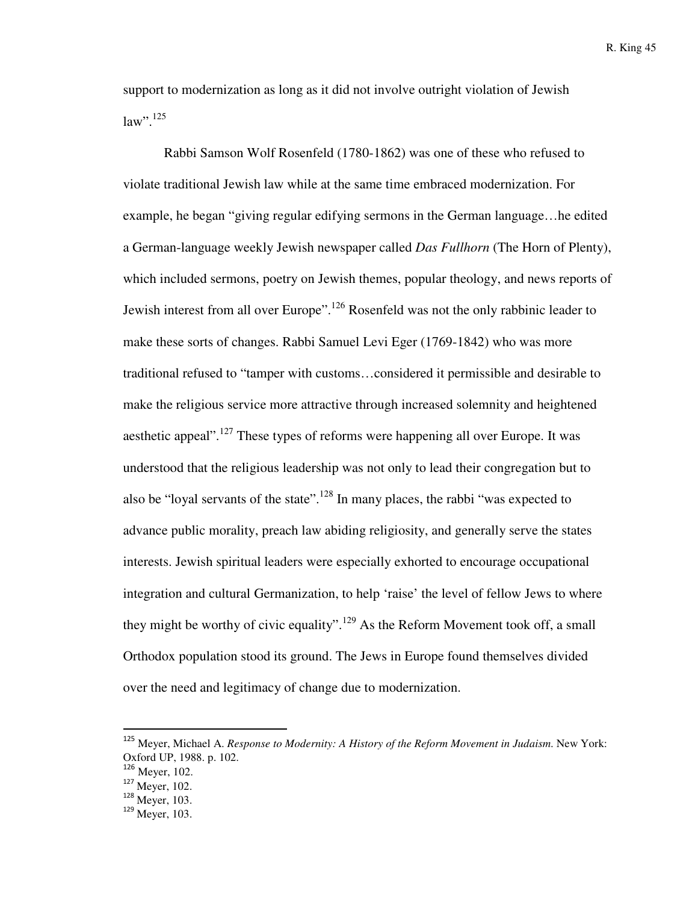support to modernization as long as it did not involve outright violation of Jewish law".[125]

Rabbi Samson Wolf Rosenfeld (1780-1862) was one of these who refused to violate traditional Jewish law while at the same time embraced modernization. For example, he began "giving regular edifying sermons in the German language…he edited a German-language weekly Jewish newspaper called *Das Fullhorn* (The Horn of Plenty), which included sermons, poetry on Jewish themes, popular theology, and news reports of Jewish interest from all over Europe".[126] Rosenfeld was not the only rabbinic leader to make these sorts of changes. Rabbi Samuel Levi Eger (1769-1842) who was more traditional refused to "tamper with customs…considered it permissible and desirable to make the religious service more attractive through increased solemnity and heightened aesthetic appeal".[127] These types of reforms were happening all over Europe. It was understood that the religious leadership was not only to lead their congregation but to also be "loyal servants of the state".[128] In many places, the rabbi "was expected to advance public morality, preach law abiding religiosity, and generally serve the states interests. Jewish spiritual leaders were especially exhorted to encourage occupational integration and cultural Germanization, to help 'raise' the level of fellow Jews to where they might be worthy of civic equality".[129] As the Reform Movement took off, a small Orthodox population stood its ground. The Jews in Europe found themselves divided over the need and legitimacy of change due to modernization.

---

[125] Meyer, Michael A. *Response to Modernity: A History of the Reform Movement in Judaism.* New York: Oxford UP, 1988. p. 102.

[126] Meyer, 102.

[127] Meyer, 102.

[128] Meyer, 103.

[129] Meyer, 103.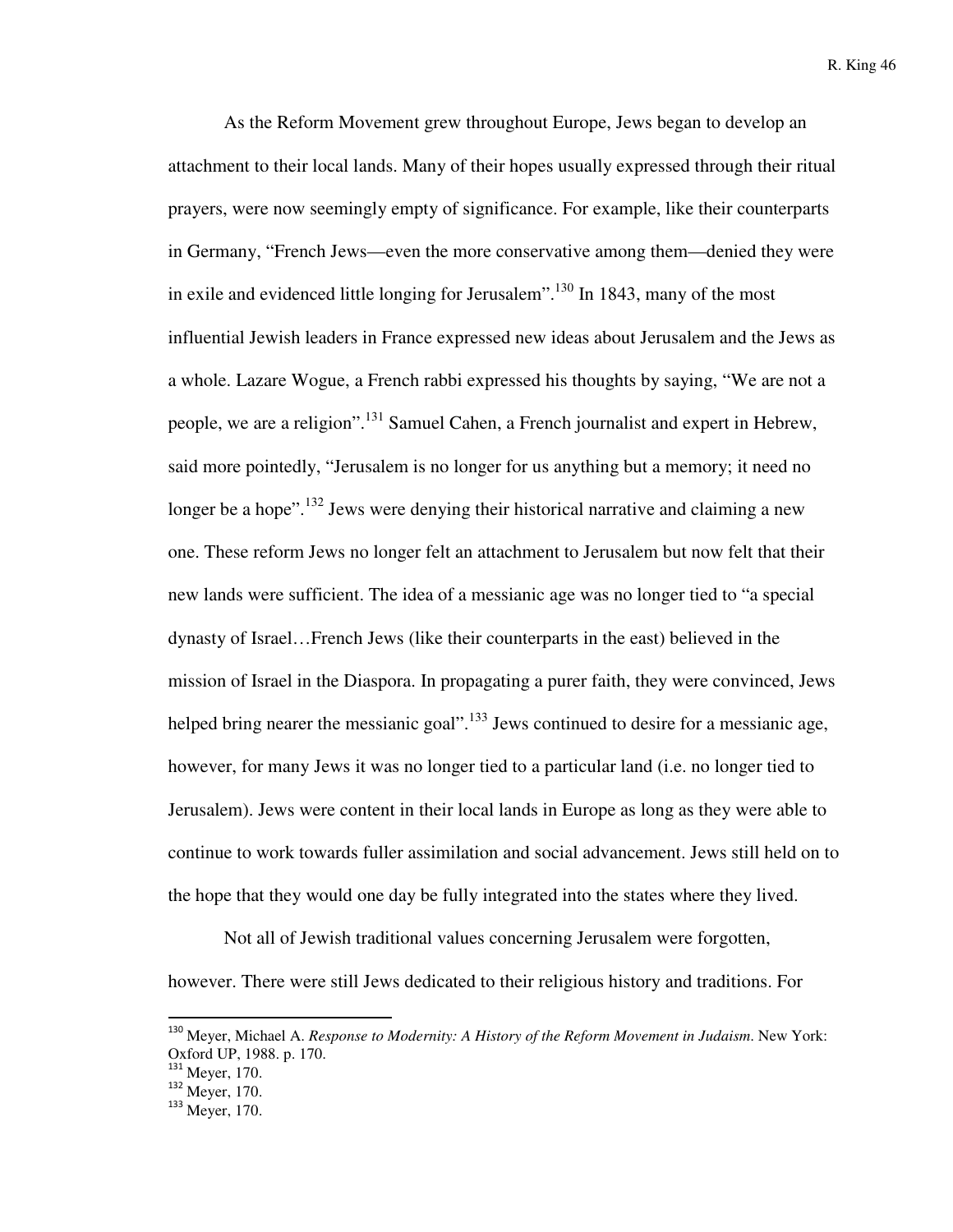As the Reform Movement grew throughout Europe, Jews began to develop an attachment to their local lands. Many of their hopes usually expressed through their ritual prayers, were now seemingly empty of significance. For example, like their counterparts in Germany, "French Jews—even the more conservative among them—denied they were in exile and evidenced little longing for Jerusalem".[130] In 1843, many of the most influential Jewish leaders in France expressed new ideas about Jerusalem and the Jews as a whole. Lazare Wogue, a French rabbi expressed his thoughts by saying, "We are not a people, we are a religion".[131] Samuel Cahen, a French journalist and expert in Hebrew, said more pointedly, "Jerusalem is no longer for us anything but a memory; it need no longer be a hope".[132] Jews were denying their historical narrative and claiming a new one. These reform Jews no longer felt an attachment to Jerusalem but now felt that their new lands were sufficient. The idea of a messianic age was no longer tied to "a special dynasty of Israel…French Jews (like their counterparts in the east) believed in the mission of Israel in the Diaspora. In propagating a purer faith, they were convinced, Jews helped bring nearer the messianic goal".[133] Jews continued to desire for a messianic age, however, for many Jews it was no longer tied to a particular land (i.e. no longer tied to Jerusalem). Jews were content in their local lands in Europe as long as they were able to continue to work towards fuller assimilation and social advancement. Jews still held on to the hope that they would one day be fully integrated into the states where they lived.

Not all of Jewish traditional values concerning Jerusalem were forgotten, however. There were still Jews dedicated to their religious history and traditions. For

---

[130] Meyer, Michael A. *Response to Modernity: A History of the Reform Movement in Judaism*. New York: Oxford UP, 1988. p. 170.

[131] Meyer, 170.

[132] Meyer, 170.

[133] Meyer, 170.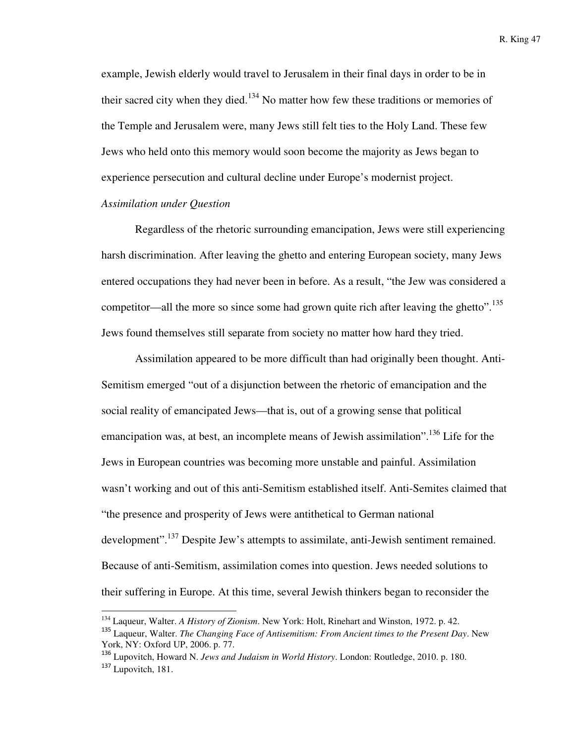example, Jewish elderly would travel to Jerusalem in their final days in order to be in their sacred city when they died.[134] No matter how few these traditions or memories of the Temple and Jerusalem were, many Jews still felt ties to the Holy Land. These few Jews who held onto this memory would soon become the majority as Jews began to experience persecution and cultural decline under Europe's modernist project.

*Assimilation under Question*

Regardless of the rhetoric surrounding emancipation, Jews were still experiencing harsh discrimination. After leaving the ghetto and entering European society, many Jews entered occupations they had never been in before. As a result, "the Jew was considered a competitor—all the more so since some had grown quite rich after leaving the ghetto".[135] Jews found themselves still separate from society no matter how hard they tried.

Assimilation appeared to be more difficult than had originally been thought. Anti-Semitism emerged "out of a disjunction between the rhetoric of emancipation and the social reality of emancipated Jews—that is, out of a growing sense that political emancipation was, at best, an incomplete means of Jewish assimilation".[136] Life for the Jews in European countries was becoming more unstable and painful. Assimilation wasn't working and out of this anti-Semitism established itself. Anti-Semites claimed that "the presence and prosperity of Jews were antithetical to German national development".[137] Despite Jew's attempts to assimilate, anti-Jewish sentiment remained. Because of anti-Semitism, assimilation comes into question. Jews needed solutions to their suffering in Europe. At this time, several Jewish thinkers began to reconsider the

---

[134] Laqueur, Walter. *A History of Zionism*. New York: Holt, Rinehart and Winston, 1972. p. 42.

[135] Laqueur, Walter. *The Changing Face of Antisemitism: From Ancient times to the Present Day*. New York, NY: Oxford UP, 2006. p. 77.

[136] Lupovitch, Howard N. *Jews and Judaism in World History*. London: Routledge, 2010. p. 180.

[137] Lupovitch, 181.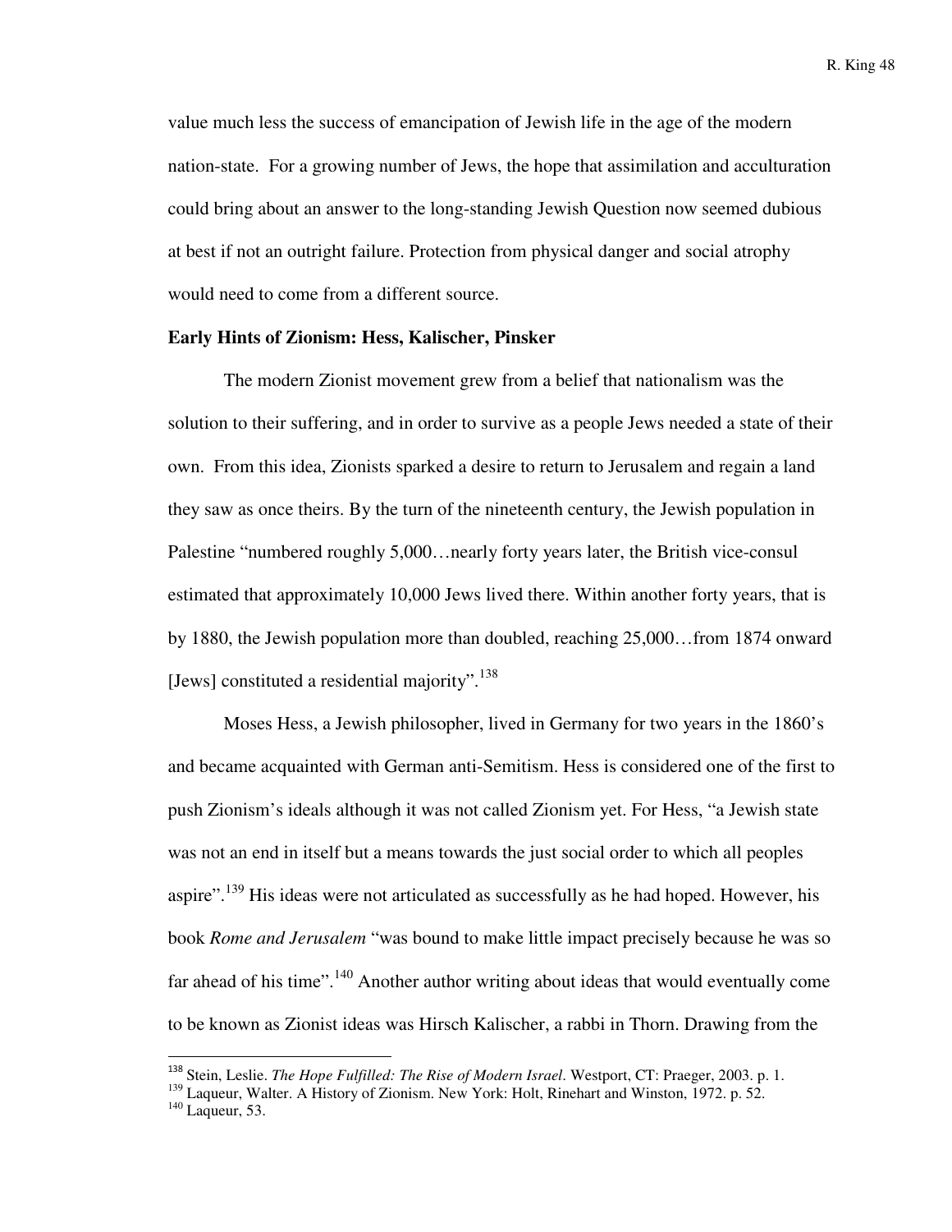value much less the success of emancipation of Jewish life in the age of the modern nation-state. For a growing number of Jews, the hope that assimilation and acculturation could bring about an answer to the long-standing Jewish Question now seemed dubious at best if not an outright failure. Protection from physical danger and social atrophy would need to come from a different source.

**Early Hints of Zionism: Hess, Kalischer, Pinsker**

The modern Zionist movement grew from a belief that nationalism was the solution to their suffering, and in order to survive as a people Jews needed a state of their own. From this idea, Zionists sparked a desire to return to Jerusalem and regain a land they saw as once theirs. By the turn of the nineteenth century, the Jewish population in Palestine "numbered roughly 5,000…nearly forty years later, the British vice-consul estimated that approximately 10,000 Jews lived there. Within another forty years, that is by 1880, the Jewish population more than doubled, reaching 25,000…from 1874 onward [Jews] constituted a residential majority".[138]

Moses Hess, a Jewish philosopher, lived in Germany for two years in the 1860's and became acquainted with German anti-Semitism. Hess is considered one of the first to push Zionism's ideals although it was not called Zionism yet. For Hess, "a Jewish state was not an end in itself but a means towards the just social order to which all peoples aspire".[139] His ideas were not articulated as successfully as he had hoped. However, his book *Rome and Jerusalem* "was bound to make little impact precisely because he was so far ahead of his time".[140] Another author writing about ideas that would eventually come to be known as Zionist ideas was Hirsch Kalischer, a rabbi in Thorn. Drawing from the

---

[138] Stein, Leslie. *The Hope Fulfilled: The Rise of Modern Israel*. Westport, CT: Praeger, 2003. p. 1.

[139] Laqueur, Walter. A History of Zionism. New York: Holt, Rinehart and Winston, 1972. p. 52.

[140] Laqueur, 53.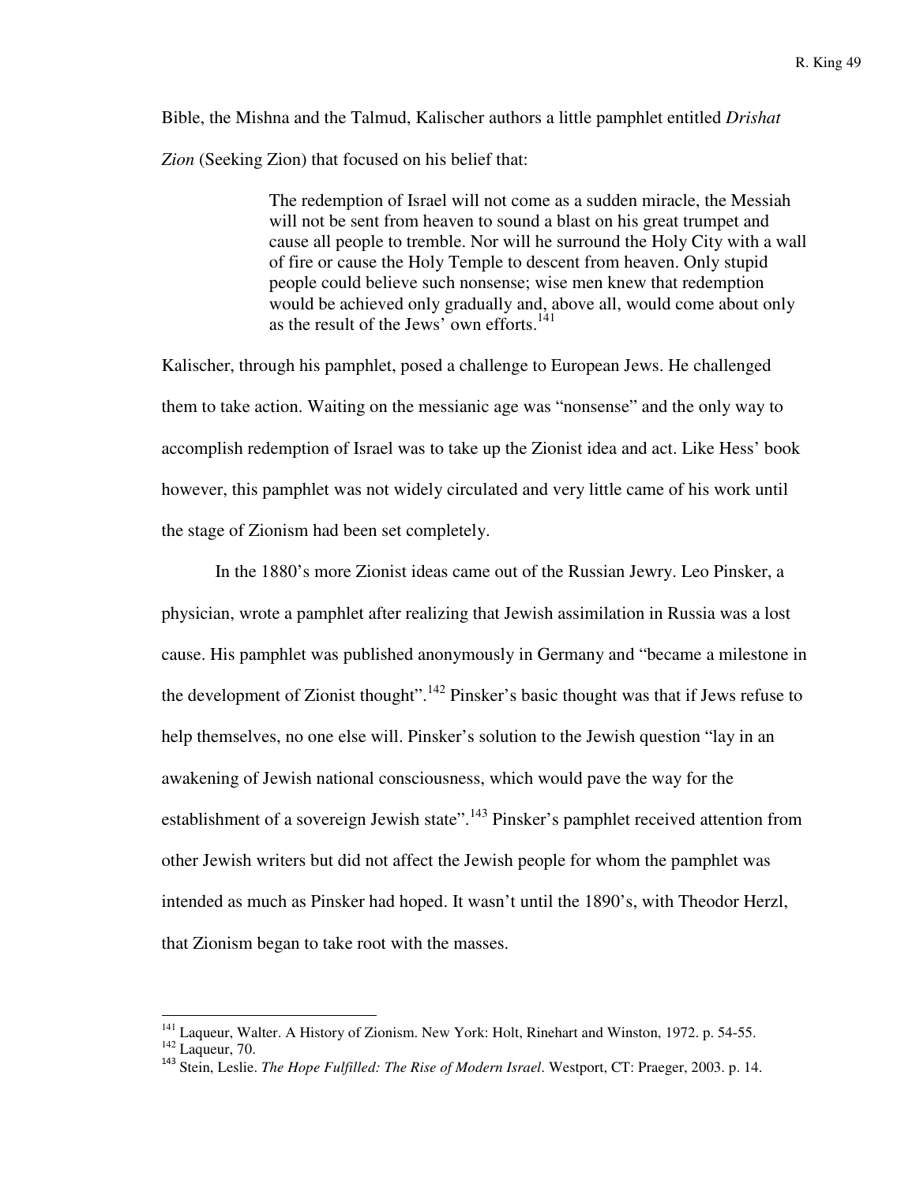Bible, the Mishna and the Talmud, Kalischer authors a little pamphlet entitled *Drishat Zion* (Seeking Zion) that focused on his belief that:

> The redemption of Israel will not come as a sudden miracle, the Messiah will not be sent from heaven to sound a blast on his great trumpet and cause all people to tremble. Nor will he surround the Holy City with a wall of fire or cause the Holy Temple to descent from heaven. Only stupid people could believe such nonsense; wise men knew that redemption would be achieved only gradually and, above all, would come about only as the result of the Jews' own efforts.[141]

Kalischer, through his pamphlet, posed a challenge to European Jews. He challenged them to take action. Waiting on the messianic age was "nonsense" and the only way to accomplish redemption of Israel was to take up the Zionist idea and act. Like Hess' book however, this pamphlet was not widely circulated and very little came of his work until the stage of Zionism had been set completely.

In the 1880's more Zionist ideas came out of the Russian Jewry. Leo Pinsker, a physician, wrote a pamphlet after realizing that Jewish assimilation in Russia was a lost cause. His pamphlet was published anonymously in Germany and "became a milestone in the development of Zionist thought".[142] Pinsker's basic thought was that if Jews refuse to help themselves, no one else will. Pinsker's solution to the Jewish question "lay in an awakening of Jewish national consciousness, which would pave the way for the establishment of a sovereign Jewish state".[143] Pinsker's pamphlet received attention from other Jewish writers but did not affect the Jewish people for whom the pamphlet was intended as much as Pinsker had hoped. It wasn't until the 1890's, with Theodor Herzl, that Zionism began to take root with the masses.

---

[141] Laqueur, Walter. A History of Zionism. New York: Holt, Rinehart and Winston, 1972. p. 54-55.
[142] Laqueur, 70.
[143] Stein, Leslie. *The Hope Fulfilled: The Rise of Modern Israel*. Westport, CT: Praeger, 2003. p. 14.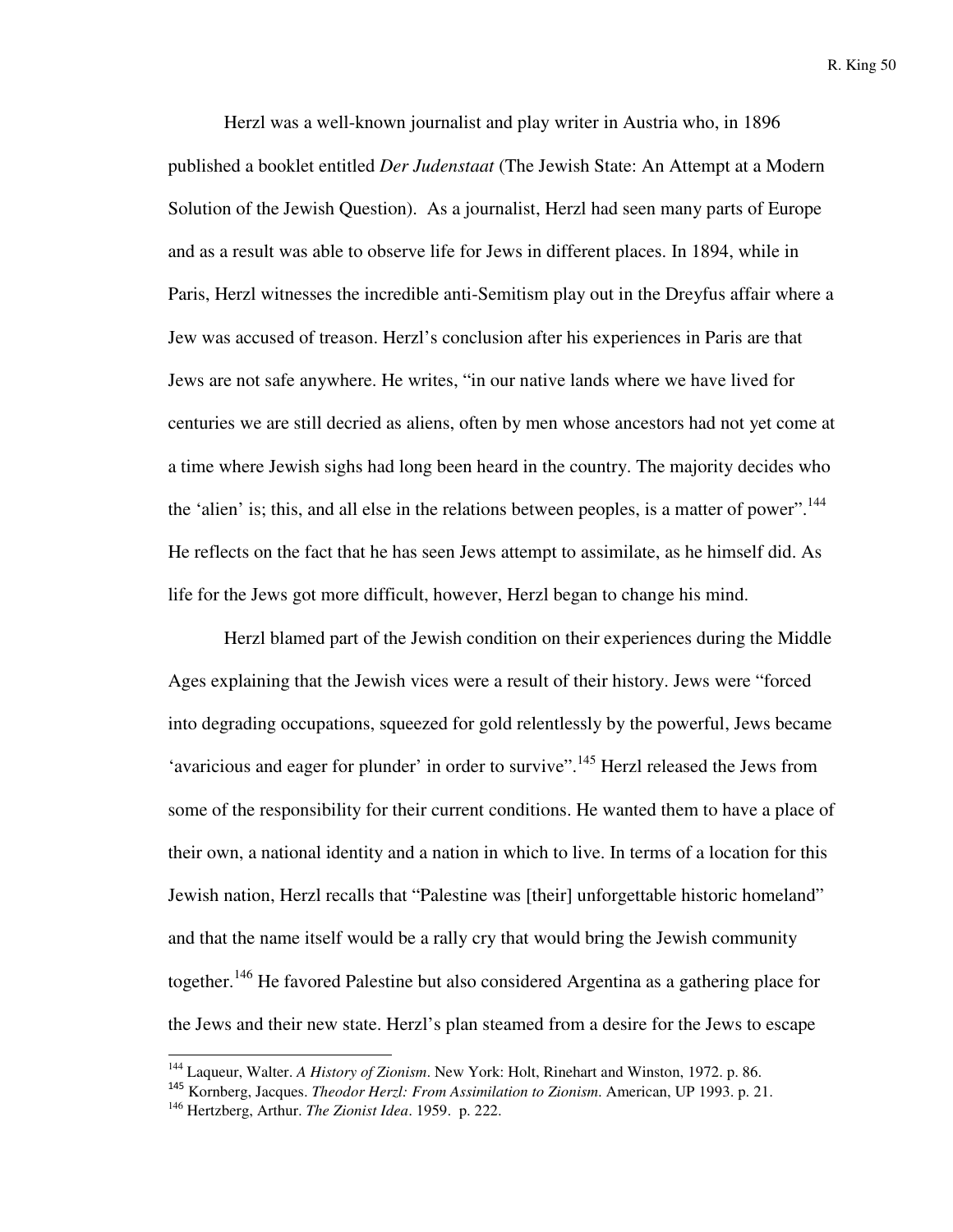Herzl was a well-known journalist and play writer in Austria who, in 1896 published a booklet entitled *Der Judenstaat* (The Jewish State: An Attempt at a Modern Solution of the Jewish Question). As a journalist, Herzl had seen many parts of Europe and as a result was able to observe life for Jews in different places. In 1894, while in Paris, Herzl witnesses the incredible anti-Semitism play out in the Dreyfus affair where a Jew was accused of treason. Herzl's conclusion after his experiences in Paris are that Jews are not safe anywhere. He writes, "in our native lands where we have lived for centuries we are still decried as aliens, often by men whose ancestors had not yet come at a time where Jewish sighs had long been heard in the country. The majority decides who the 'alien' is; this, and all else in the relations between peoples, is a matter of power".[144] He reflects on the fact that he has seen Jews attempt to assimilate, as he himself did. As life for the Jews got more difficult, however, Herzl began to change his mind.

Herzl blamed part of the Jewish condition on their experiences during the Middle Ages explaining that the Jewish vices were a result of their history. Jews were "forced into degrading occupations, squeezed for gold relentlessly by the powerful, Jews became 'avaricious and eager for plunder' in order to survive".[145] Herzl released the Jews from some of the responsibility for their current conditions. He wanted them to have a place of their own, a national identity and a nation in which to live. In terms of a location for this Jewish nation, Herzl recalls that "Palestine was [their] unforgettable historic homeland" and that the name itself would be a rally cry that would bring the Jewish community together.[146] He favored Palestine but also considered Argentina as a gathering place for the Jews and their new state. Herzl's plan steamed from a desire for the Jews to escape

---

[144] Laqueur, Walter. *A History of Zionism*. New York: Holt, Rinehart and Winston, 1972. p. 86.

[145] Kornberg, Jacques. *Theodor Herzl: From Assimilation to Zionism*. American, UP 1993. p. 21.

[146] Hertzberg, Arthur. *The Zionist Idea*. 1959. p. 222.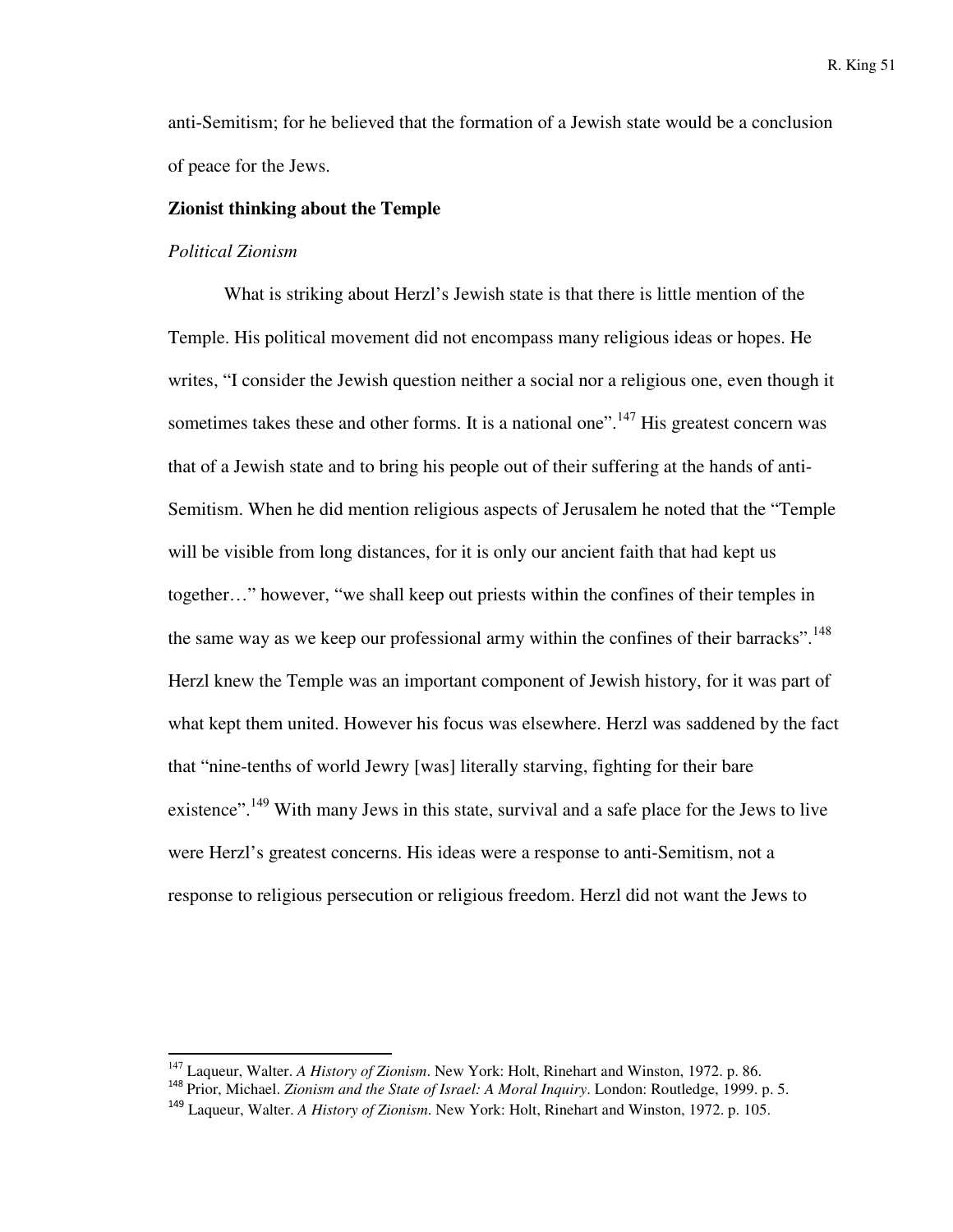anti-Semitism; for he believed that the formation of a Jewish state would be a conclusion of peace for the Jews.

## Zionist thinking about the Temple

### *Political Zionism*

What is striking about Herzl's Jewish state is that there is little mention of the Temple. His political movement did not encompass many religious ideas or hopes. He writes, "I consider the Jewish question neither a social nor a religious one, even though it sometimes takes these and other forms. It is a national one".[147] His greatest concern was that of a Jewish state and to bring his people out of their suffering at the hands of anti-Semitism. When he did mention religious aspects of Jerusalem he noted that the "Temple will be visible from long distances, for it is only our ancient faith that had kept us together…" however, "we shall keep out priests within the confines of their temples in the same way as we keep our professional army within the confines of their barracks".[148] Herzl knew the Temple was an important component of Jewish history, for it was part of what kept them united. However his focus was elsewhere. Herzl was saddened by the fact that "nine-tenths of world Jewry [was] literally starving, fighting for their bare existence".[149] With many Jews in this state, survival and a safe place for the Jews to live were Herzl's greatest concerns. His ideas were a response to anti-Semitism, not a response to religious persecution or religious freedom. Herzl did not want the Jews to

---

[147] Laqueur, Walter. *A History of Zionism*. New York: Holt, Rinehart and Winston, 1972. p. 86.

[148] Prior, Michael. *Zionism and the State of Israel: A Moral Inquiry*. London: Routledge, 1999. p. 5.

[149] Laqueur, Walter. *A History of Zionism*. New York: Holt, Rinehart and Winston, 1972. p. 105.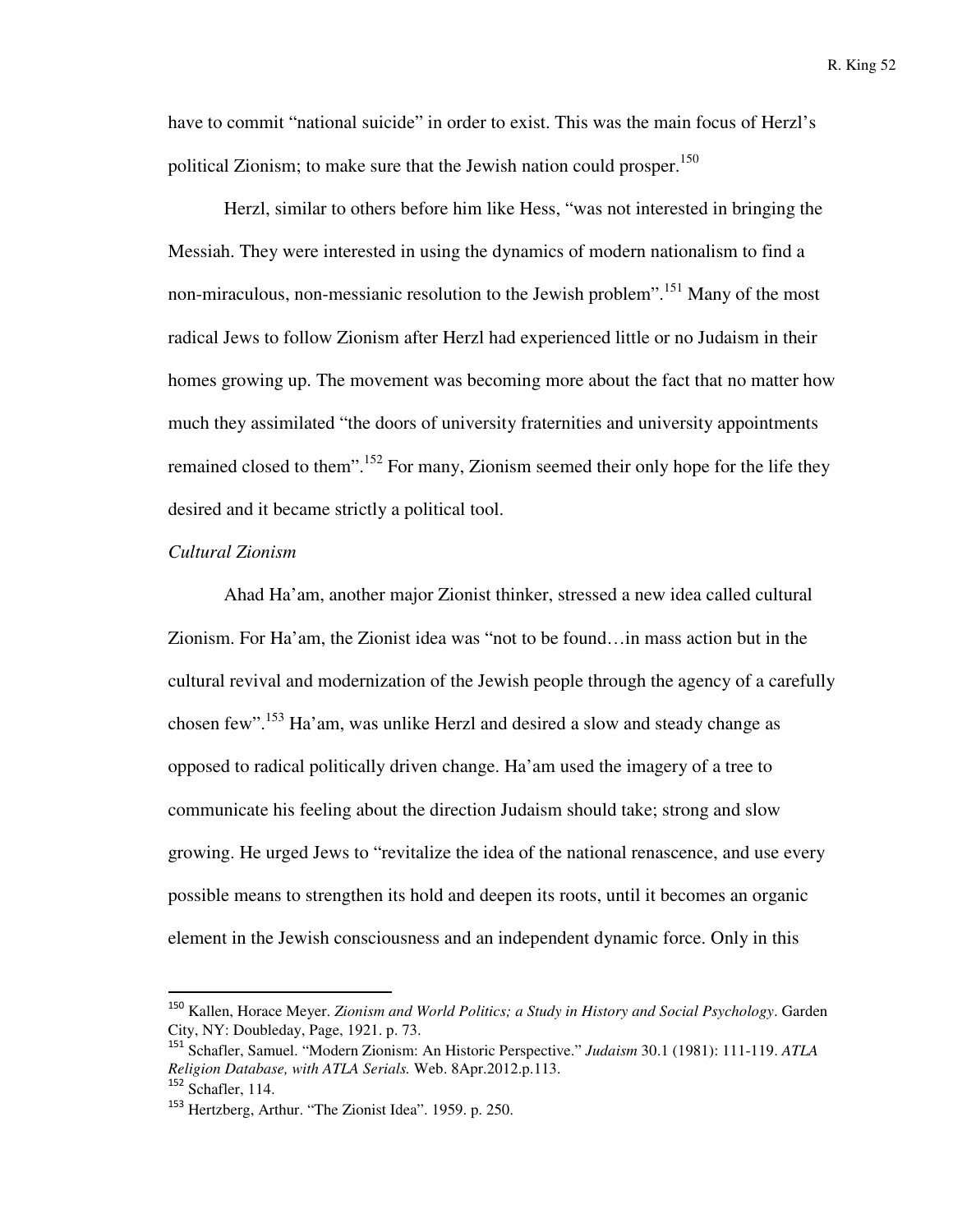have to commit "national suicide" in order to exist. This was the main focus of Herzl's political Zionism; to make sure that the Jewish nation could prosper.[150]

Herzl, similar to others before him like Hess, "was not interested in bringing the Messiah. They were interested in using the dynamics of modern nationalism to find a non-miraculous, non-messianic resolution to the Jewish problem".[151] Many of the most radical Jews to follow Zionism after Herzl had experienced little or no Judaism in their homes growing up. The movement was becoming more about the fact that no matter how much they assimilated "the doors of university fraternities and university appointments remained closed to them".[152] For many, Zionism seemed their only hope for the life they desired and it became strictly a political tool.

*Cultural Zionism*

Ahad Ha'am, another major Zionist thinker, stressed a new idea called cultural Zionism. For Ha'am, the Zionist idea was "not to be found…in mass action but in the cultural revival and modernization of the Jewish people through the agency of a carefully chosen few".[153] Ha'am, was unlike Herzl and desired a slow and steady change as opposed to radical politically driven change. Ha'am used the imagery of a tree to communicate his feeling about the direction Judaism should take; strong and slow growing. He urged Jews to "revitalize the idea of the national renascence, and use every possible means to strengthen its hold and deepen its roots, until it becomes an organic element in the Jewish consciousness and an independent dynamic force. Only in this

---

[150] Kallen, Horace Meyer. *Zionism and World Politics; a Study in History and Social Psychology*. Garden City, NY: Doubleday, Page, 1921. p. 73.

[151] Schafler, Samuel. "Modern Zionism: An Historic Perspective." *Judaism* 30.1 (1981): 111-119. *ATLA Religion Database, with ATLA Serials.* Web. 8Apr.2012.p.113.

[152] Schafler, 114.

[153] Hertzberg, Arthur. "The Zionist Idea". 1959. p. 250.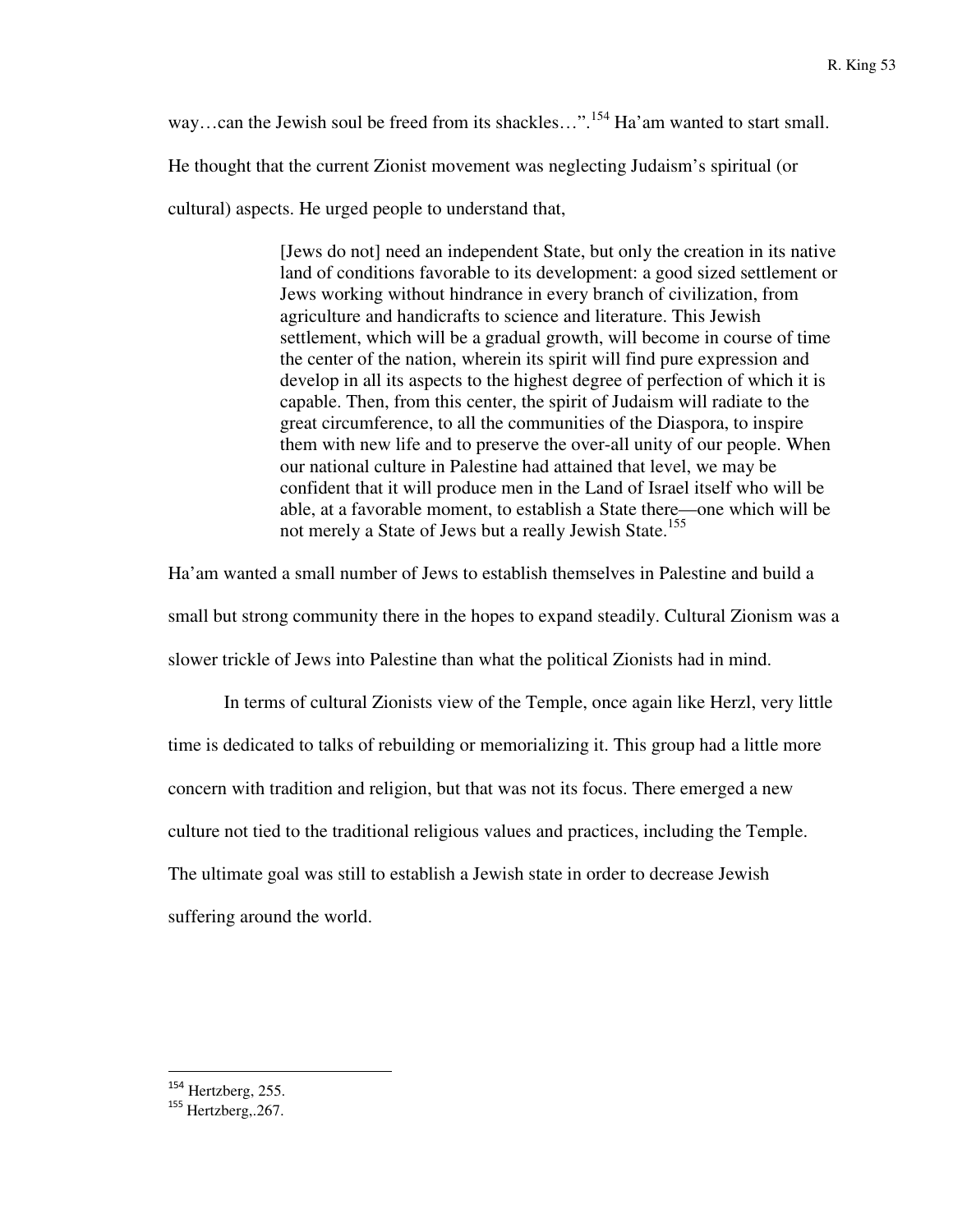way…can the Jewish soul be freed from its shackles…".[154] Ha'am wanted to start small. He thought that the current Zionist movement was neglecting Judaism's spiritual (or cultural) aspects. He urged people to understand that,

> [Jews do not] need an independent State, but only the creation in its native land of conditions favorable to its development: a good sized settlement or Jews working without hindrance in every branch of civilization, from agriculture and handicrafts to science and literature. This Jewish settlement, which will be a gradual growth, will become in course of time the center of the nation, wherein its spirit will find pure expression and develop in all its aspects to the highest degree of perfection of which it is capable. Then, from this center, the spirit of Judaism will radiate to the great circumference, to all the communities of the Diaspora, to inspire them with new life and to preserve the over-all unity of our people. When our national culture in Palestine had attained that level, we may be confident that it will produce men in the Land of Israel itself who will be able, at a favorable moment, to establish a State there—one which will be not merely a State of Jews but a really Jewish State.[155]

Ha'am wanted a small number of Jews to establish themselves in Palestine and build a small but strong community there in the hopes to expand steadily. Cultural Zionism was a slower trickle of Jews into Palestine than what the political Zionists had in mind.

In terms of cultural Zionists view of the Temple, once again like Herzl, very little time is dedicated to talks of rebuilding or memorializing it. This group had a little more concern with tradition and religion, but that was not its focus. There emerged a new culture not tied to the traditional religious values and practices, including the Temple. The ultimate goal was still to establish a Jewish state in order to decrease Jewish suffering around the world.

---

[154] Hertzberg, 255.

[155] Hertzberg,.267.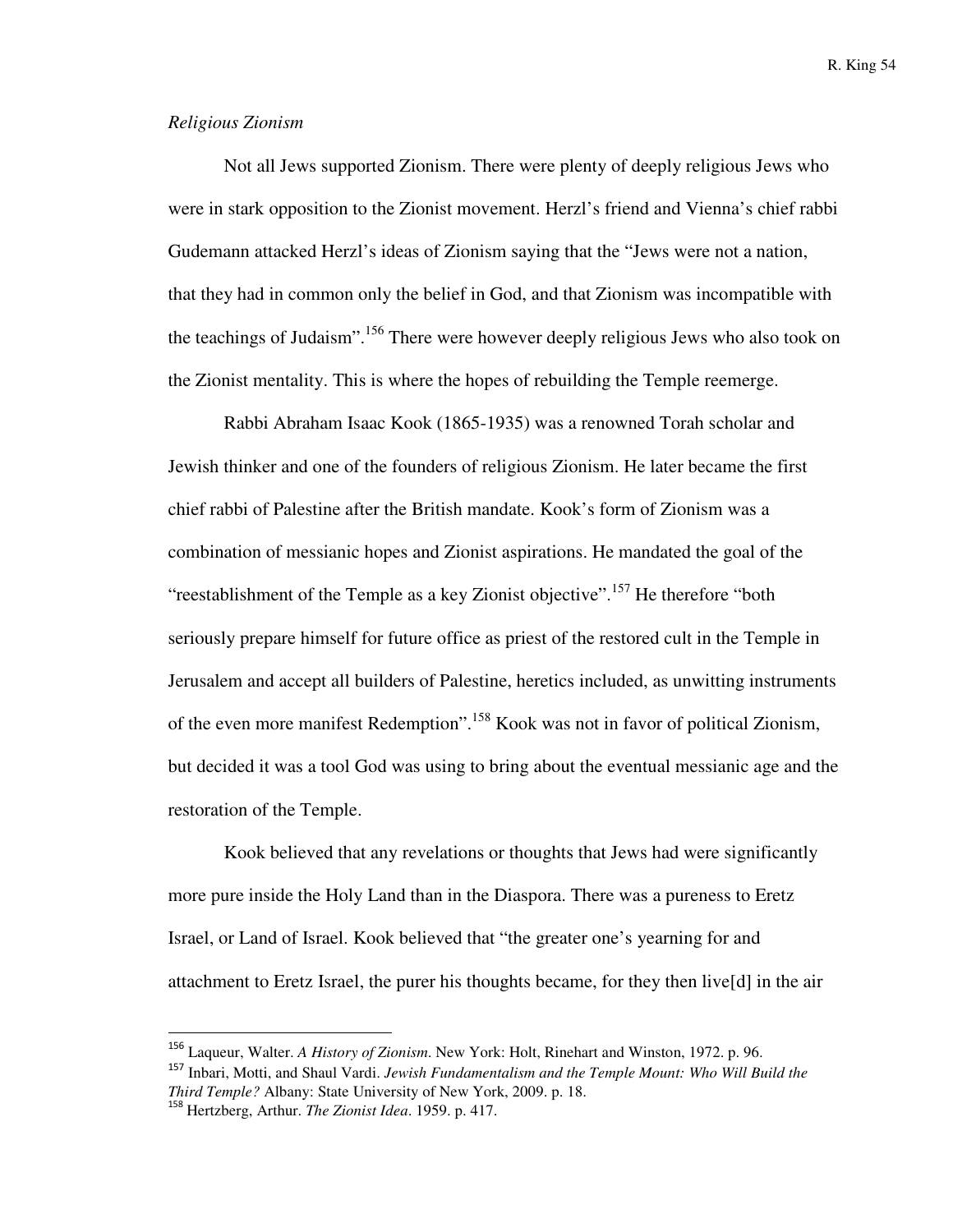*Religious Zionism*

Not all Jews supported Zionism. There were plenty of deeply religious Jews who were in stark opposition to the Zionist movement. Herzl's friend and Vienna's chief rabbi Gudemann attacked Herzl's ideas of Zionism saying that the "Jews were not a nation, that they had in common only the belief in God, and that Zionism was incompatible with the teachings of Judaism".[156] There were however deeply religious Jews who also took on the Zionist mentality. This is where the hopes of rebuilding the Temple reemerge.

Rabbi Abraham Isaac Kook (1865-1935) was a renowned Torah scholar and Jewish thinker and one of the founders of religious Zionism. He later became the first chief rabbi of Palestine after the British mandate. Kook's form of Zionism was a combination of messianic hopes and Zionist aspirations. He mandated the goal of the "reestablishment of the Temple as a key Zionist objective".[157] He therefore "both seriously prepare himself for future office as priest of the restored cult in the Temple in Jerusalem and accept all builders of Palestine, heretics included, as unwitting instruments of the even more manifest Redemption".[158] Kook was not in favor of political Zionism, but decided it was a tool God was using to bring about the eventual messianic age and the restoration of the Temple.

Kook believed that any revelations or thoughts that Jews had were significantly more pure inside the Holy Land than in the Diaspora. There was a pureness to Eretz Israel, or Land of Israel. Kook believed that "the greater one's yearning for and attachment to Eretz Israel, the purer his thoughts became, for they then live[d] in the air

---

[156] Laqueur, Walter. *A History of Zionism*. New York: Holt, Rinehart and Winston, 1972. p. 96.

[157] Inbari, Motti, and Shaul Vardi. *Jewish Fundamentalism and the Temple Mount: Who Will Build the Third Temple?* Albany: State University of New York, 2009. p. 18.

[158] Hertzberg, Arthur. *The Zionist Idea*. 1959. p. 417.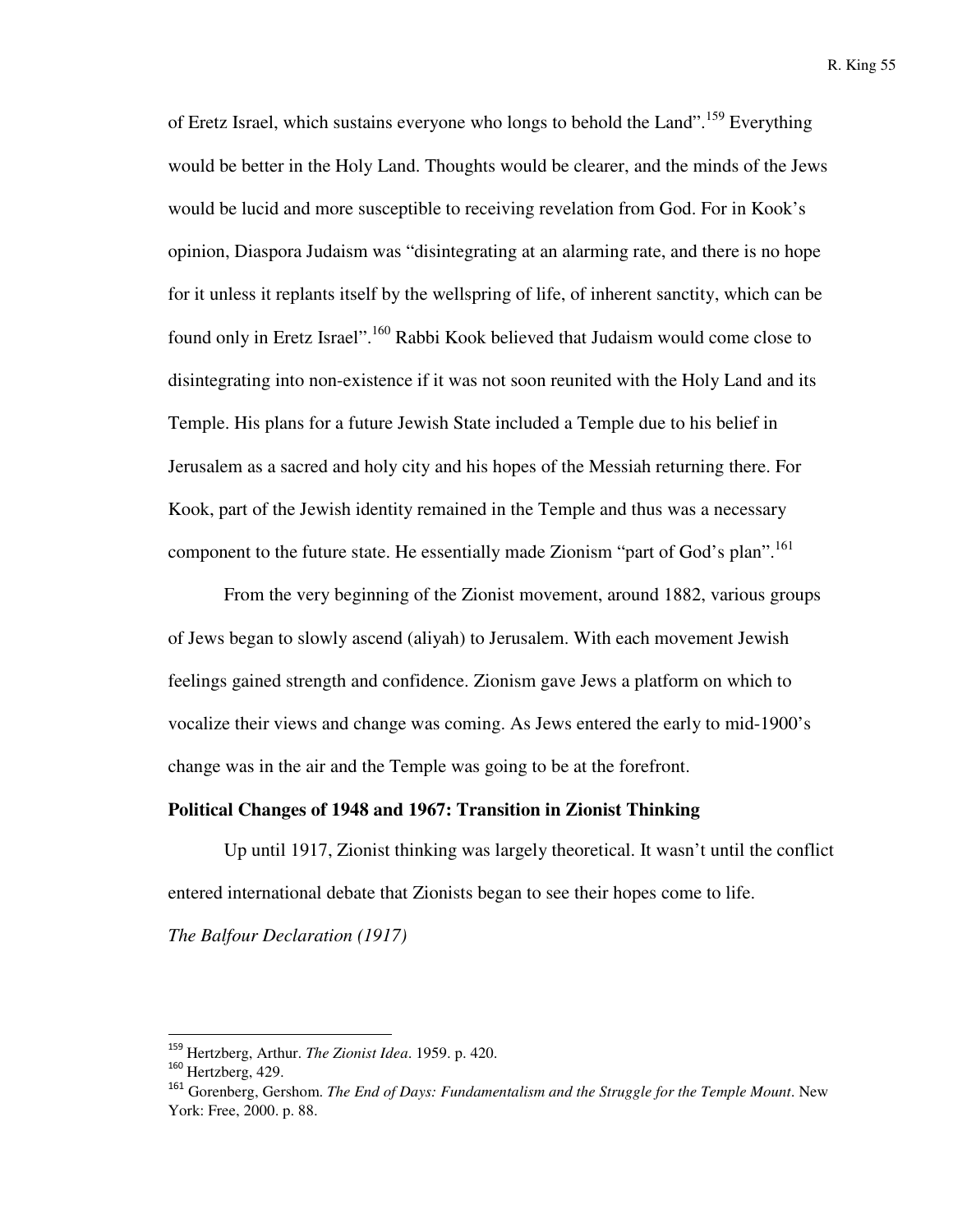of Eretz Israel, which sustains everyone who longs to behold the Land".[159] Everything would be better in the Holy Land. Thoughts would be clearer, and the minds of the Jews would be lucid and more susceptible to receiving revelation from God. For in Kook's opinion, Diaspora Judaism was "disintegrating at an alarming rate, and there is no hope for it unless it replants itself by the wellspring of life, of inherent sanctity, which can be found only in Eretz Israel".[160] Rabbi Kook believed that Judaism would come close to disintegrating into non-existence if it was not soon reunited with the Holy Land and its Temple. His plans for a future Jewish State included a Temple due to his belief in Jerusalem as a sacred and holy city and his hopes of the Messiah returning there. For Kook, part of the Jewish identity remained in the Temple and thus was a necessary component to the future state. He essentially made Zionism "part of God's plan".[161]

From the very beginning of the Zionist movement, around 1882, various groups of Jews began to slowly ascend (aliyah) to Jerusalem. With each movement Jewish feelings gained strength and confidence. Zionism gave Jews a platform on which to vocalize their views and change was coming. As Jews entered the early to mid-1900's change was in the air and the Temple was going to be at the forefront.

**Political Changes of 1948 and 1967: Transition in Zionist Thinking**

Up until 1917, Zionist thinking was largely theoretical. It wasn't until the conflict entered international debate that Zionists began to see their hopes come to life.

*The Balfour Declaration (1917)*

---

[159] Hertzberg, Arthur. *The Zionist Idea*. 1959. p. 420.

[160] Hertzberg, 429.

[161] Gorenberg, Gershom. *The End of Days: Fundamentalism and the Struggle for the Temple Mount*. New York: Free, 2000. p. 88.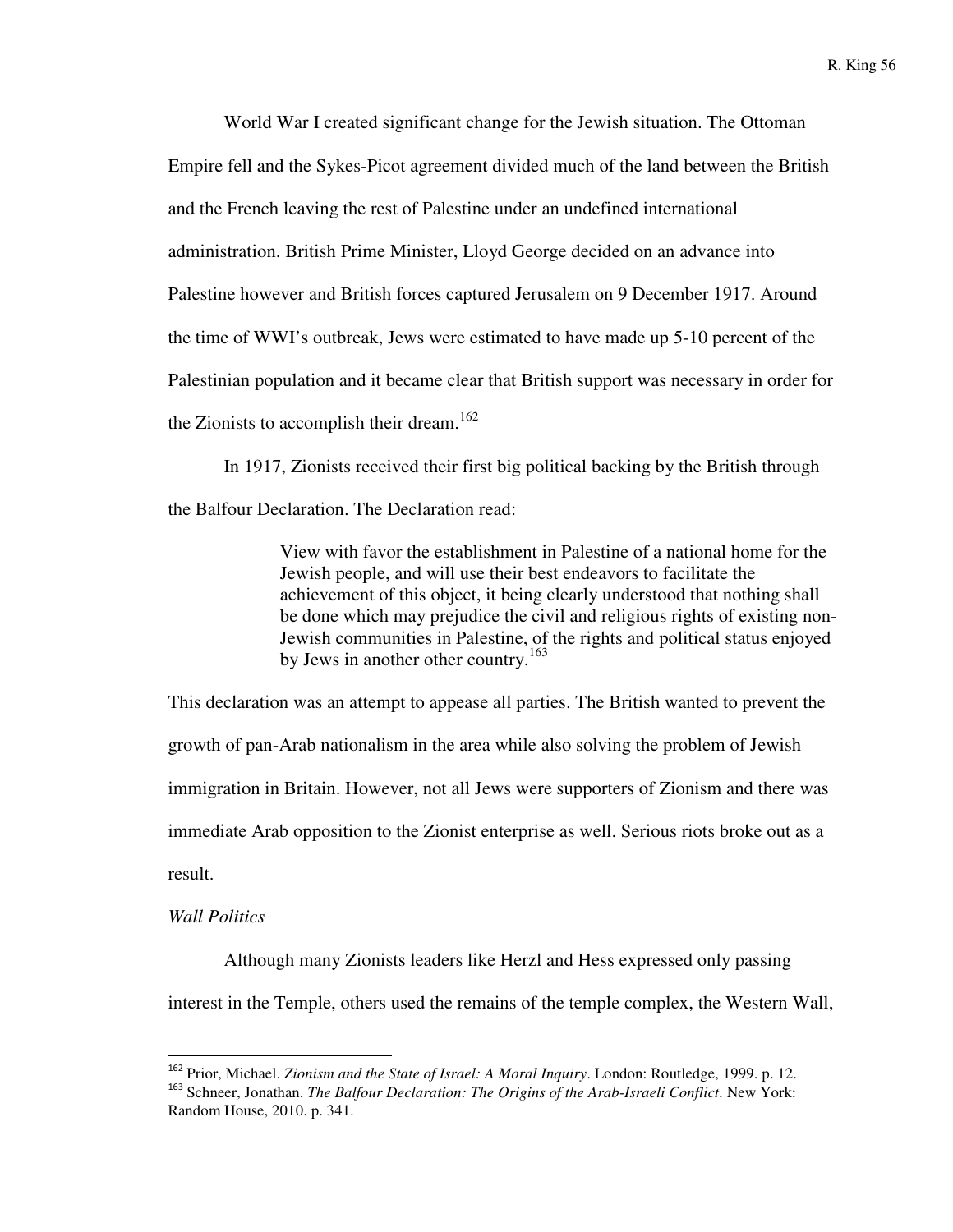World War I created significant change for the Jewish situation. The Ottoman Empire fell and the Sykes-Picot agreement divided much of the land between the British and the French leaving the rest of Palestine under an undefined international administration. British Prime Minister, Lloyd George decided on an advance into Palestine however and British forces captured Jerusalem on 9 December 1917. Around the time of WWI's outbreak, Jews were estimated to have made up 5-10 percent of the Palestinian population and it became clear that British support was necessary in order for the Zionists to accomplish their dream.[162]

In 1917, Zionists received their first big political backing by the British through the Balfour Declaration. The Declaration read:

> View with favor the establishment in Palestine of a national home for the Jewish people, and will use their best endeavors to facilitate the achievement of this object, it being clearly understood that nothing shall be done which may prejudice the civil and religious rights of existing non-Jewish communities in Palestine, of the rights and political status enjoyed by Jews in another other country.[163]

This declaration was an attempt to appease all parties. The British wanted to prevent the growth of pan-Arab nationalism in the area while also solving the problem of Jewish immigration in Britain. However, not all Jews were supporters of Zionism and there was immediate Arab opposition to the Zionist enterprise as well. Serious riots broke out as a result.

*Wall Politics*

Although many Zionists leaders like Herzl and Hess expressed only passing interest in the Temple, others used the remains of the temple complex, the Western Wall,

---

[162] Prior, Michael. *Zionism and the State of Israel: A Moral Inquiry*. London: Routledge, 1999. p. 12.

[163] Schneer, Jonathan. *The Balfour Declaration: The Origins of the Arab-Israeli Conflict*. New York: Random House, 2010. p. 341.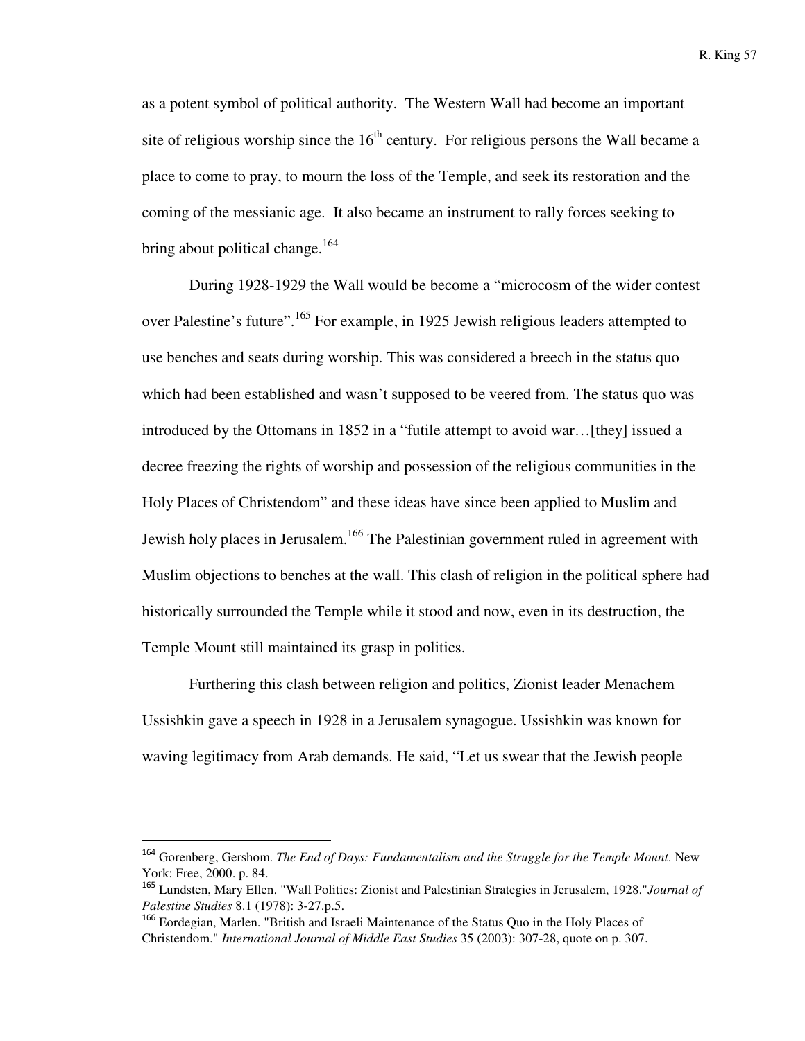as a potent symbol of political authority. The Western Wall had become an important site of religious worship since the 16th century. For religious persons the Wall became a place to come to pray, to mourn the loss of the Temple, and seek its restoration and the coming of the messianic age. It also became an instrument to rally forces seeking to bring about political change.[164]

During 1928-1929 the Wall would be become a "microcosm of the wider contest over Palestine's future".[165] For example, in 1925 Jewish religious leaders attempted to use benches and seats during worship. This was considered a breech in the status quo which had been established and wasn't supposed to be veered from. The status quo was introduced by the Ottomans in 1852 in a "futile attempt to avoid war…[they] issued a decree freezing the rights of worship and possession of the religious communities in the Holy Places of Christendom" and these ideas have since been applied to Muslim and Jewish holy places in Jerusalem.[166] The Palestinian government ruled in agreement with Muslim objections to benches at the wall. This clash of religion in the political sphere had historically surrounded the Temple while it stood and now, even in its destruction, the Temple Mount still maintained its grasp in politics.

Furthering this clash between religion and politics, Zionist leader Menachem Ussishkin gave a speech in 1928 in a Jerusalem synagogue. Ussishkin was known for waving legitimacy from Arab demands. He said, "Let us swear that the Jewish people

---

[164] Gorenberg, Gershom. *The End of Days: Fundamentalism and the Struggle for the Temple Mount*. New York: Free, 2000. p. 84.

[165] Lundsten, Mary Ellen. "Wall Politics: Zionist and Palestinian Strategies in Jerusalem, 1928."*Journal of Palestine Studies* 8.1 (1978): 3-27.p.5.

[166] Eordegian, Marlen. "British and Israeli Maintenance of the Status Quo in the Holy Places of Christendom." *International Journal of Middle East Studies* 35 (2003): 307-28, quote on p. 307.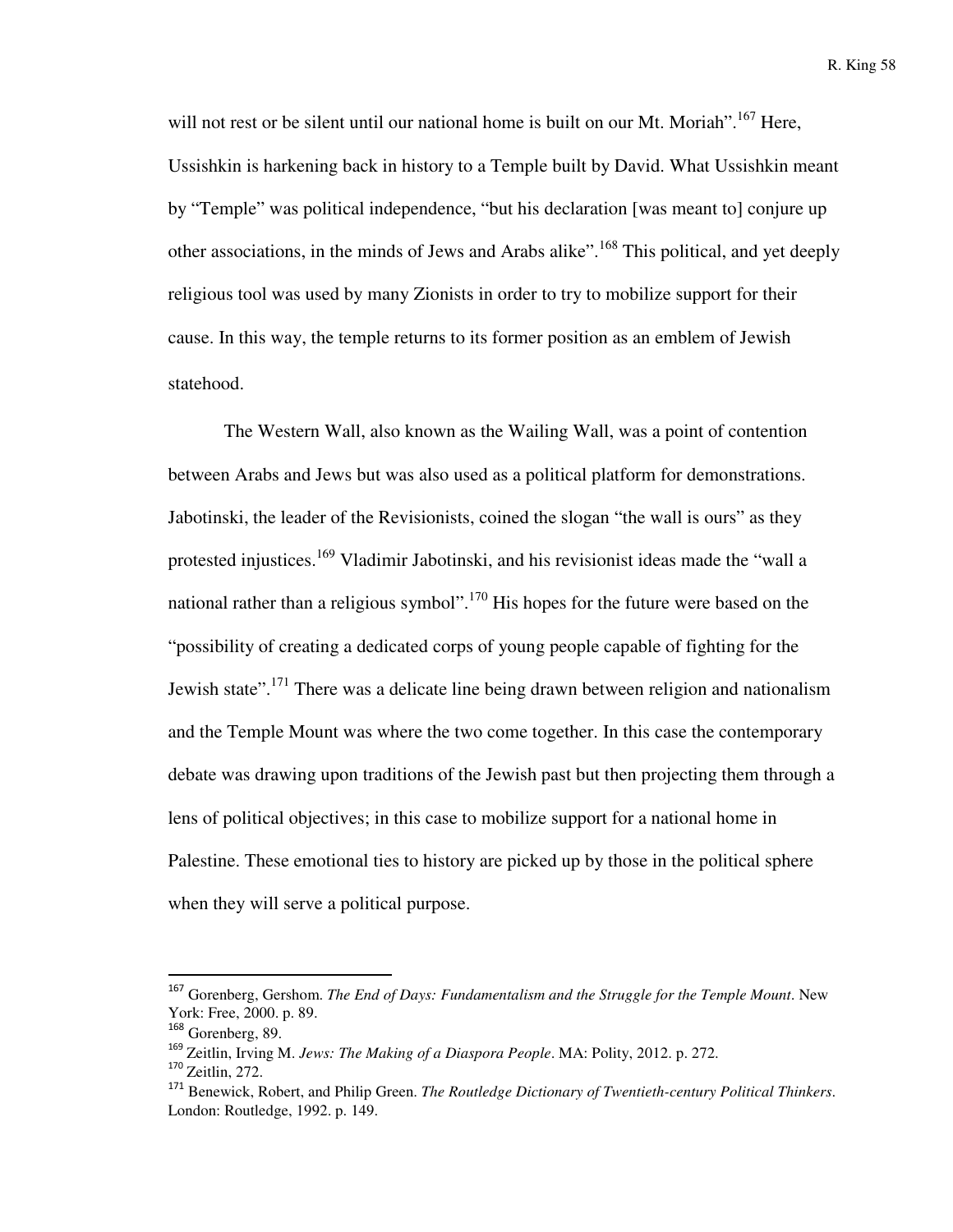will not rest or be silent until our national home is built on our Mt. Moriah".[167] Here, Ussishkin is harkening back in history to a Temple built by David. What Ussishkin meant by "Temple" was political independence, "but his declaration [was meant to] conjure up other associations, in the minds of Jews and Arabs alike".[168] This political, and yet deeply religious tool was used by many Zionists in order to try to mobilize support for their cause. In this way, the temple returns to its former position as an emblem of Jewish statehood.

The Western Wall, also known as the Wailing Wall, was a point of contention between Arabs and Jews but was also used as a political platform for demonstrations. Jabotinski, the leader of the Revisionists, coined the slogan "the wall is ours" as they protested injustices.[169] Vladimir Jabotinski, and his revisionist ideas made the "wall a national rather than a religious symbol".[170] His hopes for the future were based on the "possibility of creating a dedicated corps of young people capable of fighting for the Jewish state".[171] There was a delicate line being drawn between religion and nationalism and the Temple Mount was where the two come together. In this case the contemporary debate was drawing upon traditions of the Jewish past but then projecting them through a lens of political objectives; in this case to mobilize support for a national home in Palestine. These emotional ties to history are picked up by those in the political sphere when they will serve a political purpose.

---

[167] Gorenberg, Gershom. *The End of Days: Fundamentalism and the Struggle for the Temple Mount*. New York: Free, 2000. p. 89.

[168] Gorenberg, 89.

[169] Zeitlin, Irving M. *Jews: The Making of a Diaspora People*. MA: Polity, 2012. p. 272.

[170] Zeitlin, 272.

[171] Benewick, Robert, and Philip Green. *The Routledge Dictionary of Twentieth-century Political Thinkers*. London: Routledge, 1992. p. 149.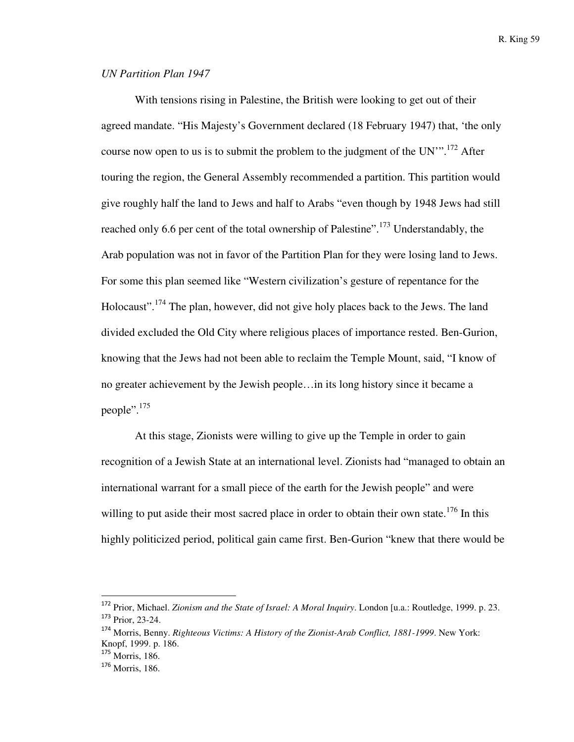*UN Partition Plan 1947*

With tensions rising in Palestine, the British were looking to get out of their agreed mandate. "His Majesty's Government declared (18 February 1947) that, 'the only course now open to us is to submit the problem to the judgment of the UN'".[172] After touring the region, the General Assembly recommended a partition. This partition would give roughly half the land to Jews and half to Arabs "even though by 1948 Jews had still reached only 6.6 per cent of the total ownership of Palestine".[173] Understandably, the Arab population was not in favor of the Partition Plan for they were losing land to Jews. For some this plan seemed like "Western civilization's gesture of repentance for the Holocaust".[174] The plan, however, did not give holy places back to the Jews. The land divided excluded the Old City where religious places of importance rested. Ben-Gurion, knowing that the Jews had not been able to reclaim the Temple Mount, said, "I know of no greater achievement by the Jewish people…in its long history since it became a people".[175]

At this stage, Zionists were willing to give up the Temple in order to gain recognition of a Jewish State at an international level. Zionists had "managed to obtain an international warrant for a small piece of the earth for the Jewish people" and were willing to put aside their most sacred place in order to obtain their own state.[176] In this highly politicized period, political gain came first. Ben-Gurion "knew that there would be

---

[172] Prior, Michael. *Zionism and the State of Israel: A Moral Inquiry*. London [u.a.: Routledge, 1999. p. 23.
[173] Prior, 23-24.
[174] Morris, Benny. *Righteous Victims: A History of the Zionist-Arab Conflict, 1881-1999*. New York: Knopf, 1999. p. 186.
[175] Morris, 186.
[176] Morris, 186.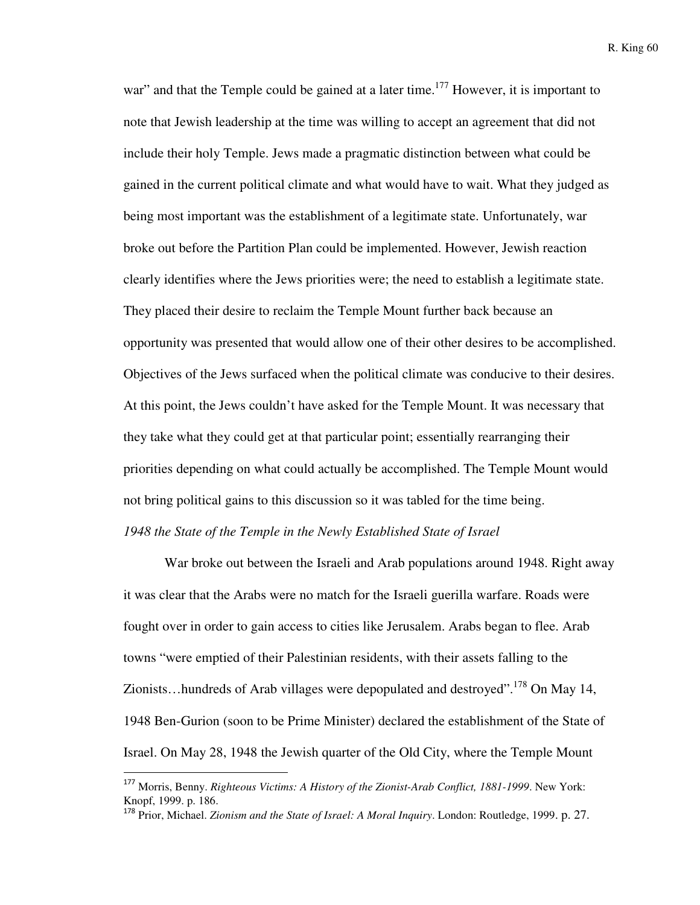war" and that the Temple could be gained at a later time.[177] However, it is important to note that Jewish leadership at the time was willing to accept an agreement that did not include their holy Temple. Jews made a pragmatic distinction between what could be gained in the current political climate and what would have to wait. What they judged as being most important was the establishment of a legitimate state. Unfortunately, war broke out before the Partition Plan could be implemented. However, Jewish reaction clearly identifies where the Jews priorities were; the need to establish a legitimate state. They placed their desire to reclaim the Temple Mount further back because an opportunity was presented that would allow one of their other desires to be accomplished. Objectives of the Jews surfaced when the political climate was conducive to their desires. At this point, the Jews couldn't have asked for the Temple Mount. It was necessary that they take what they could get at that particular point; essentially rearranging their priorities depending on what could actually be accomplished. The Temple Mount would not bring political gains to this discussion so it was tabled for the time being.

*1948 the State of the Temple in the Newly Established State of Israel*

War broke out between the Israeli and Arab populations around 1948. Right away it was clear that the Arabs were no match for the Israeli guerilla warfare. Roads were fought over in order to gain access to cities like Jerusalem. Arabs began to flee. Arab towns "were emptied of their Palestinian residents, with their assets falling to the Zionists…hundreds of Arab villages were depopulated and destroyed".[178] On May 14, 1948 Ben-Gurion (soon to be Prime Minister) declared the establishment of the State of Israel. On May 28, 1948 the Jewish quarter of the Old City, where the Temple Mount

---

[177] Morris, Benny. *Righteous Victims: A History of the Zionist-Arab Conflict, 1881-1999*. New York: Knopf, 1999. p. 186.

[178] Prior, Michael. *Zionism and the State of Israel: A Moral Inquiry*. London: Routledge, 1999. p. 27.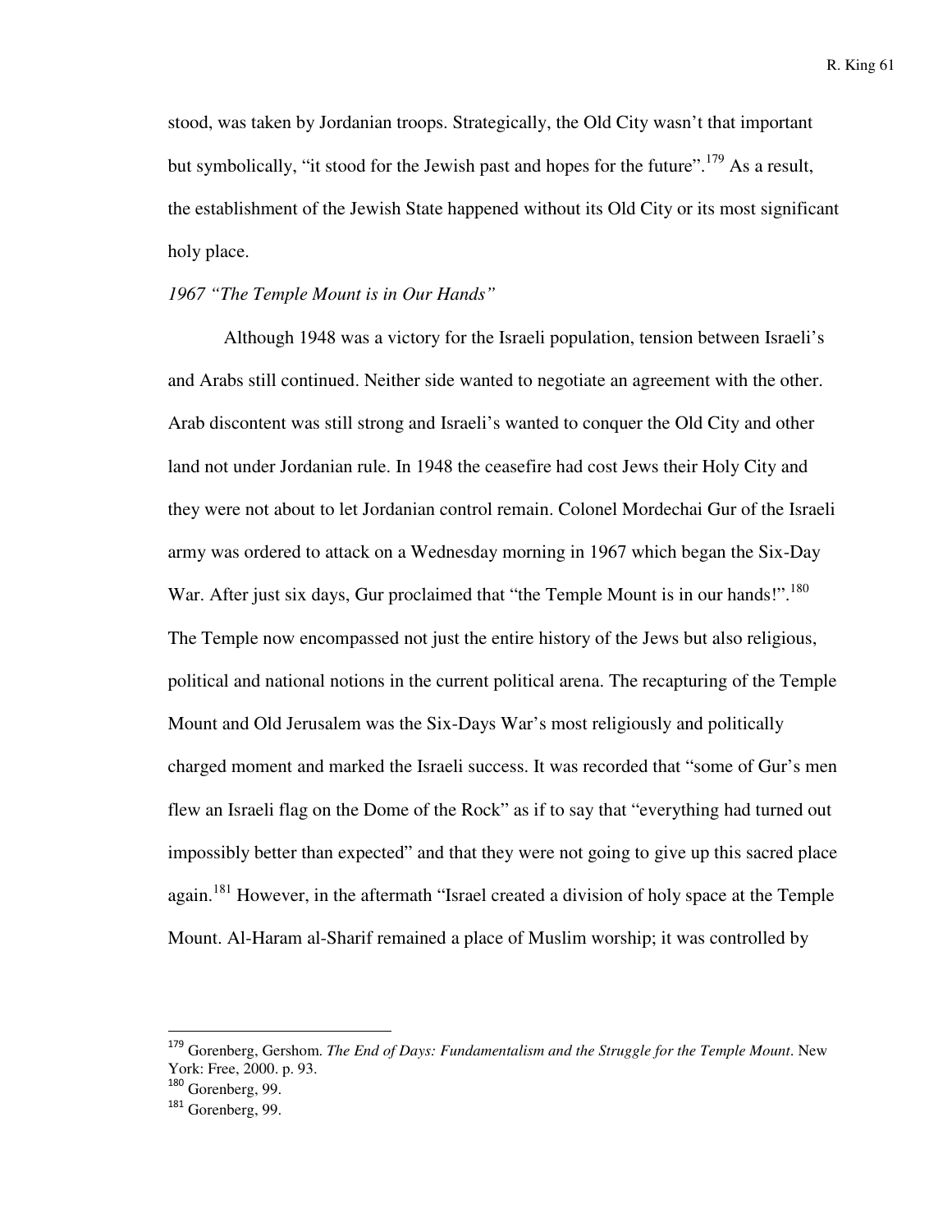stood, was taken by Jordanian troops. Strategically, the Old City wasn't that important but symbolically, "it stood for the Jewish past and hopes for the future".[179] As a result, the establishment of the Jewish State happened without its Old City or its most significant holy place.

*1967 "The Temple Mount is in Our Hands"*

Although 1948 was a victory for the Israeli population, tension between Israeli's and Arabs still continued. Neither side wanted to negotiate an agreement with the other. Arab discontent was still strong and Israeli's wanted to conquer the Old City and other land not under Jordanian rule. In 1948 the ceasefire had cost Jews their Holy City and they were not about to let Jordanian control remain. Colonel Mordechai Gur of the Israeli army was ordered to attack on a Wednesday morning in 1967 which began the Six-Day War. After just six days, Gur proclaimed that "the Temple Mount is in our hands!".[180] The Temple now encompassed not just the entire history of the Jews but also religious, political and national notions in the current political arena. The recapturing of the Temple Mount and Old Jerusalem was the Six-Days War's most religiously and politically charged moment and marked the Israeli success. It was recorded that "some of Gur's men flew an Israeli flag on the Dome of the Rock" as if to say that "everything had turned out impossibly better than expected" and that they were not going to give up this sacred place again.[181] However, in the aftermath "Israel created a division of holy space at the Temple Mount. Al-Haram al-Sharif remained a place of Muslim worship; it was controlled by

---

[179] Gorenberg, Gershom. *The End of Days: Fundamentalism and the Struggle for the Temple Mount*. New York: Free, 2000. p. 93.

[180] Gorenberg, 99.

[181] Gorenberg, 99.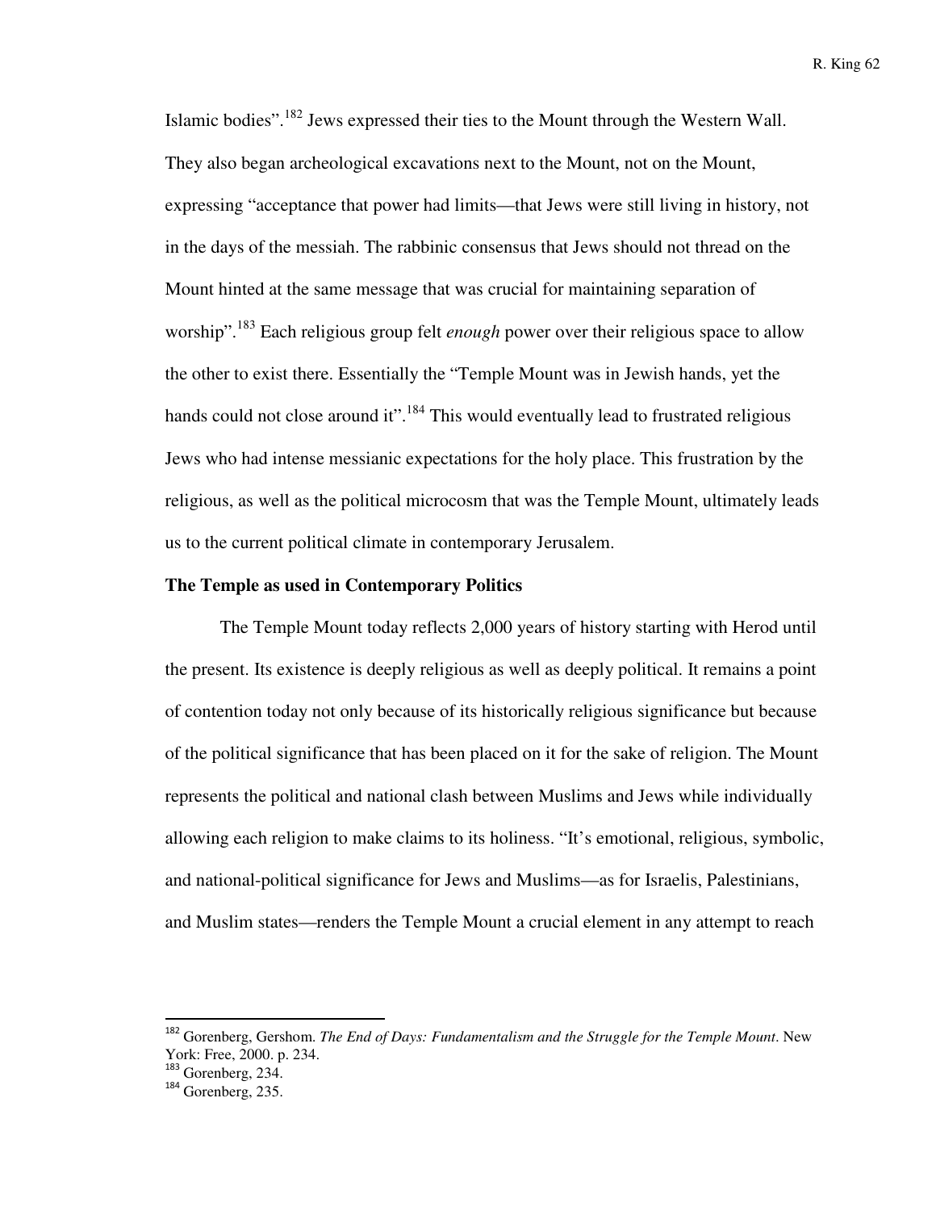Islamic bodies".[182] Jews expressed their ties to the Mount through the Western Wall. They also began archeological excavations next to the Mount, not on the Mount, expressing "acceptance that power had limits—that Jews were still living in history, not in the days of the messiah. The rabbinic consensus that Jews should not thread on the Mount hinted at the same message that was crucial for maintaining separation of worship".[183] Each religious group felt *enough* power over their religious space to allow the other to exist there. Essentially the "Temple Mount was in Jewish hands, yet the hands could not close around it".[184] This would eventually lead to frustrated religious Jews who had intense messianic expectations for the holy place. This frustration by the religious, as well as the political microcosm that was the Temple Mount, ultimately leads us to the current political climate in contemporary Jerusalem.

**The Temple as used in Contemporary Politics**

The Temple Mount today reflects 2,000 years of history starting with Herod until the present. Its existence is deeply religious as well as deeply political. It remains a point of contention today not only because of its historically religious significance but because of the political significance that has been placed on it for the sake of religion. The Mount represents the political and national clash between Muslims and Jews while individually allowing each religion to make claims to its holiness. "It's emotional, religious, symbolic, and national-political significance for Jews and Muslims—as for Israelis, Palestinians, and Muslim states—renders the Temple Mount a crucial element in any attempt to reach

---

[182] Gorenberg, Gershom. *The End of Days: Fundamentalism and the Struggle for the Temple Mount*. New York: Free, 2000. p. 234.

[183] Gorenberg, 234.

[184] Gorenberg, 235.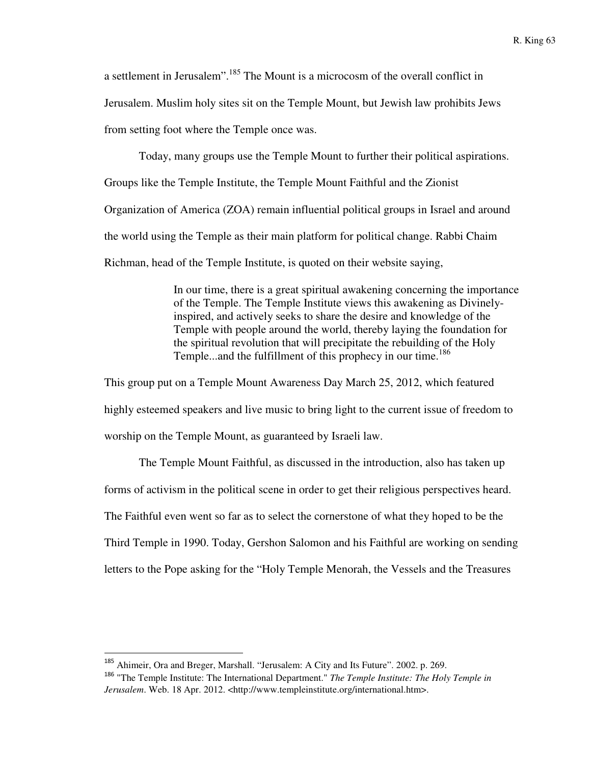a settlement in Jerusalem".[185] The Mount is a microcosm of the overall conflict in Jerusalem. Muslim holy sites sit on the Temple Mount, but Jewish law prohibits Jews from setting foot where the Temple once was.

Today, many groups use the Temple Mount to further their political aspirations. Groups like the Temple Institute, the Temple Mount Faithful and the Zionist Organization of America (ZOA) remain influential political groups in Israel and around the world using the Temple as their main platform for political change. Rabbi Chaim Richman, head of the Temple Institute, is quoted on their website saying,

> In our time, there is a great spiritual awakening concerning the importance of the Temple. The Temple Institute views this awakening as Divinely-inspired, and actively seeks to share the desire and knowledge of the Temple with people around the world, thereby laying the foundation for the spiritual revolution that will precipitate the rebuilding of the Holy Temple...and the fulfillment of this prophecy in our time.[186]

This group put on a Temple Mount Awareness Day March 25, 2012, which featured highly esteemed speakers and live music to bring light to the current issue of freedom to worship on the Temple Mount, as guaranteed by Israeli law.

The Temple Mount Faithful, as discussed in the introduction, also has taken up forms of activism in the political scene in order to get their religious perspectives heard. The Faithful even went so far as to select the cornerstone of what they hoped to be the Third Temple in 1990. Today, Gershon Salomon and his Faithful are working on sending letters to the Pope asking for the "Holy Temple Menorah, the Vessels and the Treasures

---

[185] Ahimeir, Ora and Breger, Marshall. "Jerusalem: A City and Its Future". 2002. p. 269.

[186] "The Temple Institute: The International Department." *The Temple Institute: The Holy Temple in Jerusalem*. Web. 18 Apr. 2012. <http://www.templeinstitute.org/international.htm>.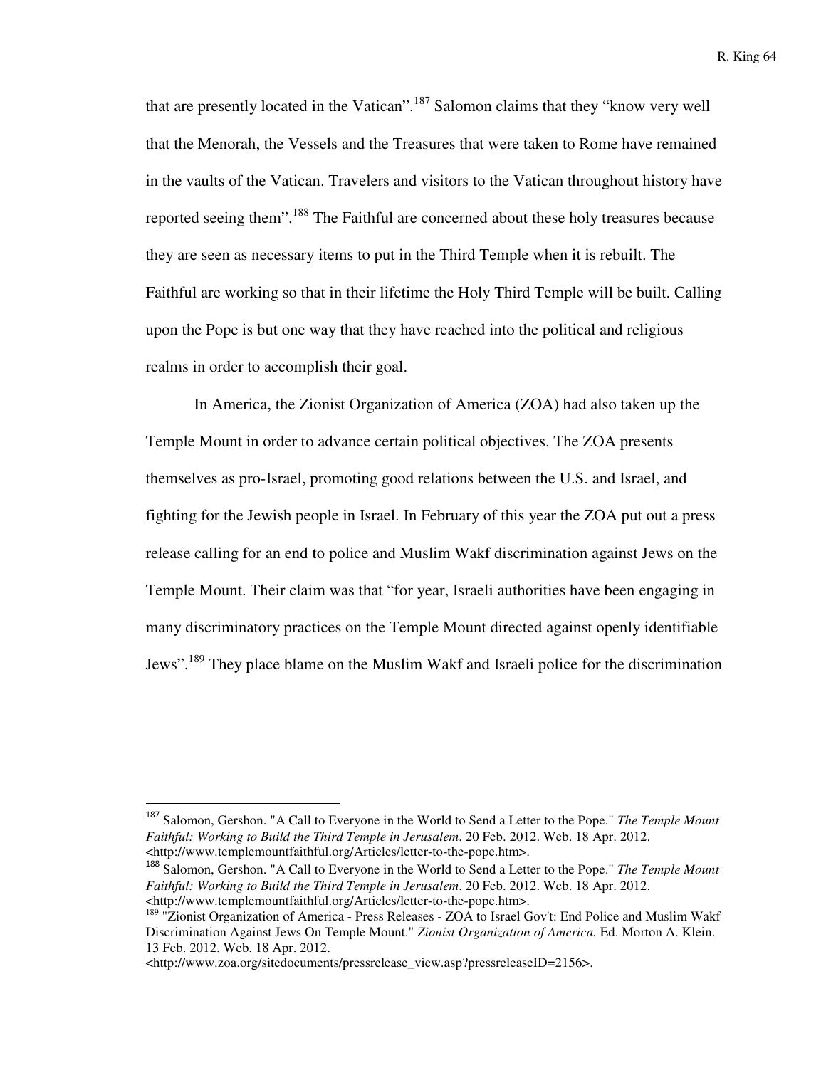that are presently located in the Vatican".[187] Salomon claims that they "know very well that the Menorah, the Vessels and the Treasures that were taken to Rome have remained in the vaults of the Vatican. Travelers and visitors to the Vatican throughout history have reported seeing them".[188] The Faithful are concerned about these holy treasures because they are seen as necessary items to put in the Third Temple when it is rebuilt. The Faithful are working so that in their lifetime the Holy Third Temple will be built. Calling upon the Pope is but one way that they have reached into the political and religious realms in order to accomplish their goal.

In America, the Zionist Organization of America (ZOA) had also taken up the Temple Mount in order to advance certain political objectives. The ZOA presents themselves as pro-Israel, promoting good relations between the U.S. and Israel, and fighting for the Jewish people in Israel. In February of this year the ZOA put out a press release calling for an end to police and Muslim Wakf discrimination against Jews on the Temple Mount. Their claim was that "for year, Israeli authorities have been engaging in many discriminatory practices on the Temple Mount directed against openly identifiable Jews".[189] They place blame on the Muslim Wakf and Israeli police for the discrimination

---

[187] Salomon, Gershon. "A Call to Everyone in the World to Send a Letter to the Pope." *The Temple Mount Faithful: Working to Build the Third Temple in Jerusalem*. 20 Feb. 2012. Web. 18 Apr. 2012. <http://www.templemountfaithful.org/Articles/letter-to-the-pope.htm>.

[188] Salomon, Gershon. "A Call to Everyone in the World to Send a Letter to the Pope." *The Temple Mount Faithful: Working to Build the Third Temple in Jerusalem*. 20 Feb. 2012. Web. 18 Apr. 2012. <http://www.templemountfaithful.org/Articles/letter-to-the-pope.htm>.

[189] "Zionist Organization of America - Press Releases - ZOA to Israel Gov't: End Police and Muslim Wakf Discrimination Against Jews On Temple Mount." *Zionist Organization of America.* Ed. Morton A. Klein. 13 Feb. 2012. Web. 18 Apr. 2012. <http://www.zoa.org/sitedocuments/pressrelease_view.asp?pressreleaseID=2156>.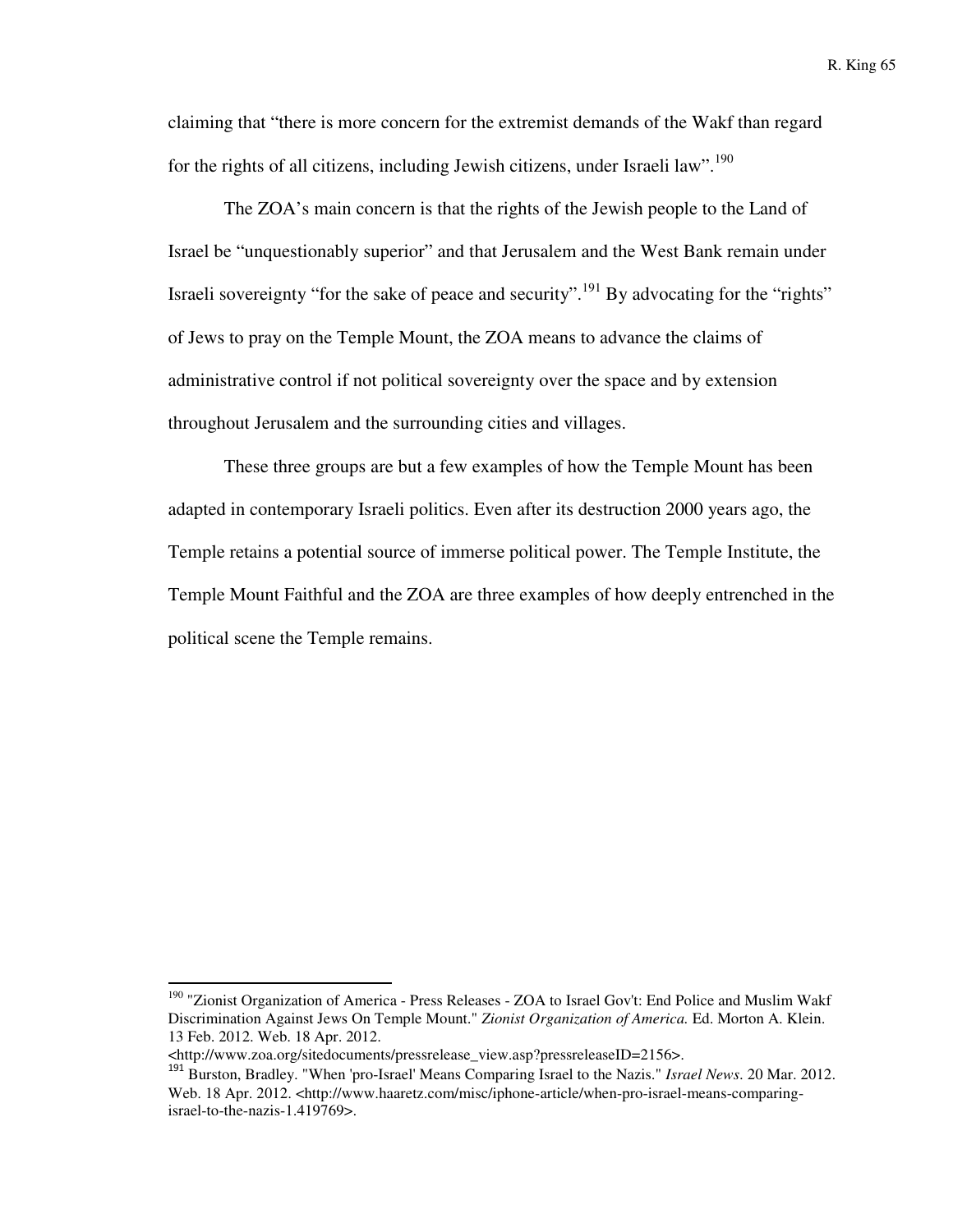claiming that “there is more concern for the extremist demands of the Wakf than regard for the rights of all citizens, including Jewish citizens, under Israeli law”.[190]

The ZOA’s main concern is that the rights of the Jewish people to the Land of Israel be “unquestionably superior” and that Jerusalem and the West Bank remain under Israeli sovereignty “for the sake of peace and security”.[191] By advocating for the “rights” of Jews to pray on the Temple Mount, the ZOA means to advance the claims of administrative control if not political sovereignty over the space and by extension throughout Jerusalem and the surrounding cities and villages.

These three groups are but a few examples of how the Temple Mount has been adapted in contemporary Israeli politics. Even after its destruction 2000 years ago, the Temple retains a potential source of immerse political power. The Temple Institute, the Temple Mount Faithful and the ZOA are three examples of how deeply entrenched in the political scene the Temple remains.

---

[190] "Zionist Organization of America - Press Releases - ZOA to Israel Gov't: End Police and Muslim Wakf Discrimination Against Jews On Temple Mount." *Zionist Organization of America.* Ed. Morton A. Klein. 13 Feb. 2012. Web. 18 Apr. 2012. <http://www.zoa.org/sitedocuments/pressrelease_view.asp?pressreleaseID=2156>.

[191] Burston, Bradley. "When 'pro-Israel' Means Comparing Israel to the Nazis." *Israel News.* 20 Mar. 2012. Web. 18 Apr. 2012. <http://www.haaretz.com/misc/iphone-article/when-pro-israel-means-comparing-israel-to-the-nazis-1.419769>.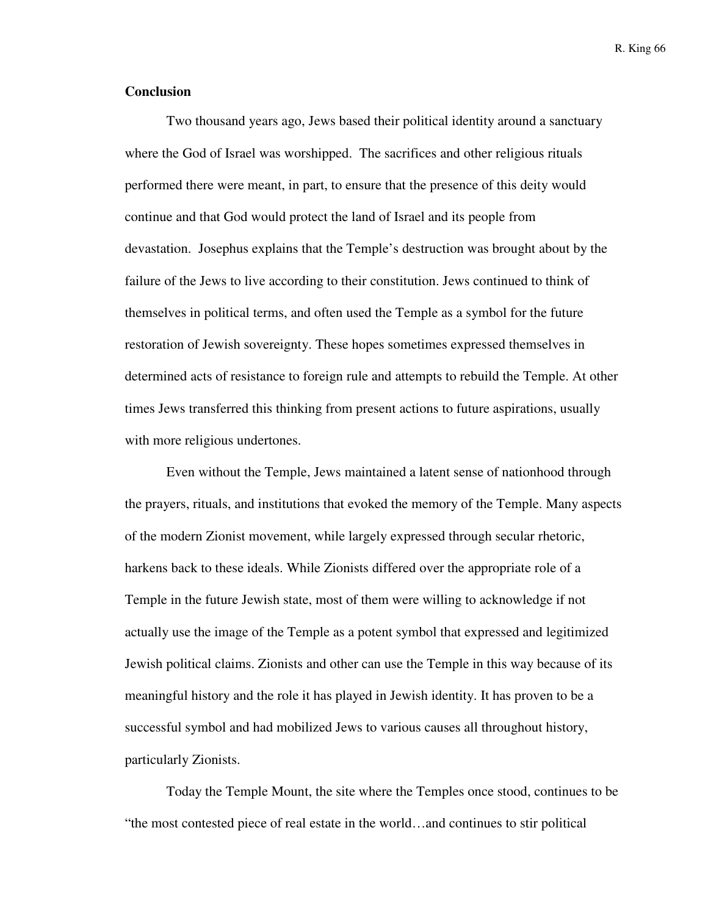**Conclusion**

Two thousand years ago, Jews based their political identity around a sanctuary where the God of Israel was worshipped. The sacrifices and other religious rituals performed there were meant, in part, to ensure that the presence of this deity would continue and that God would protect the land of Israel and its people from devastation. Josephus explains that the Temple's destruction was brought about by the failure of the Jews to live according to their constitution. Jews continued to think of themselves in political terms, and often used the Temple as a symbol for the future restoration of Jewish sovereignty. These hopes sometimes expressed themselves in determined acts of resistance to foreign rule and attempts to rebuild the Temple. At other times Jews transferred this thinking from present actions to future aspirations, usually with more religious undertones.

Even without the Temple, Jews maintained a latent sense of nationhood through the prayers, rituals, and institutions that evoked the memory of the Temple. Many aspects of the modern Zionist movement, while largely expressed through secular rhetoric, harkens back to these ideals. While Zionists differed over the appropriate role of a Temple in the future Jewish state, most of them were willing to acknowledge if not actually use the image of the Temple as a potent symbol that expressed and legitimized Jewish political claims. Zionists and other can use the Temple in this way because of its meaningful history and the role it has played in Jewish identity. It has proven to be a successful symbol and had mobilized Jews to various causes all throughout history, particularly Zionists.

Today the Temple Mount, the site where the Temples once stood, continues to be "the most contested piece of real estate in the world…and continues to stir political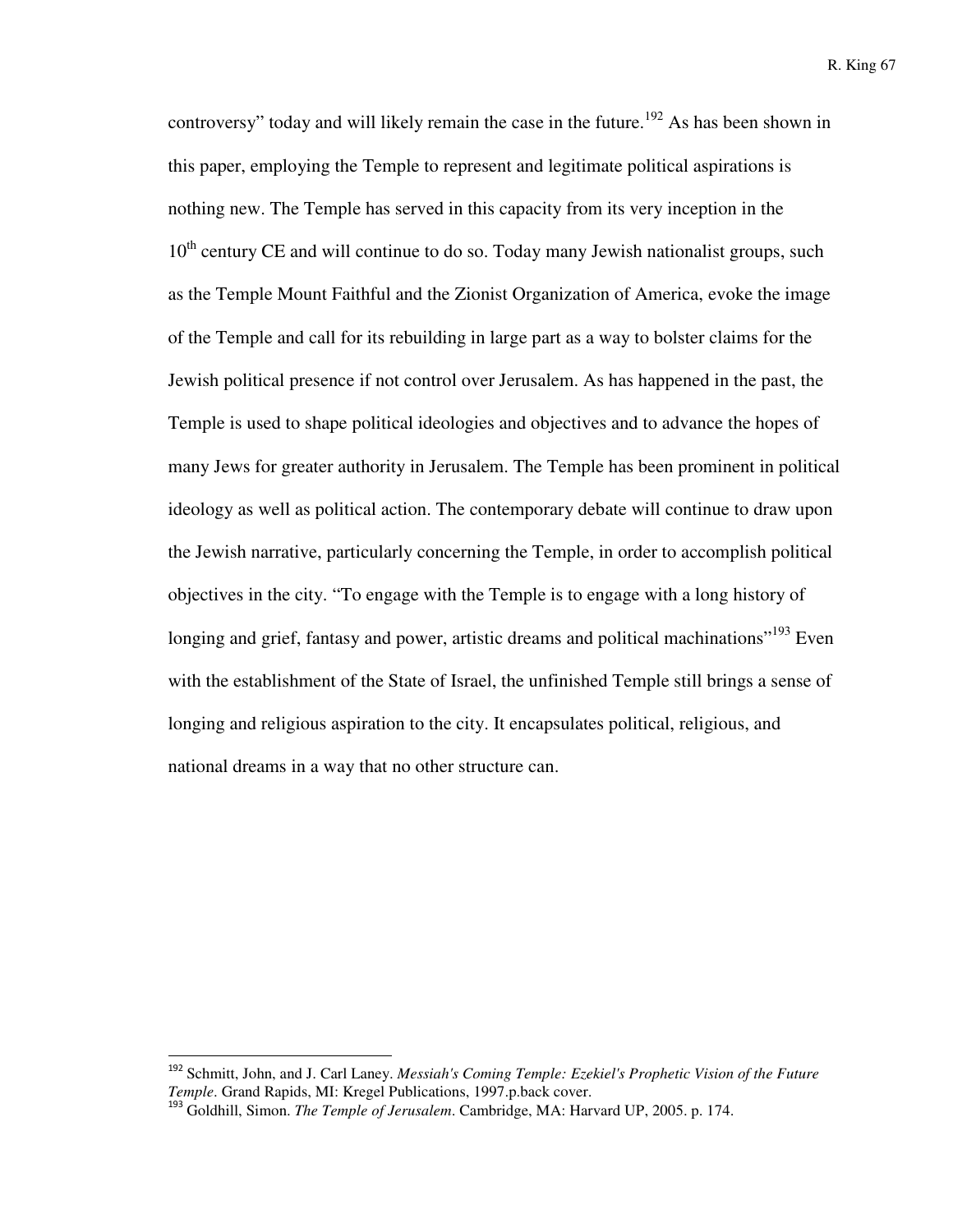controversy" today and will likely remain the case in the future.[192] As has been shown in this paper, employing the Temple to represent and legitimate political aspirations is nothing new. The Temple has served in this capacity from its very inception in the 10th century CE and will continue to do so. Today many Jewish nationalist groups, such as the Temple Mount Faithful and the Zionist Organization of America, evoke the image of the Temple and call for its rebuilding in large part as a way to bolster claims for the Jewish political presence if not control over Jerusalem. As has happened in the past, the Temple is used to shape political ideologies and objectives and to advance the hopes of many Jews for greater authority in Jerusalem. The Temple has been prominent in political ideology as well as political action. The contemporary debate will continue to draw upon the Jewish narrative, particularly concerning the Temple, in order to accomplish political objectives in the city. "To engage with the Temple is to engage with a long history of longing and grief, fantasy and power, artistic dreams and political machinations"[193] Even with the establishment of the State of Israel, the unfinished Temple still brings a sense of longing and religious aspiration to the city. It encapsulates political, religious, and national dreams in a way that no other structure can.

---

[192] Schmitt, John, and J. Carl Laney. *Messiah's Coming Temple: Ezekiel's Prophetic Vision of the Future Temple*. Grand Rapids, MI: Kregel Publications, 1997.p.back cover.

[193] Goldhill, Simon. *The Temple of Jerusalem*. Cambridge, MA: Harvard UP, 2005. p. 174.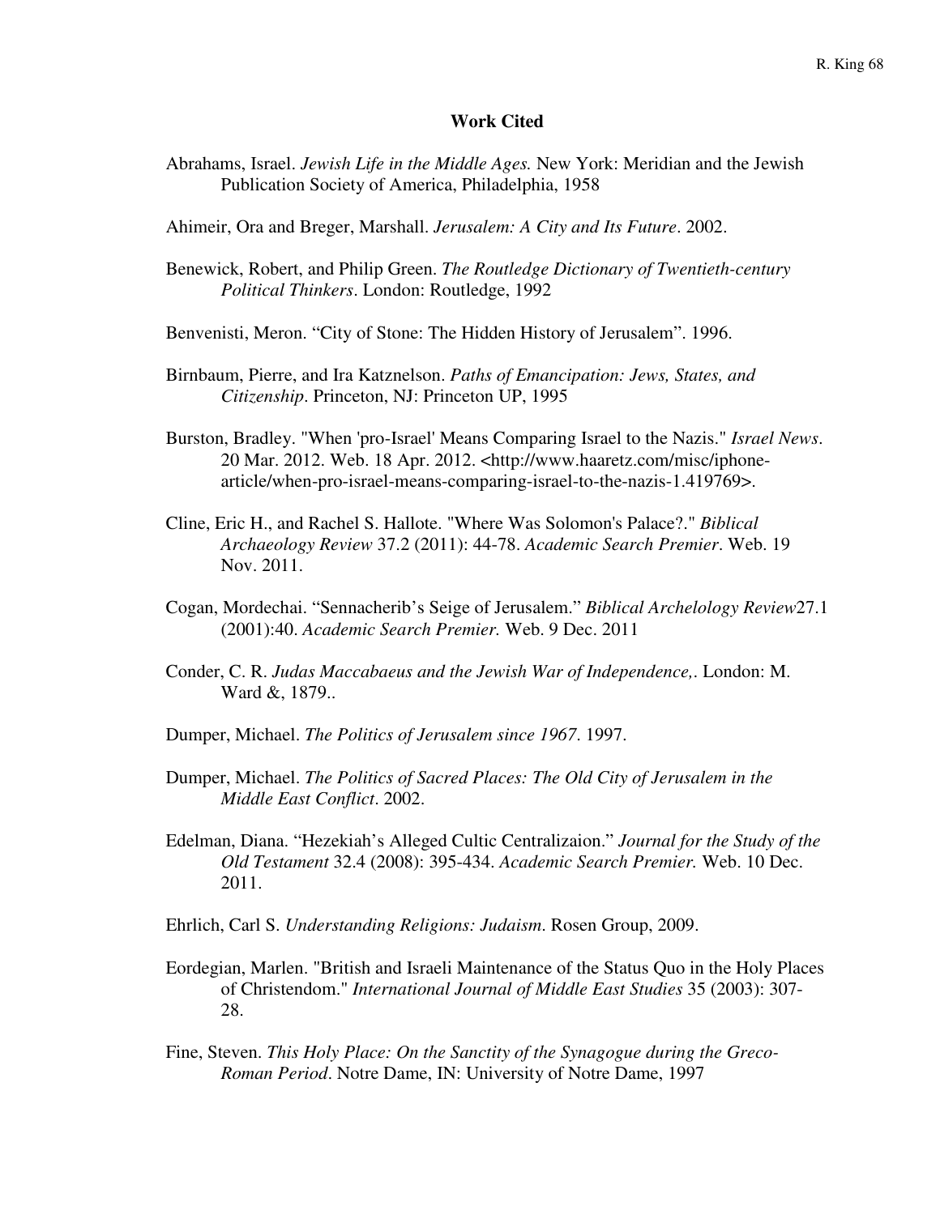## Work Cited

Abrahams, Israel. *Jewish Life in the Middle Ages.* New York: Meridian and the Jewish Publication Society of America, Philadelphia, 1958

Ahimeir, Ora and Breger, Marshall. *Jerusalem: A City and Its Future*. 2002.

Benewick, Robert, and Philip Green. *The Routledge Dictionary of Twentieth-century Political Thinkers*. London: Routledge, 1992

Benvenisti, Meron. "City of Stone: The Hidden History of Jerusalem". 1996.

Birnbaum, Pierre, and Ira Katznelson. *Paths of Emancipation: Jews, States, and Citizenship*. Princeton, NJ: Princeton UP, 1995

Burston, Bradley. "When 'pro-Israel' Means Comparing Israel to the Nazis." *Israel News*. 20 Mar. 2012. Web. 18 Apr. 2012. <http://www.haaretz.com/misc/iphone-article/when-pro-israel-means-comparing-israel-to-the-nazis-1.419769>.

Cline, Eric H., and Rachel S. Hallote. "Where Was Solomon's Palace?." *Biblical Archaeology Review* 37.2 (2011): 44-78. *Academic Search Premier*. Web. 19 Nov. 2011.

Cogan, Mordechai. "Sennacherib's Seige of Jerusalem." *Biblical Archelology Review*27.1 (2001):40. *Academic Search Premier.* Web. 9 Dec. 2011

Conder, C. R. *Judas Maccabaeus and the Jewish War of Independence,*. London: M. Ward &, 1879..

Dumper, Michael. *The Politics of Jerusalem since 1967*. 1997.

Dumper, Michael. *The Politics of Sacred Places: The Old City of Jerusalem in the Middle East Conflict*. 2002.

Edelman, Diana. "Hezekiah's Alleged Cultic Centralizaion." *Journal for the Study of the Old Testament* 32.4 (2008): 395-434. *Academic Search Premier.* Web. 10 Dec. 2011.

Ehrlich, Carl S. *Understanding Religions: Judaism*. Rosen Group, 2009.

Eordegian, Marlen. "British and Israeli Maintenance of the Status Quo in the Holy Places of Christendom." *International Journal of Middle East Studies* 35 (2003): 307-28.

Fine, Steven. *This Holy Place: On the Sanctity of the Synagogue during the Greco-Roman Period*. Notre Dame, IN: University of Notre Dame, 1997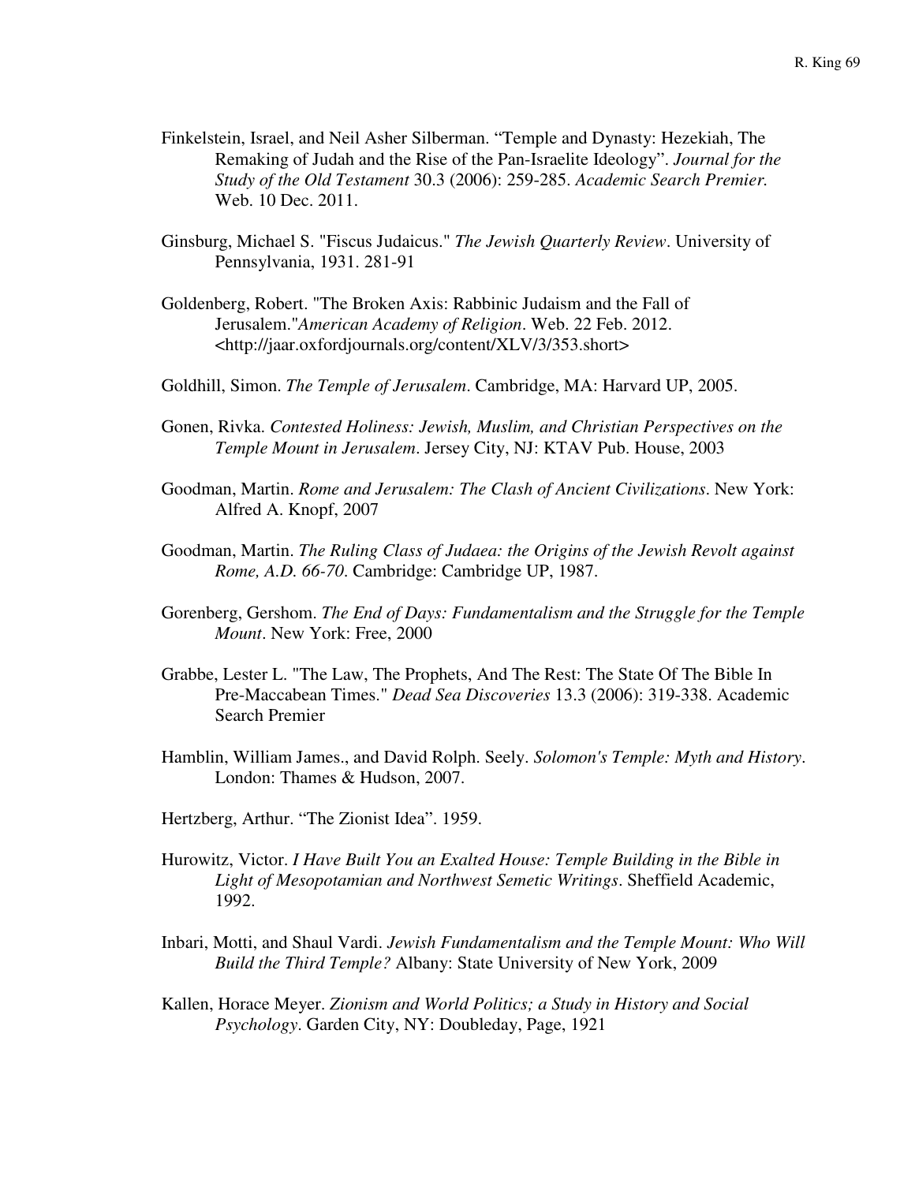Finkelstein, Israel, and Neil Asher Silberman. "Temple and Dynasty: Hezekiah, The Remaking of Judah and the Rise of the Pan-Israelite Ideology". *Journal for the Study of the Old Testament* 30.3 (2006): 259-285. *Academic Search Premier.* Web. 10 Dec. 2011.

Ginsburg, Michael S. "Fiscus Judaicus." *The Jewish Quarterly Review*. University of Pennsylvania, 1931. 281-91

Goldenberg, Robert. "The Broken Axis: Rabbinic Judaism and the Fall of Jerusalem."*American Academy of Religion*. Web. 22 Feb. 2012. <http://jaar.oxfordjournals.org/content/XLV/3/353.short>

Goldhill, Simon. *The Temple of Jerusalem*. Cambridge, MA: Harvard UP, 2005.

Gonen, Rivka. *Contested Holiness: Jewish, Muslim, and Christian Perspectives on the Temple Mount in Jerusalem*. Jersey City, NJ: KTAV Pub. House, 2003

Goodman, Martin. *Rome and Jerusalem: The Clash of Ancient Civilizations*. New York: Alfred A. Knopf, 2007

Goodman, Martin. *The Ruling Class of Judaea: the Origins of the Jewish Revolt against Rome, A.D. 66-70*. Cambridge: Cambridge UP, 1987.

Gorenberg, Gershom. *The End of Days: Fundamentalism and the Struggle for the Temple Mount*. New York: Free, 2000

Grabbe, Lester L. "The Law, The Prophets, And The Rest: The State Of The Bible In Pre-Maccabean Times." *Dead Sea Discoveries* 13.3 (2006): 319-338. Academic Search Premier

Hamblin, William James., and David Rolph. Seely. *Solomon's Temple: Myth and History*. London: Thames & Hudson, 2007.

Hertzberg, Arthur. "The Zionist Idea". 1959.

Hurowitz, Victor. *I Have Built You an Exalted House: Temple Building in the Bible in Light of Mesopotamian and Northwest Semetic Writings*. Sheffield Academic, 1992.

Inbari, Motti, and Shaul Vardi. *Jewish Fundamentalism and the Temple Mount: Who Will Build the Third Temple?* Albany: State University of New York, 2009

Kallen, Horace Meyer. *Zionism and World Politics; a Study in History and Social Psychology*. Garden City, NY: Doubleday, Page, 1921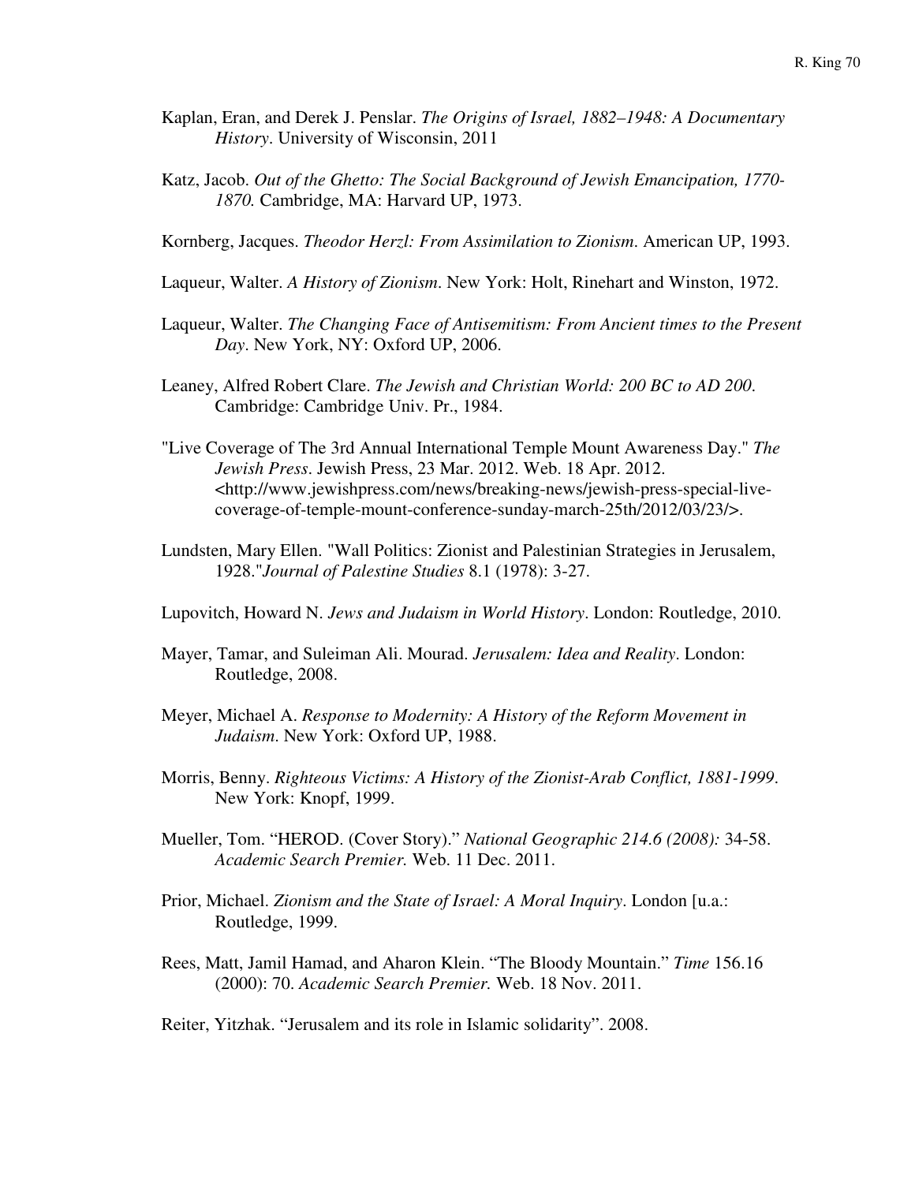Kaplan, Eran, and Derek J. Penslar. *The Origins of Israel, 1882–1948: A Documentary History*. University of Wisconsin, 2011

Katz, Jacob. *Out of the Ghetto: The Social Background of Jewish Emancipation, 1770-1870.* Cambridge, MA: Harvard UP, 1973.

Kornberg, Jacques. *Theodor Herzl: From Assimilation to Zionism*. American UP, 1993.

Laqueur, Walter. *A History of Zionism*. New York: Holt, Rinehart and Winston, 1972.

Laqueur, Walter. *The Changing Face of Antisemitism: From Ancient times to the Present Day*. New York, NY: Oxford UP, 2006.

Leaney, Alfred Robert Clare. *The Jewish and Christian World: 200 BC to AD 200*. Cambridge: Cambridge Univ. Pr., 1984.

"Live Coverage of The 3rd Annual International Temple Mount Awareness Day." *The Jewish Press*. Jewish Press, 23 Mar. 2012. Web. 18 Apr. 2012. <http://www.jewishpress.com/news/breaking-news/jewish-press-special-live-coverage-of-temple-mount-conference-sunday-march-25th/2012/03/23/>.

Lundsten, Mary Ellen. "Wall Politics: Zionist and Palestinian Strategies in Jerusalem, 1928."*Journal of Palestine Studies* 8.1 (1978): 3-27.

Lupovitch, Howard N. *Jews and Judaism in World History*. London: Routledge, 2010.

Mayer, Tamar, and Suleiman Ali. Mourad. *Jerusalem: Idea and Reality*. London: Routledge, 2008.

Meyer, Michael A. *Response to Modernity: A History of the Reform Movement in Judaism*. New York: Oxford UP, 1988.

Morris, Benny. *Righteous Victims: A History of the Zionist-Arab Conflict, 1881-1999*. New York: Knopf, 1999.

Mueller, Tom. "HEROD. (Cover Story)." *National Geographic 214.6 (2008):* 34-58. *Academic Search Premier.* Web. 11 Dec. 2011.

Prior, Michael. *Zionism and the State of Israel: A Moral Inquiry*. London [u.a.: Routledge, 1999.

Rees, Matt, Jamil Hamad, and Aharon Klein. "The Bloody Mountain." *Time* 156.16 (2000): 70. *Academic Search Premier.* Web. 18 Nov. 2011.

Reiter, Yitzhak. "Jerusalem and its role in Islamic solidarity". 2008.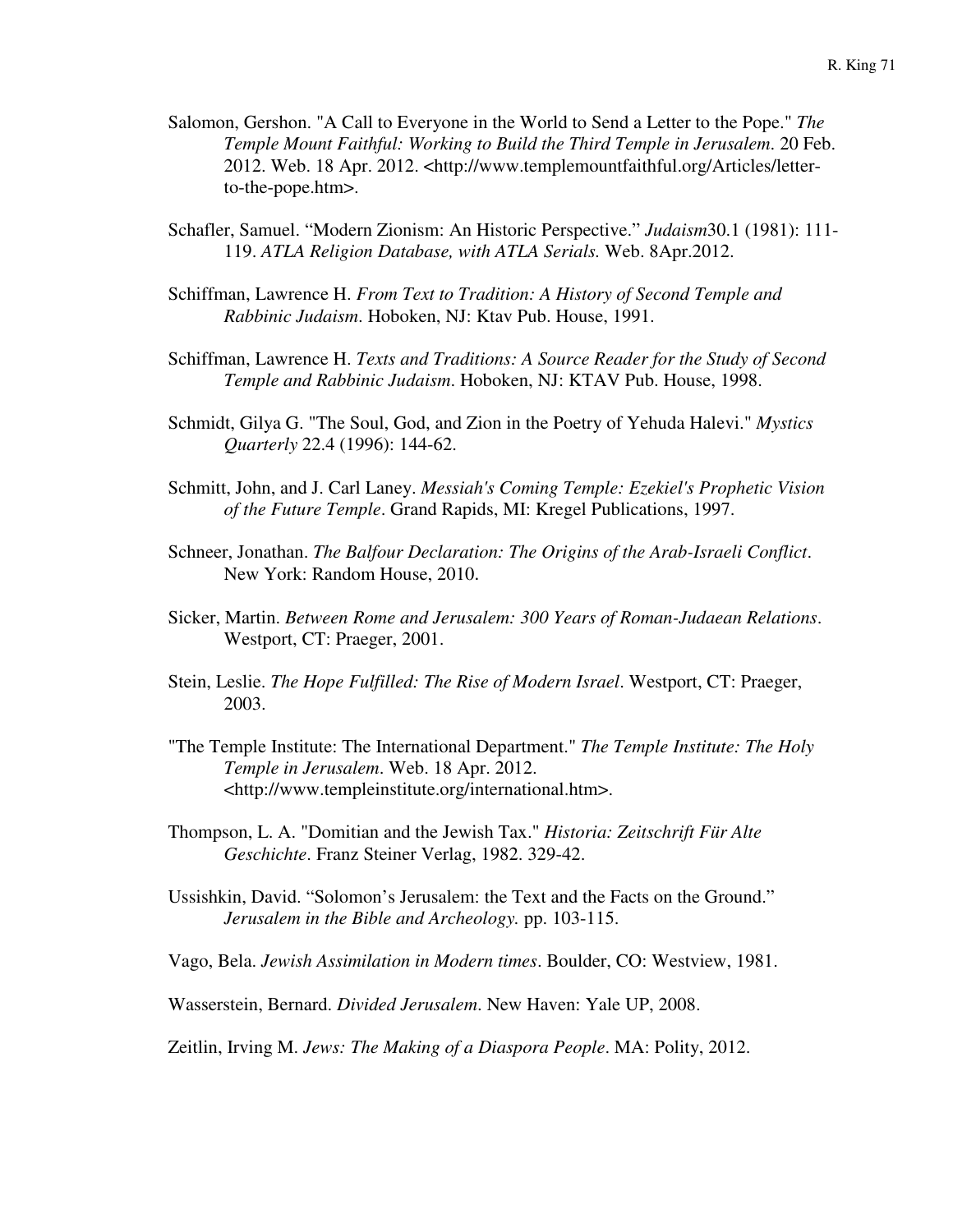Salomon, Gershon. "A Call to Everyone in the World to Send a Letter to the Pope." *The Temple Mount Faithful: Working to Build the Third Temple in Jerusalem*. 20 Feb. 2012. Web. 18 Apr. 2012. <http://www.templemountfaithful.org/Articles/letter-to-the-pope.htm>.

Schafler, Samuel. "Modern Zionism: An Historic Perspective." *Judaism*30.1 (1981): 111-119. *ATLA Religion Database, with ATLA Serials.* Web. 8Apr.2012.

Schiffman, Lawrence H. *From Text to Tradition: A History of Second Temple and Rabbinic Judaism*. Hoboken, NJ: Ktav Pub. House, 1991.

Schiffman, Lawrence H. *Texts and Traditions: A Source Reader for the Study of Second Temple and Rabbinic Judaism*. Hoboken, NJ: KTAV Pub. House, 1998.

Schmidt, Gilya G. "The Soul, God, and Zion in the Poetry of Yehuda Halevi." *Mystics Quarterly* 22.4 (1996): 144-62.

Schmitt, John, and J. Carl Laney. *Messiah's Coming Temple: Ezekiel's Prophetic Vision of the Future Temple*. Grand Rapids, MI: Kregel Publications, 1997.

Schneer, Jonathan. *The Balfour Declaration: The Origins of the Arab-Israeli Conflict*. New York: Random House, 2010.

Sicker, Martin. *Between Rome and Jerusalem: 300 Years of Roman-Judaean Relations*. Westport, CT: Praeger, 2001.

Stein, Leslie. *The Hope Fulfilled: The Rise of Modern Israel*. Westport, CT: Praeger, 2003.

"The Temple Institute: The International Department." *The Temple Institute: The Holy Temple in Jerusalem*. Web. 18 Apr. 2012. <http://www.templeinstitute.org/international.htm>.

Thompson, L. A. "Domitian and the Jewish Tax." *Historia: Zeitschrift Für Alte Geschichte*. Franz Steiner Verlag, 1982. 329-42.

Ussishkin, David. "Solomon's Jerusalem: the Text and the Facts on the Ground." *Jerusalem in the Bible and Archeology.* pp. 103-115.

Vago, Bela. *Jewish Assimilation in Modern times*. Boulder, CO: Westview, 1981.

Wasserstein, Bernard. *Divided Jerusalem*. New Haven: Yale UP, 2008.

Zeitlin, Irving M. *Jews: The Making of a Diaspora People*. MA: Polity, 2012.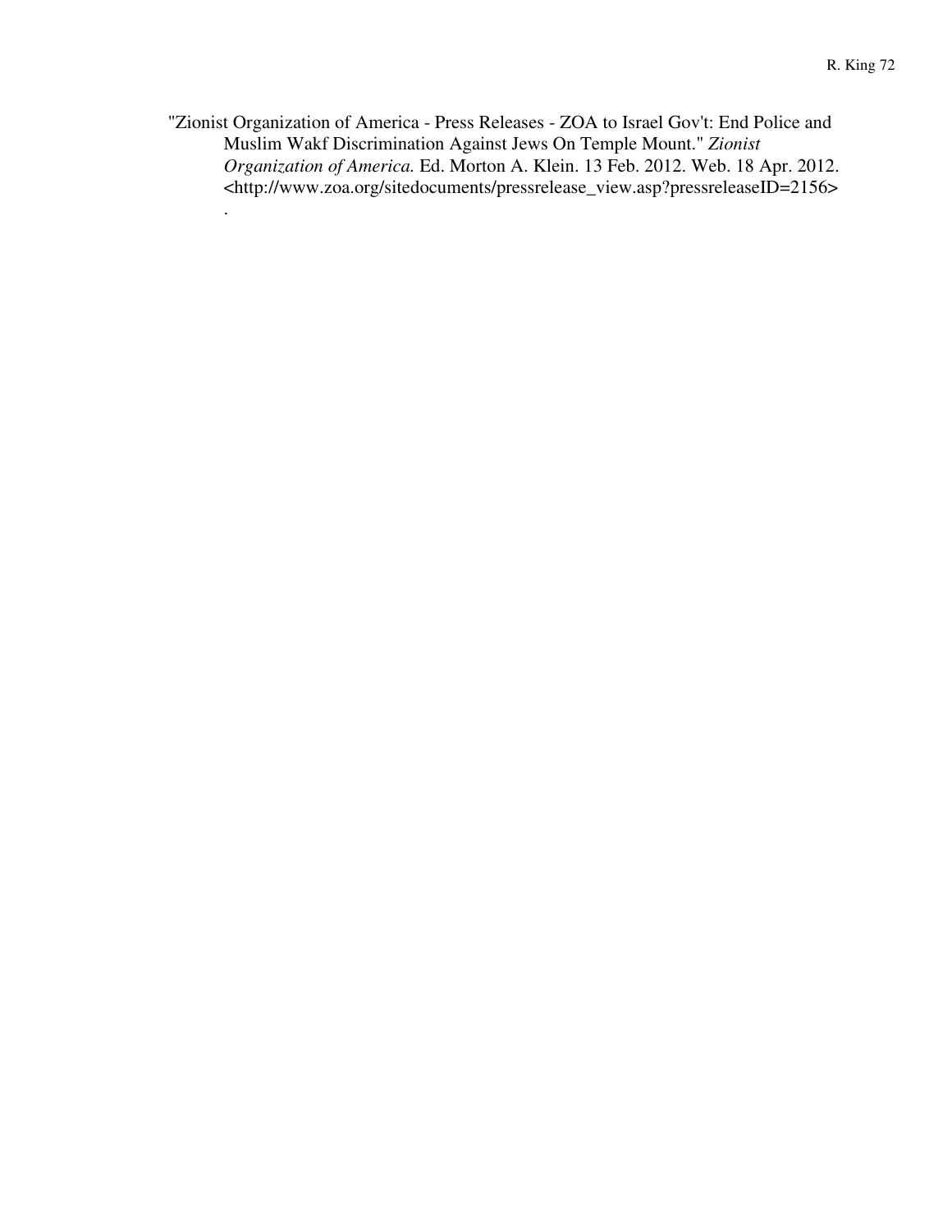"Zionist Organization of America - Press Releases - ZOA to Israel Gov't: End Police and Muslim Wakf Discrimination Against Jews On Temple Mount." *Zionist Organization of America.* Ed. Morton A. Klein. 13 Feb. 2012. Web. 18 Apr. 2012. <http://www.zoa.org/sitedocuments/pressrelease_view.asp?pressreleaseID=2156>.